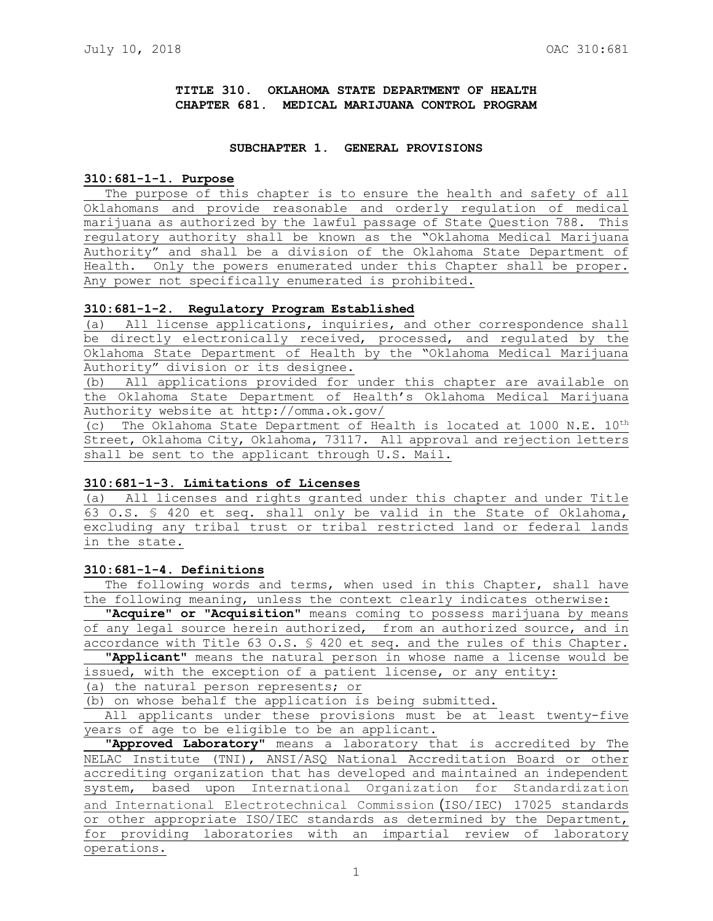# TITLE 310. OKLAHOMA STATE DEPARTMENT OF HEALTH
# CHAPTER 681. MEDICAL MARIJUANA CONTROL PROGRAM

## SUBCHAPTER 1. GENERAL PROVISIONS

### 310:681-1-1. Purpose

The purpose of this chapter is to ensure the health and safety of all Oklahomans and provide reasonable and orderly regulation of medical marijuana as authorized by the lawful passage of State Question 788. This regulatory authority shall be known as the "Oklahoma Medical Marijuana Authority" and shall be a division of the Oklahoma State Department of Health. Only the powers enumerated under this Chapter shall be proper. Any power not specifically enumerated is prohibited.

### 310:681-1-2. Regulatory Program Established

(a) All license applications, inquiries, and other correspondence shall be directly electronically received, processed, and regulated by the Oklahoma State Department of Health by the "Oklahoma Medical Marijuana Authority" division or its designee.

(b) All applications provided for under this chapter are available on the Oklahoma State Department of Health's Oklahoma Medical Marijuana Authority website at http://omma.ok.gov/

(c) The Oklahoma State Department of Health is located at 1000 N.E. 10th Street, Oklahoma City, Oklahoma, 73117. All approval and rejection letters shall be sent to the applicant through U.S. Mail.

### 310:681-1-3. Limitations of Licenses

(a) All licenses and rights granted under this chapter and under Title 63 O.S. § 420 et seq. shall only be valid in the State of Oklahoma, excluding any tribal trust or tribal restricted land or federal lands in the state.

### 310:681-1-4. Definitions

The following words and terms, when used in this Chapter, shall have the following meaning, unless the context clearly indicates otherwise:

**"Acquire" or "Acquisition"** means coming to possess marijuana by means of any legal source herein authorized, from an authorized source, and in accordance with Title 63 O.S. § 420 et seq. and the rules of this Chapter.

**"Applicant"** means the natural person in whose name a license would be issued, with the exception of a patient license, or any entity:

(a) the natural person represents; or

(b) on whose behalf the application is being submitted.

All applicants under these provisions must be at least twenty-five years of age to be eligible to be an applicant.

**"Approved Laboratory"** means a laboratory that is accredited by The NELAC Institute (TNI), ANSI/ASQ National Accreditation Board or other accrediting organization that has developed and maintained an independent system, based upon International Organization for Standardization and International Electrotechnical Commission (ISO/IEC) 17025 standards or other appropriate ISO/IEC standards as determined by the Department, for providing laboratories with an impartial review of laboratory operations.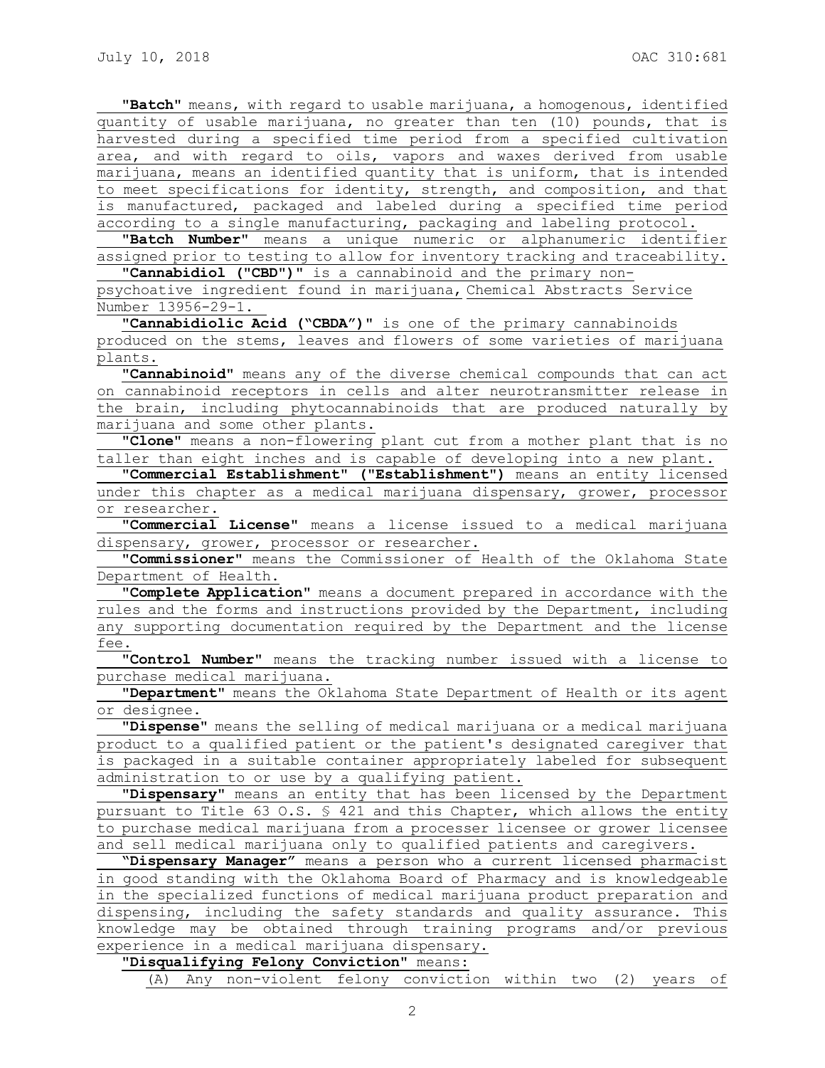"**Batch**" means, with regard to usable marijuana, a homogenous, identified quantity of usable marijuana, no greater than ten (10) pounds, that is harvested during a specified time period from a specified cultivation area, and with regard to oils, vapors and waxes derived from usable marijuana, means an identified quantity that is uniform, that is intended to meet specifications for identity, strength, and composition, and that is manufactured, packaged and labeled during a specified time period according to a single manufacturing, packaging and labeling protocol.

"**Batch Number**" means a unique numeric or alphanumeric identifier assigned prior to testing to allow for inventory tracking and traceability.

"**Cannabidiol ("CBD")**" is a cannabinoid and the primary non-psychoative ingredient found in marijuana, Chemical Abstracts Service Number 13956-29-1.

"**Cannabidiolic Acid ("CBDA")**" is one of the primary cannabinoids produced on the stems, leaves and flowers of some varieties of marijuana plants.

"**Cannabinoid**" means any of the diverse chemical compounds that can act on cannabinoid receptors in cells and alter neurotransmitter release in the brain, including phytocannabinoids that are produced naturally by marijuana and some other plants.

"**Clone**" means a non-flowering plant cut from a mother plant that is no taller than eight inches and is capable of developing into a new plant.

"**Commercial Establishment" ("Establishment")** means an entity licensed under this chapter as a medical marijuana dispensary, grower, processor or researcher.

"**Commercial License**" means a license issued to a medical marijuana dispensary, grower, processor or researcher.

"**Commissioner**" means the Commissioner of Health of the Oklahoma State Department of Health.

"**Complete Application**" means a document prepared in accordance with the rules and the forms and instructions provided by the Department, including any supporting documentation required by the Department and the license fee.

"**Control Number**" means the tracking number issued with a license to purchase medical marijuana.

"**Department**" means the Oklahoma State Department of Health or its agent or designee.

"**Dispense**" means the selling of medical marijuana or a medical marijuana product to a qualified patient or the patient's designated caregiver that is packaged in a suitable container appropriately labeled for subsequent administration to or use by a qualifying patient.

"**Dispensary**" means an entity that has been licensed by the Department pursuant to Title 63 O.S. § 421 and this Chapter, which allows the entity to purchase medical marijuana from a processer licensee or grower licensee and sell medical marijuana only to qualified patients and caregivers.

"**Dispensary Manager**" means a person who a current licensed pharmacist in good standing with the Oklahoma Board of Pharmacy and is knowledgeable in the specialized functions of medical marijuana product preparation and dispensing, including the safety standards and quality assurance. This knowledge may be obtained through training programs and/or previous experience in a medical marijuana dispensary.

"**Disqualifying Felony Conviction**" means:

(A) Any non-violent felony conviction within two (2) years of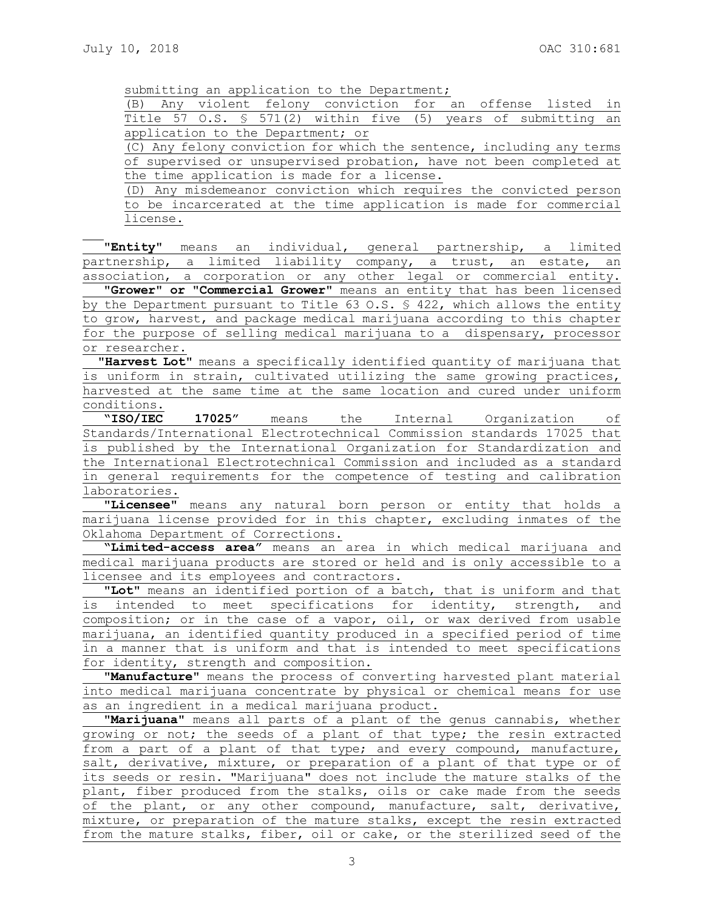submitting an application to the Department;

(B) Any violent felony conviction for an offense listed in Title 57 O.S. § 571(2) within five (5) years of submitting an application to the Department; or

(C) Any felony conviction for which the sentence, including any terms of supervised or unsupervised probation, have not been completed at the time application is made for a license.

(D) Any misdemeanor conviction which requires the convicted person to be incarcerated at the time application is made for commercial license.

"**Entity**" means an individual, general partnership, a limited partnership, a limited liability company, a trust, an estate, an association, a corporation or any other legal or commercial entity.

"**Grower" or "Commercial Grower**" means an entity that has been licensed by the Department pursuant to Title 63 O.S. § 422, which allows the entity to grow, harvest, and package medical marijuana according to this chapter for the purpose of selling medical marijuana to a dispensary, processor or researcher.

"**Harvest Lot**" means a specifically identified quantity of marijuana that is uniform in strain, cultivated utilizing the same growing practices, harvested at the same time at the same location and cured under uniform conditions.

"**ISO/IEC 17025**" means the Internal Organization of Standards/International Electrotechnical Commission standards 17025 that is published by the International Organization for Standardization and the International Electrotechnical Commission and included as a standard in general requirements for the competence of testing and calibration laboratories.

"**Licensee**" means any natural born person or entity that holds a marijuana license provided for in this chapter, excluding inmates of the Oklahoma Department of Corrections.

"**Limited-access area**" means an area in which medical marijuana and medical marijuana products are stored or held and is only accessible to a licensee and its employees and contractors.

"**Lot**" means an identified portion of a batch, that is uniform and that is intended to meet specifications for identity, strength, and composition; or in the case of a vapor, oil, or wax derived from usable marijuana, an identified quantity produced in a specified period of time in a manner that is uniform and that is intended to meet specifications for identity, strength and composition.

"**Manufacture**" means the process of converting harvested plant material into medical marijuana concentrate by physical or chemical means for use as an ingredient in a medical marijuana product.

"**Marijuana**" means all parts of a plant of the genus cannabis, whether growing or not; the seeds of a plant of that type; the resin extracted from a part of a plant of that type; and every compound, manufacture, salt, derivative, mixture, or preparation of a plant of that type or of its seeds or resin. "Marijuana" does not include the mature stalks of the plant, fiber produced from the stalks, oils or cake made from the seeds of the plant, or any other compound, manufacture, salt, derivative, mixture, or preparation of the mature stalks, except the resin extracted from the mature stalks, fiber, oil or cake, or the sterilized seed of the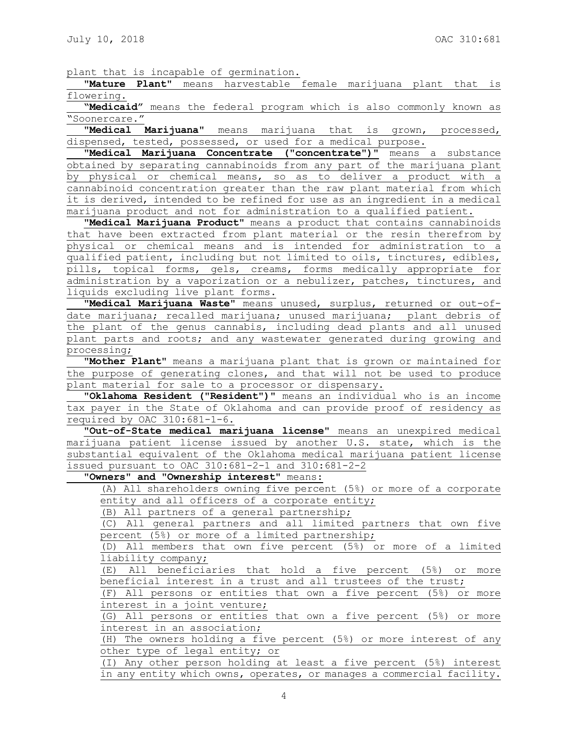plant that is incapable of germination.

"**Mature Plant**" means harvestable female marijuana plant that is flowering.

"**Medicaid**" means the federal program which is also commonly known as "Soonercare."

"**Medical Marijuana**" means marijuana that is grown, processed, dispensed, tested, possessed, or used for a medical purpose.

"**Medical Marijuana Concentrate ("concentrate")**" means a substance obtained by separating cannabinoids from any part of the marijuana plant by physical or chemical means, so as to deliver a product with a cannabinoid concentration greater than the raw plant material from which it is derived, intended to be refined for use as an ingredient in a medical marijuana product and not for administration to a qualified patient.

"**Medical Marijuana Product**" means a product that contains cannabinoids that have been extracted from plant material or the resin therefrom by physical or chemical means and is intended for administration to a qualified patient, including but not limited to oils, tinctures, edibles, pills, topical forms, gels, creams, forms medically appropriate for administration by a vaporization or a nebulizer, patches, tinctures, and liquids excluding live plant forms.

"**Medical Marijuana Waste**" means unused, surplus, returned or out-of-date marijuana; recalled marijuana; unused marijuana; plant debris of the plant of the genus cannabis, including dead plants and all unused plant parts and roots; and any wastewater generated during growing and processing;

"**Mother Plant**" means a marijuana plant that is grown or maintained for the purpose of generating clones, and that will not be used to produce plant material for sale to a processor or dispensary.

"**Oklahoma Resident ("Resident")**" means an individual who is an income tax payer in the State of Oklahoma and can provide proof of residency as required by OAC 310:681-1-6.

"**Out-of-State medical marijuana license**" means an unexpired medical marijuana patient license issued by another U.S. state, which is the substantial equivalent of the Oklahoma medical marijuana patient license issued pursuant to OAC 310:681-2-1 and 310:681-2-2

"**Owners" and "Ownership interest**" means:

(A) All shareholders owning five percent (5%) or more of a corporate entity and all officers of a corporate entity;

(B) All partners of a general partnership;

(C) All general partners and all limited partners that own five percent (5%) or more of a limited partnership;

(D) All members that own five percent (5%) or more of a limited liability company;

(E) All beneficiaries that hold a five percent (5%) or more beneficial interest in a trust and all trustees of the trust;

(F) All persons or entities that own a five percent (5%) or more interest in a joint venture;

(G) All persons or entities that own a five percent (5%) or more interest in an association;

(H) The owners holding a five percent (5%) or more interest of any other type of legal entity; or

(I) Any other person holding at least a five percent (5%) interest in any entity which owns, operates, or manages a commercial facility.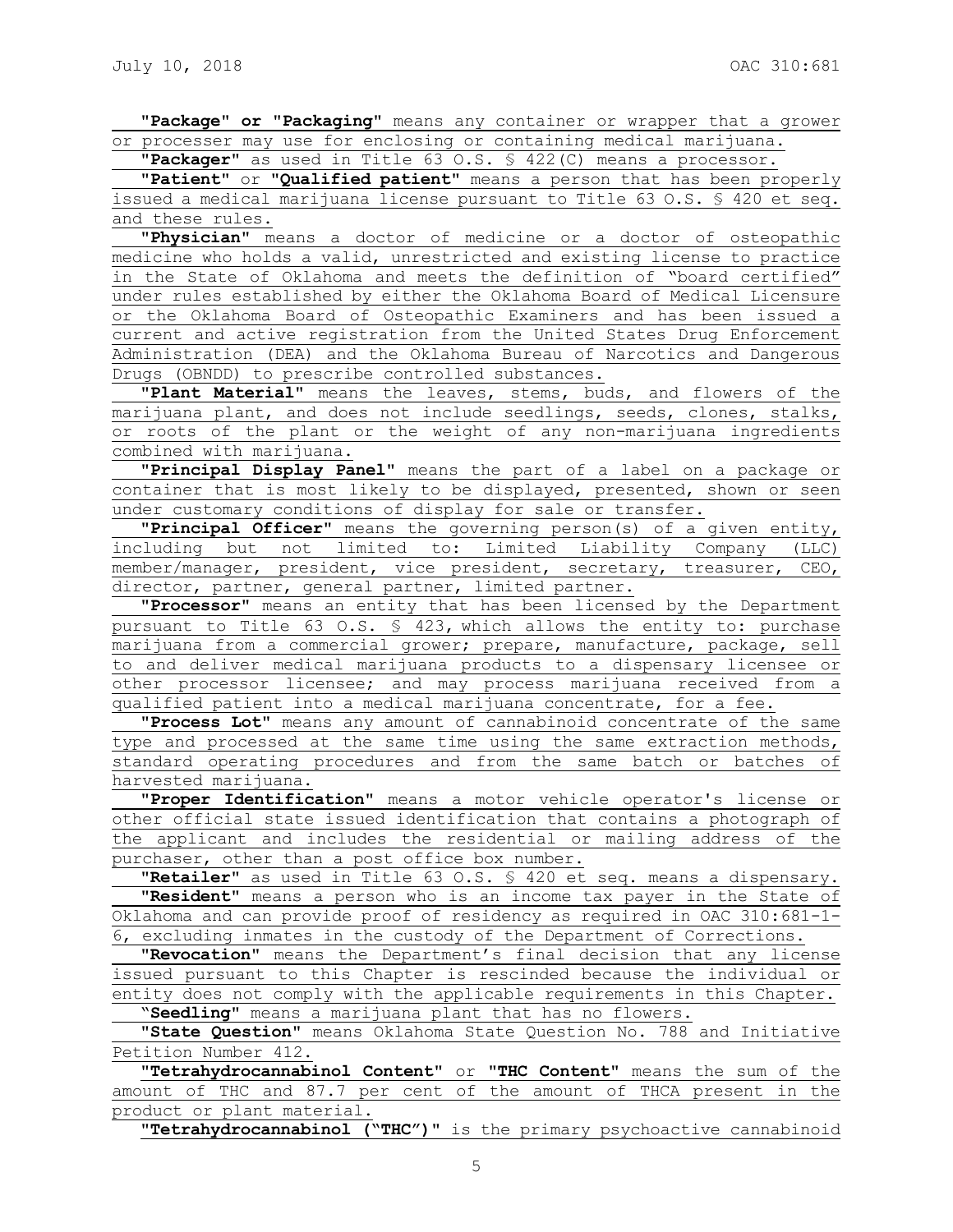**"Package" or "Packaging"** means any container or wrapper that a grower or processer may use for enclosing or containing medical marijuana.

**"Packager"** as used in Title 63 O.S. § 422(C) means a processor.

**"Patient"** or **"Qualified patient"** means a person that has been properly issued a medical marijuana license pursuant to Title 63 O.S. § 420 et seq. and these rules.

**"Physician"** means a doctor of medicine or a doctor of osteopathic medicine who holds a valid, unrestricted and existing license to practice in the State of Oklahoma and meets the definition of "board certified" under rules established by either the Oklahoma Board of Medical Licensure or the Oklahoma Board of Osteopathic Examiners and has been issued a current and active registration from the United States Drug Enforcement Administration (DEA) and the Oklahoma Bureau of Narcotics and Dangerous Drugs (OBNDD) to prescribe controlled substances.

**"Plant Material"** means the leaves, stems, buds, and flowers of the marijuana plant, and does not include seedlings, seeds, clones, stalks, or roots of the plant or the weight of any non-marijuana ingredients combined with marijuana.

**"Principal Display Panel"** means the part of a label on a package or container that is most likely to be displayed, presented, shown or seen under customary conditions of display for sale or transfer.

**"Principal Officer"** means the governing person(s) of a given entity, including but not limited to: Limited Liability Company (LLC) member/manager, president, vice president, secretary, treasurer, CEO, director, partner, general partner, limited partner.

**"Processor"** means an entity that has been licensed by the Department pursuant to Title 63 O.S. § 423, which allows the entity to: purchase marijuana from a commercial grower; prepare, manufacture, package, sell to and deliver medical marijuana products to a dispensary licensee or other processor licensee; and may process marijuana received from a qualified patient into a medical marijuana concentrate, for a fee.

**"Process Lot"** means any amount of cannabinoid concentrate of the same type and processed at the same time using the same extraction methods, standard operating procedures and from the same batch or batches of harvested marijuana.

**"Proper Identification"** means a motor vehicle operator's license or other official state issued identification that contains a photograph of the applicant and includes the residential or mailing address of the purchaser, other than a post office box number.

**"Retailer"** as used in Title 63 O.S. § 420 et seq. means a dispensary.

**"Resident"** means a person who is an income tax payer in the State of Oklahoma and can provide proof of residency as required in OAC 310:681-1-6, excluding inmates in the custody of the Department of Corrections.

**"Revocation"** means the Department's final decision that any license issued pursuant to this Chapter is rescinded because the individual or entity does not comply with the applicable requirements in this Chapter.

**"Seedling"** means a marijuana plant that has no flowers.

**"State Question"** means Oklahoma State Question No. 788 and Initiative Petition Number 412.

**"Tetrahydrocannabinol Content"** or **"THC Content"** means the sum of the amount of THC and 87.7 per cent of the amount of THCA present in the product or plant material.

**"Tetrahydrocannabinol ("THC")"** is the primary psychoactive cannabinoid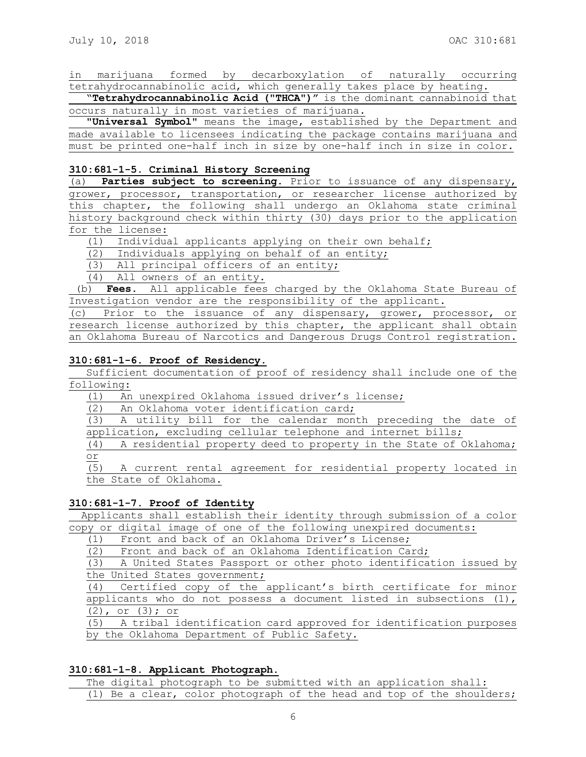in marijuana formed by decarboxylation of naturally occurring tetrahydrocannabinolic acid, which generally takes place by heating.

"**Tetrahydrocannabinolic Acid ("THCA")**" is the dominant cannabinoid that occurs naturally in most varieties of marijuana.

"**Universal Symbol**" means the image, established by the Department and made available to licensees indicating the package contains marijuana and must be printed one-half inch in size by one-half inch in size in color.

**310:681-1-5. Criminal History Screening**

(a) **Parties subject to screening.** Prior to issuance of any dispensary, grower, processor, transportation, or researcher license authorized by this chapter, the following shall undergo an Oklahoma state criminal history background check within thirty (30) days prior to the application for the license:

(1) Individual applicants applying on their own behalf;
(2) Individuals applying on behalf of an entity;
(3) All principal officers of an entity;
(4) All owners of an entity.

(b) **Fees.** All applicable fees charged by the Oklahoma State Bureau of Investigation vendor are the responsibility of the applicant.

(c) Prior to the issuance of any dispensary, grower, processor, or research license authorized by this chapter, the applicant shall obtain an Oklahoma Bureau of Narcotics and Dangerous Drugs Control registration.

**310:681-1-6. Proof of Residency.**

Sufficient documentation of proof of residency shall include one of the following:

(1) An unexpired Oklahoma issued driver's license;
(2) An Oklahoma voter identification card;
(3) A utility bill for the calendar month preceding the date of application, excluding cellular telephone and internet bills;
(4) A residential property deed to property in the State of Oklahoma; or
(5) A current rental agreement for residential property located in the State of Oklahoma.

**310:681-1-7. Proof of Identity**

Applicants shall establish their identity through submission of a color copy or digital image of one of the following unexpired documents:

(1) Front and back of an Oklahoma Driver's License;
(2) Front and back of an Oklahoma Identification Card;
(3) A United States Passport or other photo identification issued by the United States government;
(4) Certified copy of the applicant's birth certificate for minor applicants who do not possess a document listed in subsections (1), (2), or (3); or
(5) A tribal identification card approved for identification purposes by the Oklahoma Department of Public Safety.

**310:681-1-8. Applicant Photograph.**

The digital photograph to be submitted with an application shall:

(1) Be a clear, color photograph of the head and top of the shoulders;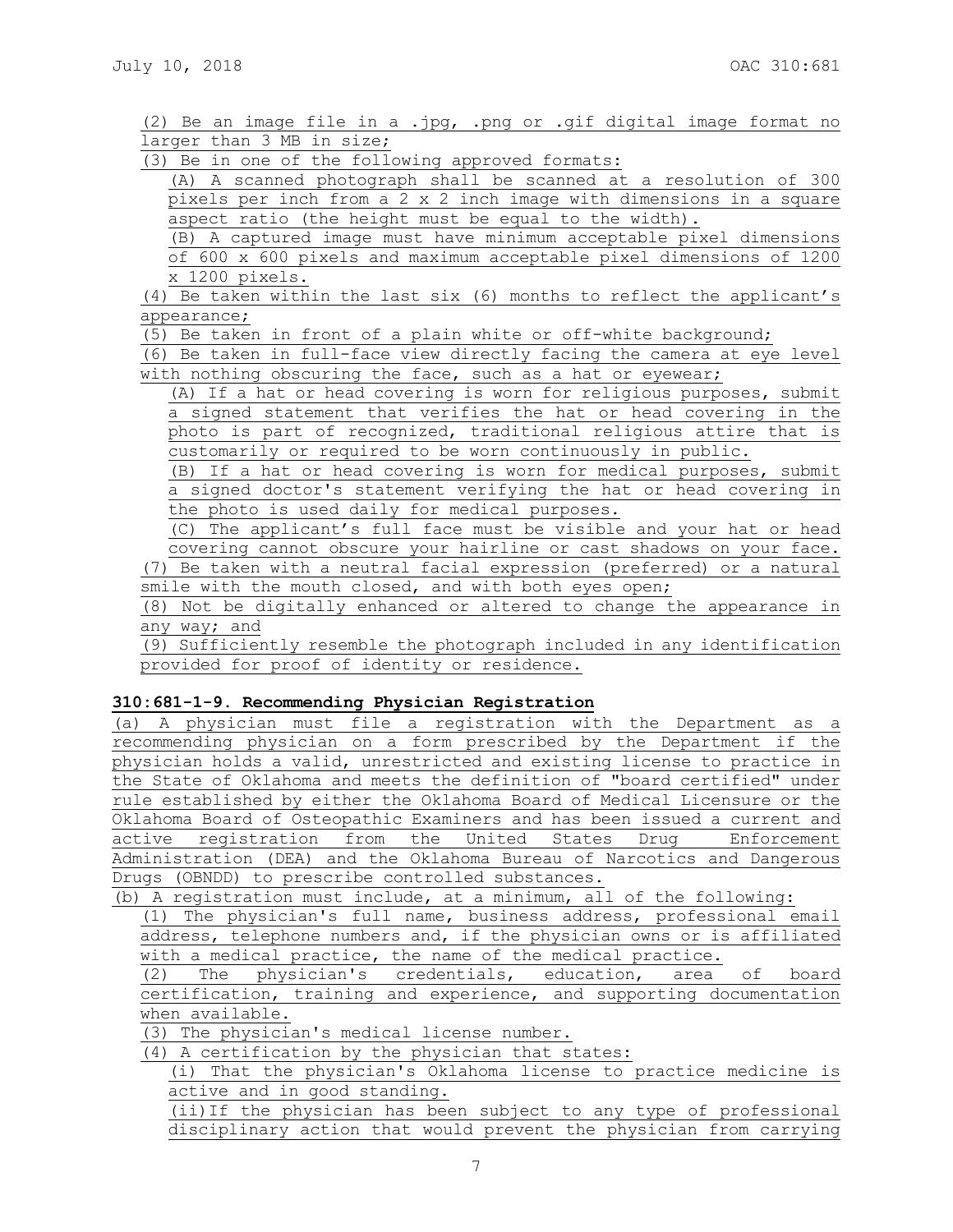(2) Be an image file in a .jpg, .png or .gif digital image format no larger than 3 MB in size;

(3) Be in one of the following approved formats:

(A) A scanned photograph shall be scanned at a resolution of 300 pixels per inch from a 2 x 2 inch image with dimensions in a square aspect ratio (the height must be equal to the width).

(B) A captured image must have minimum acceptable pixel dimensions of 600 x 600 pixels and maximum acceptable pixel dimensions of 1200 x 1200 pixels.

(4) Be taken within the last six (6) months to reflect the applicant's appearance;

(5) Be taken in front of a plain white or off-white background;

(6) Be taken in full-face view directly facing the camera at eye level with nothing obscuring the face, such as a hat or eyewear;

(A) If a hat or head covering is worn for religious purposes, submit a signed statement that verifies the hat or head covering in the photo is part of recognized, traditional religious attire that is customarily or required to be worn continuously in public.

(B) If a hat or head covering is worn for medical purposes, submit a signed doctor's statement verifying the hat or head covering in the photo is used daily for medical purposes.

(C) The applicant's full face must be visible and your hat or head covering cannot obscure your hairline or cast shadows on your face.

(7) Be taken with a neutral facial expression (preferred) or a natural smile with the mouth closed, and with both eyes open;

(8) Not be digitally enhanced or altered to change the appearance in any way; and

(9) Sufficiently resemble the photograph included in any identification provided for proof of identity or residence.

**310:681-1-9. Recommending Physician Registration**

(a) A physician must file a registration with the Department as a recommending physician on a form prescribed by the Department if the physician holds a valid, unrestricted and existing license to practice in the State of Oklahoma and meets the definition of "board certified" under rule established by either the Oklahoma Board of Medical Licensure or the Oklahoma Board of Osteopathic Examiners and has been issued a current and active registration from the United States Drug Enforcement Administration (DEA) and the Oklahoma Bureau of Narcotics and Dangerous Drugs (OBNDD) to prescribe controlled substances.

(b) A registration must include, at a minimum, all of the following:

(1) The physician's full name, business address, professional email address, telephone numbers and, if the physician owns or is affiliated with a medical practice, the name of the medical practice.

(2) The physician's credentials, education, area of board certification, training and experience, and supporting documentation when available.

(3) The physician's medical license number.

(4) A certification by the physician that states:

(i) That the physician's Oklahoma license to practice medicine is active and in good standing.

(ii) If the physician has been subject to any type of professional disciplinary action that would prevent the physician from carrying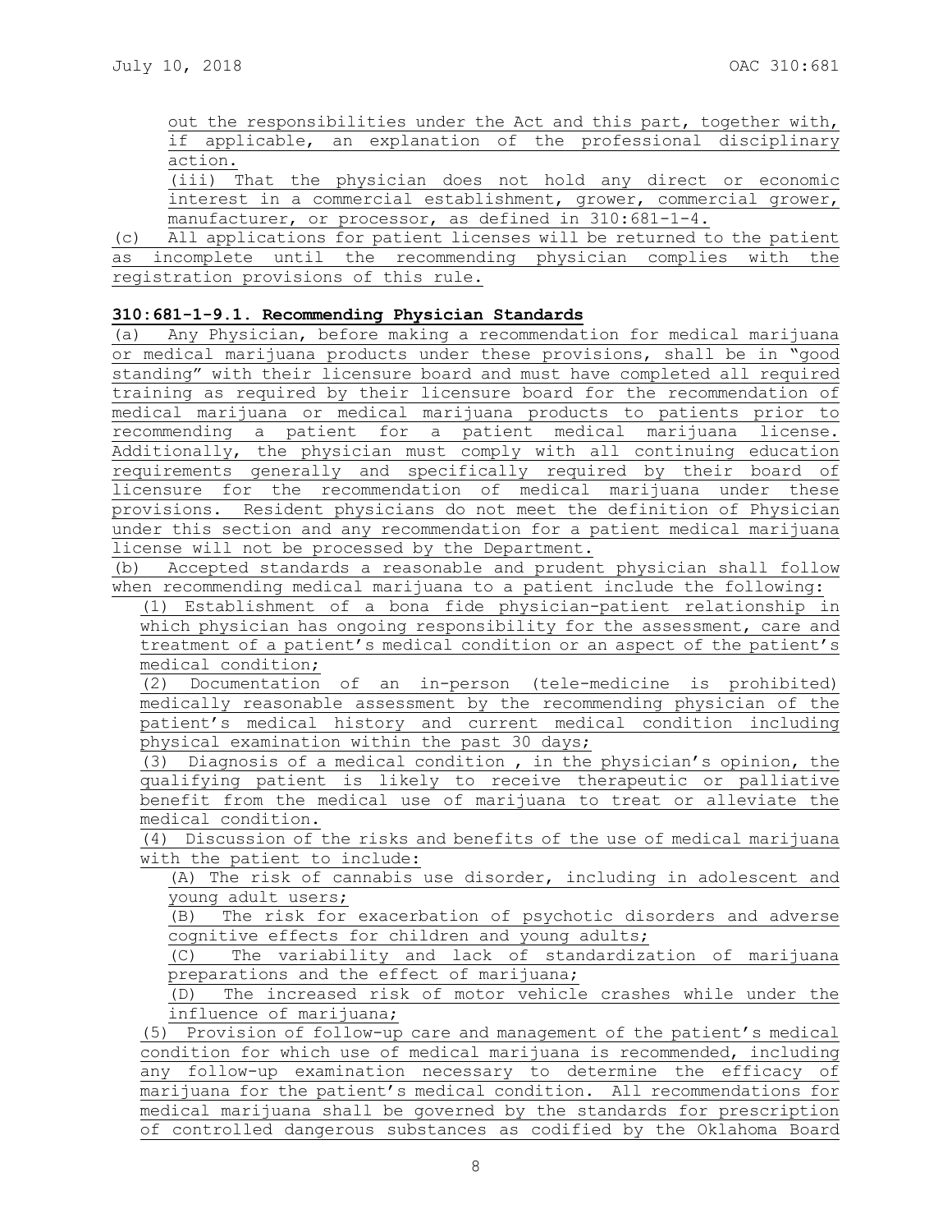out the responsibilities under the Act and this part, together with, if applicable, an explanation of the professional disciplinary action.

(iii) That the physician does not hold any direct or economic interest in a commercial establishment, grower, commercial grower, manufacturer, or processor, as defined in 310:681-1-4.

(c) All applications for patient licenses will be returned to the patient as incomplete until the recommending physician complies with the registration provisions of this rule.

**310:681-1-9.1. Recommending Physician Standards**

(a) Any Physician, before making a recommendation for medical marijuana or medical marijuana products under these provisions, shall be in "good standing" with their licensure board and must have completed all required training as required by their licensure board for the recommendation of medical marijuana or medical marijuana products to patients prior to recommending a patient for a patient medical marijuana license. Additionally, the physician must comply with all continuing education requirements generally and specifically required by their board of licensure for the recommendation of medical marijuana under these provisions. Resident physicians do not meet the definition of Physician under this section and any recommendation for a patient medical marijuana license will not be processed by the Department.

(b) Accepted standards a reasonable and prudent physician shall follow when recommending medical marijuana to a patient include the following:

(1) Establishment of a bona fide physician-patient relationship in which physician has ongoing responsibility for the assessment, care and treatment of a patient's medical condition or an aspect of the patient's medical condition;

(2) Documentation of an in-person (tele-medicine is prohibited) medically reasonable assessment by the recommending physician of the patient's medical history and current medical condition including physical examination within the past 30 days;

(3) Diagnosis of a medical condition , in the physician's opinion, the qualifying patient is likely to receive therapeutic or palliative benefit from the medical use of marijuana to treat or alleviate the medical condition.

(4) Discussion of the risks and benefits of the use of medical marijuana with the patient to include:

(A) The risk of cannabis use disorder, including in adolescent and young adult users;

(B) The risk for exacerbation of psychotic disorders and adverse cognitive effects for children and young adults;

(C) The variability and lack of standardization of marijuana preparations and the effect of marijuana;

(D) The increased risk of motor vehicle crashes while under the influence of marijuana;

(5) Provision of follow-up care and management of the patient's medical condition for which use of medical marijuana is recommended, including any follow-up examination necessary to determine the efficacy of marijuana for the patient's medical condition. All recommendations for medical marijuana shall be governed by the standards for prescription of controlled dangerous substances as codified by the Oklahoma Board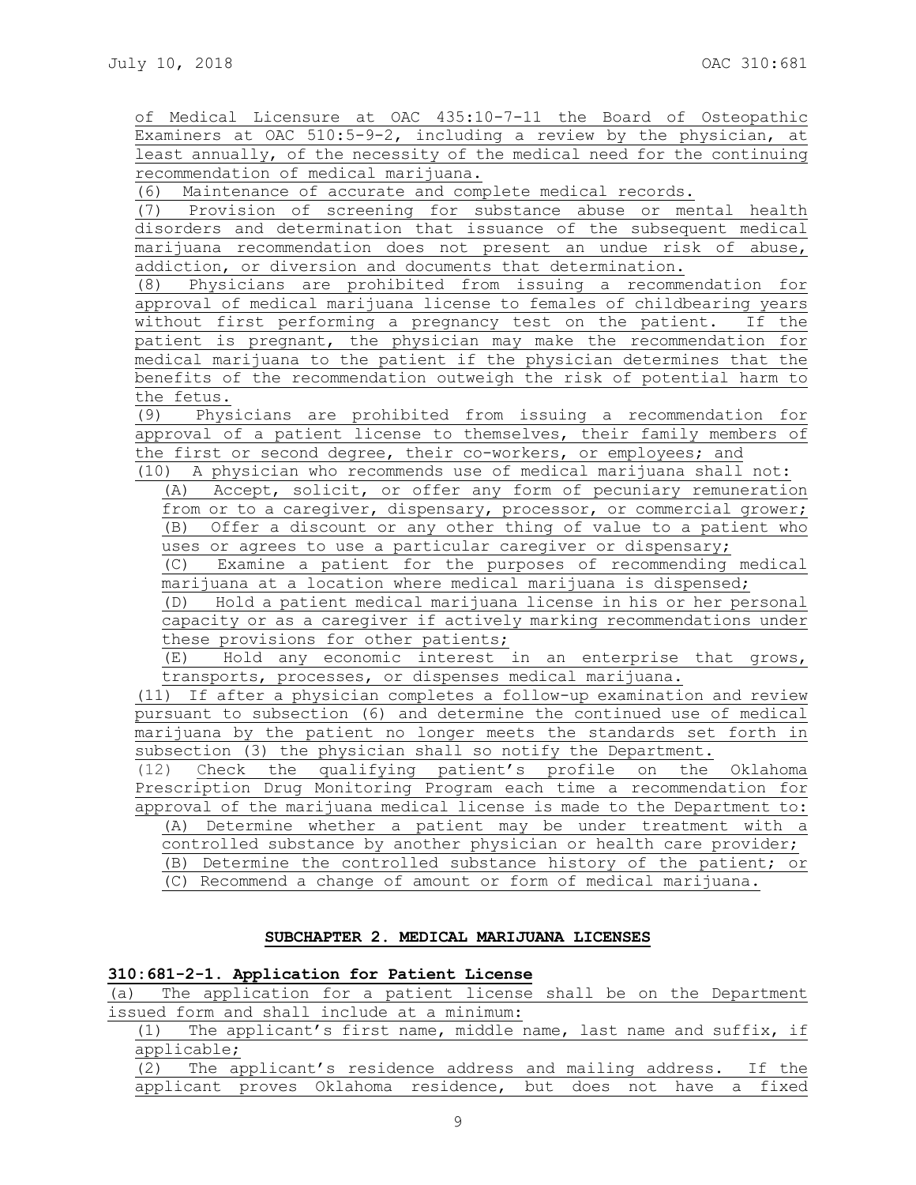of Medical Licensure at OAC 435:10-7-11 the Board of Osteopathic Examiners at OAC 510:5-9-2, including a review by the physician, at least annually, of the necessity of the medical need for the continuing recommendation of medical marijuana.

(6) Maintenance of accurate and complete medical records.

(7) Provision of screening for substance abuse or mental health disorders and determination that issuance of the subsequent medical marijuana recommendation does not present an undue risk of abuse, addiction, or diversion and documents that determination.

(8) Physicians are prohibited from issuing a recommendation for approval of medical marijuana license to females of childbearing years without first performing a pregnancy test on the patient. If the patient is pregnant, the physician may make the recommendation for medical marijuana to the patient if the physician determines that the benefits of the recommendation outweigh the risk of potential harm to the fetus.

(9) Physicians are prohibited from issuing a recommendation for approval of a patient license to themselves, their family members of the first or second degree, their co-workers, or employees; and

(10) A physician who recommends use of medical marijuana shall not:

(A) Accept, solicit, or offer any form of pecuniary remuneration from or to a caregiver, dispensary, processor, or commercial grower;

(B) Offer a discount or any other thing of value to a patient who uses or agrees to use a particular caregiver or dispensary;

(C) Examine a patient for the purposes of recommending medical marijuana at a location where medical marijuana is dispensed;

(D) Hold a patient medical marijuana license in his or her personal capacity or as a caregiver if actively marking recommendations under these provisions for other patients;

(E) Hold any economic interest in an enterprise that grows, transports, processes, or dispenses medical marijuana.

(11) If after a physician completes a follow-up examination and review pursuant to subsection (6) and determine the continued use of medical marijuana by the patient no longer meets the standards set forth in subsection (3) the physician shall so notify the Department.

(12) Check the qualifying patient's profile on the Oklahoma Prescription Drug Monitoring Program each time a recommendation for approval of the marijuana medical license is made to the Department to:

(A) Determine whether a patient may be under treatment with a controlled substance by another physician or health care provider;

(B) Determine the controlled substance history of the patient; or

(C) Recommend a change of amount or form of medical marijuana.

## SUBCHAPTER 2. MEDICAL MARIJUANA LICENSES

### 310:681-2-1. Application for Patient License

(a) The application for a patient license shall be on the Department issued form and shall include at a minimum:

(1) The applicant's first name, middle name, last name and suffix, if applicable;

(2) The applicant's residence address and mailing address. If the applicant proves Oklahoma residence, but does not have a fixed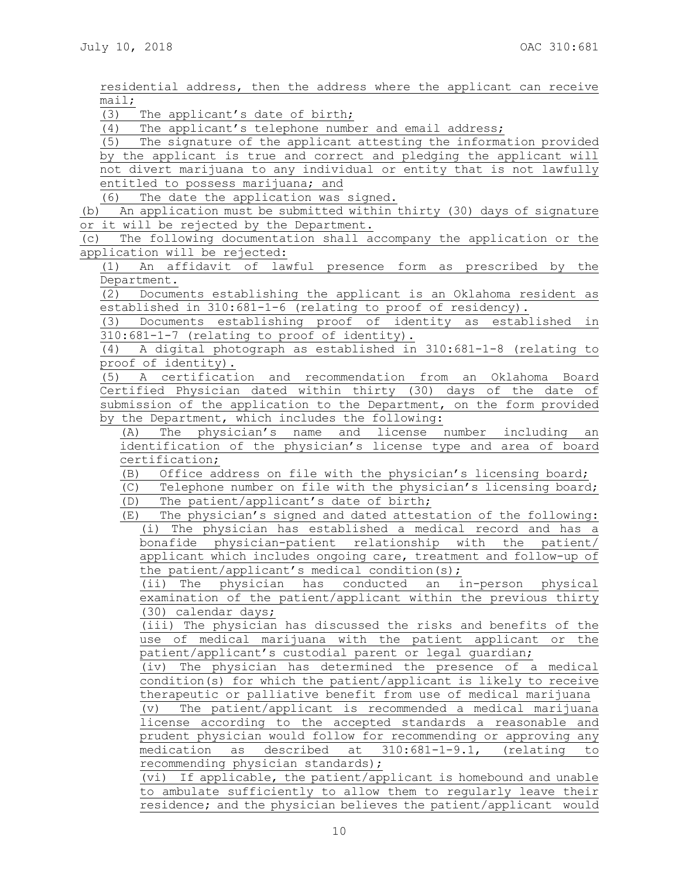residential address, then the address where the applicant can receive mail;

(3) The applicant's date of birth;

(4) The applicant's telephone number and email address;

(5) The signature of the applicant attesting the information provided by the applicant is true and correct and pledging the applicant will not divert marijuana to any individual or entity that is not lawfully entitled to possess marijuana; and

(6) The date the application was signed.

(b) An application must be submitted within thirty (30) days of signature or it will be rejected by the Department.

(c) The following documentation shall accompany the application or the application will be rejected:

(1) An affidavit of lawful presence form as prescribed by the Department.

(2) Documents establishing the applicant is an Oklahoma resident as established in 310:681-1-6 (relating to proof of residency).

(3) Documents establishing proof of identity as established in 310:681-1-7 (relating to proof of identity).

(4) A digital photograph as established in 310:681-1-8 (relating to proof of identity).

(5) A certification and recommendation from an Oklahoma Board Certified Physician dated within thirty (30) days of the date of submission of the application to the Department, on the form provided by the Department, which includes the following:

(A) The physician's name and license number including an identification of the physician's license type and area of board certification;

(B) Office address on file with the physician's licensing board;

(C) Telephone number on file with the physician's licensing board;

(D) The patient/applicant's date of birth;

(E) The physician's signed and dated attestation of the following:

(i) The physician has established a medical record and has a bonafide physician-patient relationship with the patient/applicant which includes ongoing care, treatment and follow-up of the patient/applicant's medical condition(s);

(ii) The physician has conducted an in-person physical examination of the patient/applicant within the previous thirty (30) calendar days;

(iii) The physician has discussed the risks and benefits of the use of medical marijuana with the patient applicant or the patient/applicant's custodial parent or legal guardian;

(iv) The physician has determined the presence of a medical condition(s) for which the patient/applicant is likely to receive therapeutic or palliative benefit from use of medical marijuana

(v) The patient/applicant is recommended a medical marijuana license according to the accepted standards a reasonable and prudent physician would follow for recommending or approving any medication as described at 310:681-1-9.1, (relating to recommending physician standards);

(vi) If applicable, the patient/applicant is homebound and unable to ambulate sufficiently to allow them to regularly leave their residence; and the physician believes the patient/applicant would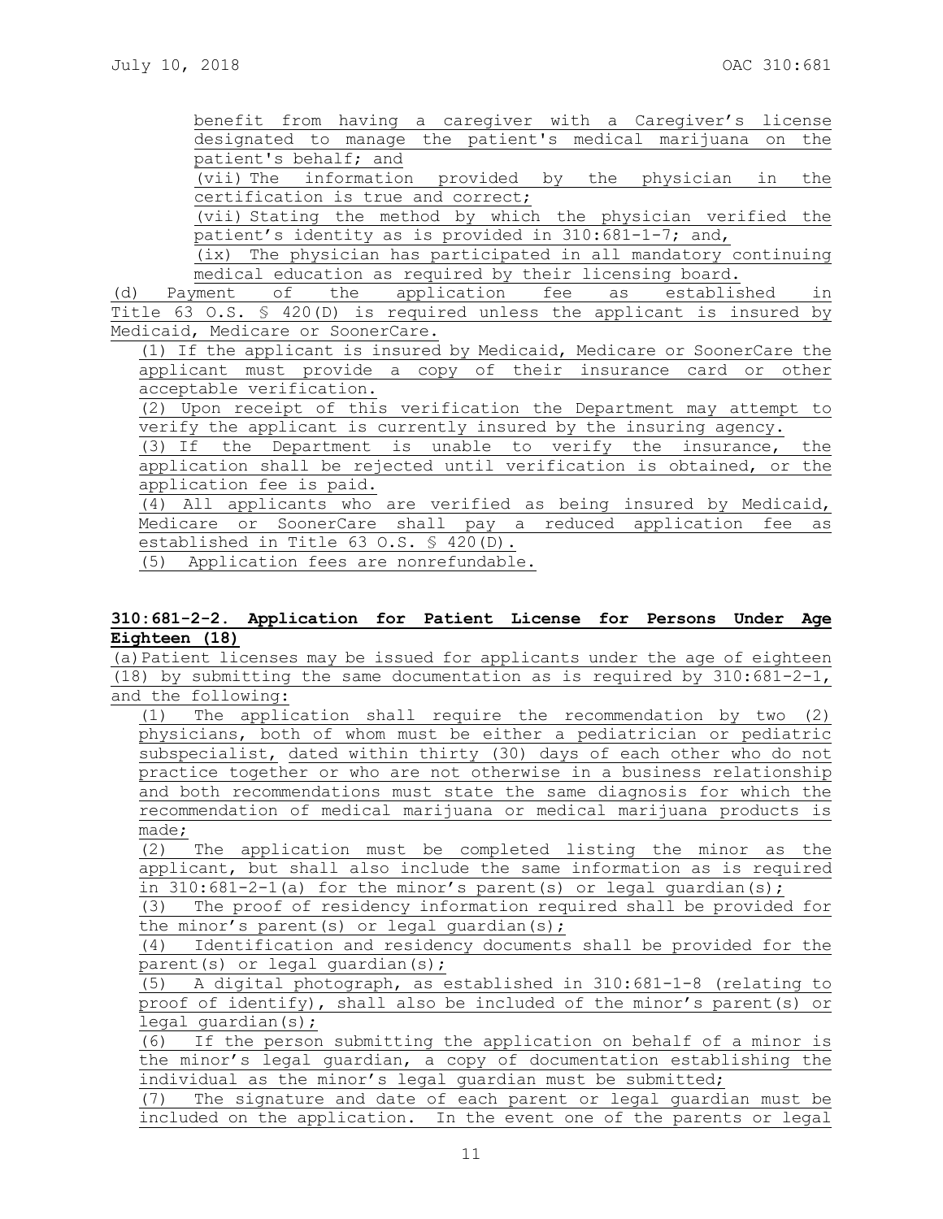benefit from having a caregiver with a Caregiver's license designated to manage the patient's medical marijuana on the patient's behalf; and

(vii) The information provided by the physician in the certification is true and correct;

(vii) Stating the method by which the physician verified the patient's identity as is provided in 310:681-1-7; and,

(ix) The physician has participated in all mandatory continuing medical education as required by their licensing board.

(d) Payment of the application fee as established in Title 63 O.S. § 420(D) is required unless the applicant is insured by Medicaid, Medicare or SoonerCare.

(1) If the applicant is insured by Medicaid, Medicare or SoonerCare the applicant must provide a copy of their insurance card or other acceptable verification.

(2) Upon receipt of this verification the Department may attempt to verify the applicant is currently insured by the insuring agency.

(3) If the Department is unable to verify the insurance, the application shall be rejected until verification is obtained, or the application fee is paid.

(4) All applicants who are verified as being insured by Medicaid, Medicare or SoonerCare shall pay a reduced application fee as established in Title 63 O.S. § 420(D).

(5) Application fees are nonrefundable.

**310:681-2-2. Application for Patient License for Persons Under Age Eighteen (18)**

(a) Patient licenses may be issued for applicants under the age of eighteen (18) by submitting the same documentation as is required by 310:681-2-1, and the following:

(1) The application shall require the recommendation by two (2) physicians, both of whom must be either a pediatrician or pediatric subspecialist, dated within thirty (30) days of each other who do not practice together or who are not otherwise in a business relationship and both recommendations must state the same diagnosis for which the recommendation of medical marijuana or medical marijuana products is made;

(2) The application must be completed listing the minor as the applicant, but shall also include the same information as is required in 310:681-2-1(a) for the minor's parent(s) or legal guardian(s);

(3) The proof of residency information required shall be provided for the minor's parent(s) or legal guardian(s);

(4) Identification and residency documents shall be provided for the parent(s) or legal guardian(s);

(5) A digital photograph, as established in 310:681-1-8 (relating to proof of identify), shall also be included of the minor's parent(s) or legal guardian(s);

(6) If the person submitting the application on behalf of a minor is the minor's legal guardian, a copy of documentation establishing the individual as the minor's legal guardian must be submitted;

(7) The signature and date of each parent or legal guardian must be included on the application. In the event one of the parents or legal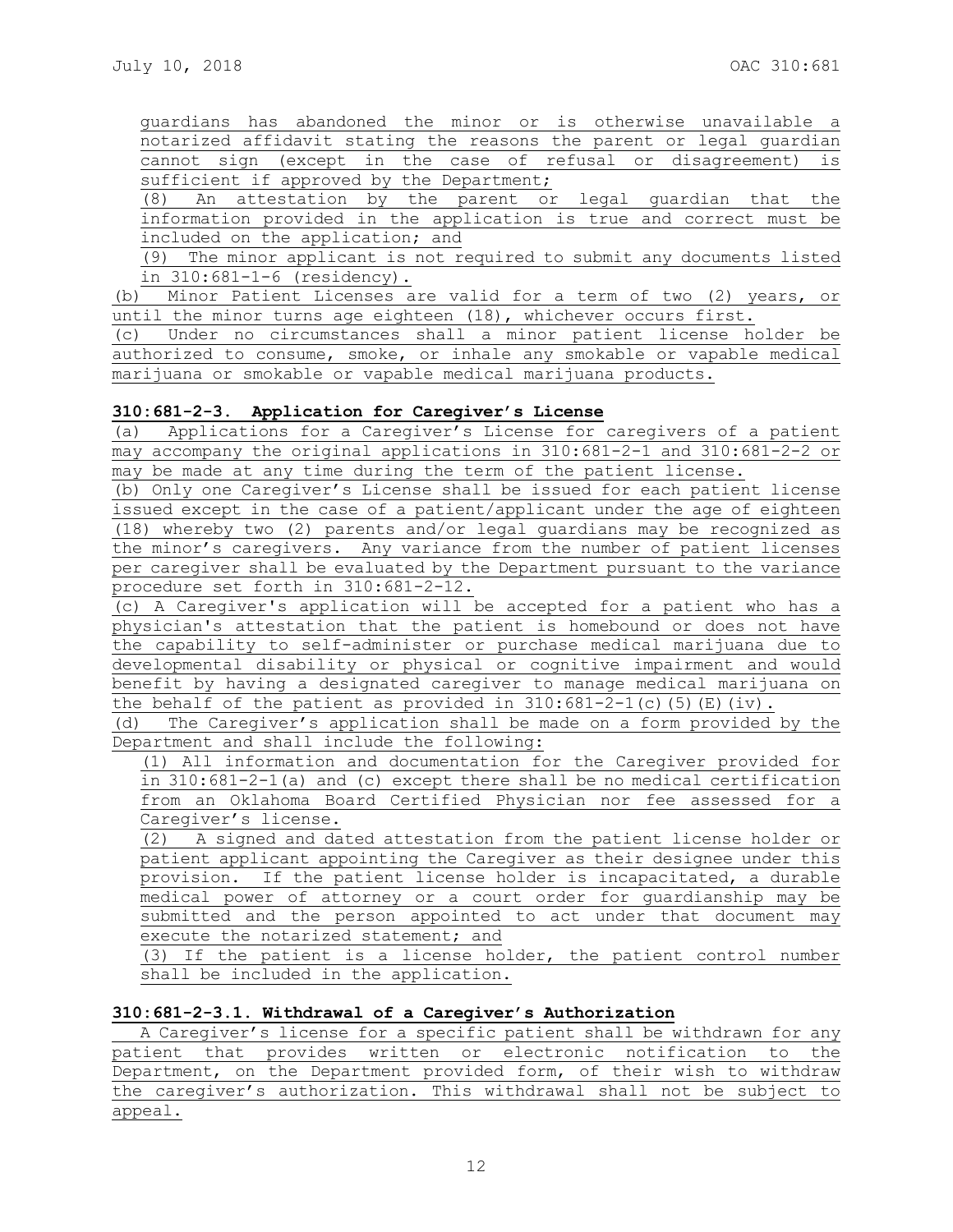guardians has abandoned the minor or is otherwise unavailable a notarized affidavit stating the reasons the parent or legal guardian cannot sign (except in the case of refusal or disagreement) is sufficient if approved by the Department;

(8) An attestation by the parent or legal guardian that the information provided in the application is true and correct must be included on the application; and

(9) The minor applicant is not required to submit any documents listed in 310:681-1-6 (residency).

(b) Minor Patient Licenses are valid for a term of two (2) years, or until the minor turns age eighteen (18), whichever occurs first.

(c) Under no circumstances shall a minor patient license holder be authorized to consume, smoke, or inhale any smokable or vapable medical marijuana or smokable or vapable medical marijuana products.

**310:681-2-3. Application for Caregiver's License**

(a) Applications for a Caregiver's License for caregivers of a patient may accompany the original applications in 310:681-2-1 and 310:681-2-2 or may be made at any time during the term of the patient license.

(b) Only one Caregiver's License shall be issued for each patient license issued except in the case of a patient/applicant under the age of eighteen (18) whereby two (2) parents and/or legal guardians may be recognized as the minor's caregivers. Any variance from the number of patient licenses per caregiver shall be evaluated by the Department pursuant to the variance procedure set forth in 310:681-2-12.

(c) A Caregiver's application will be accepted for a patient who has a physician's attestation that the patient is homebound or does not have the capability to self-administer or purchase medical marijuana due to developmental disability or physical or cognitive impairment and would benefit by having a designated caregiver to manage medical marijuana on the behalf of the patient as provided in 310:681-2-1(c)(5)(E)(iv).

(d) The Caregiver's application shall be made on a form provided by the Department and shall include the following:

(1) All information and documentation for the Caregiver provided for in 310:681-2-1(a) and (c) except there shall be no medical certification from an Oklahoma Board Certified Physician nor fee assessed for a Caregiver's license.

(2) A signed and dated attestation from the patient license holder or patient applicant appointing the Caregiver as their designee under this provision. If the patient license holder is incapacitated, a durable medical power of attorney or a court order for guardianship may be submitted and the person appointed to act under that document may execute the notarized statement; and

(3) If the patient is a license holder, the patient control number shall be included in the application.

**310:681-2-3.1. Withdrawal of a Caregiver's Authorization**

A Caregiver's license for a specific patient shall be withdrawn for any patient that provides written or electronic notification to the Department, on the Department provided form, of their wish to withdraw the caregiver's authorization. This withdrawal shall not be subject to appeal.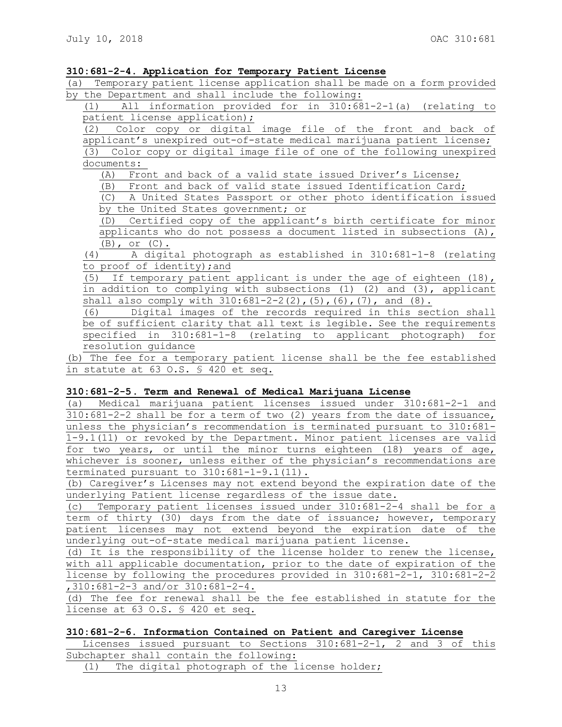### 310:681-2-4. Application for Temporary Patient License

(a) Temporary patient license application shall be made on a form provided by the Department and shall include the following:

(1) All information provided for in 310:681-2-1(a) (relating to patient license application);

(2) Color copy or digital image file of the front and back of applicant's unexpired out-of-state medical marijuana patient license;

(3) Color copy or digital image file of one of the following unexpired documents:

(A) Front and back of a valid state issued Driver's License;

(B) Front and back of valid state issued Identification Card;

(C) A United States Passport or other photo identification issued by the United States government; or

(D) Certified copy of the applicant's birth certificate for minor applicants who do not possess a document listed in subsections (A), (B), or (C).

(4) A digital photograph as established in 310:681-1-8 (relating to proof of identity);and

(5) If temporary patient applicant is under the age of eighteen (18), in addition to complying with subsections (1) (2) and (3), applicant shall also comply with 310:681-2-2(2),(5),(6),(7), and (8).

(6) Digital images of the records required in this section shall be of sufficient clarity that all text is legible. See the requirements specified in 310:681-1-8 (relating to applicant photograph) for resolution guidance

(b) The fee for a temporary patient license shall be the fee established in statute at 63 O.S. § 420 et seq.

### 310:681-2-5. Term and Renewal of Medical Marijuana License

(a) Medical marijuana patient licenses issued under 310:681-2-1 and 310:681-2-2 shall be for a term of two (2) years from the date of issuance, unless the physician's recommendation is terminated pursuant to 310:681-1-9.1(11) or revoked by the Department. Minor patient licenses are valid for two years, or until the minor turns eighteen (18) years of age, whichever is sooner, unless either of the physician's recommendations are terminated pursuant to 310:681-1-9.1(11).

(b) Caregiver's Licenses may not extend beyond the expiration date of the underlying Patient license regardless of the issue date.

(c) Temporary patient licenses issued under 310:681-2-4 shall be for a term of thirty (30) days from the date of issuance; however, temporary patient licenses may not extend beyond the expiration date of the underlying out-of-state medical marijuana patient license.

(d) It is the responsibility of the license holder to renew the license, with all applicable documentation, prior to the date of expiration of the license by following the procedures provided in 310:681-2-1, 310:681-2-2 ,310:681-2-3 and/or 310:681-2-4.

(d) The fee for renewal shall be the fee established in statute for the license at 63 O.S. § 420 et seq.

### 310:681-2-6. Information Contained on Patient and Caregiver License

Licenses issued pursuant to Sections 310:681-2-1, 2 and 3 of this Subchapter shall contain the following:

(1) The digital photograph of the license holder;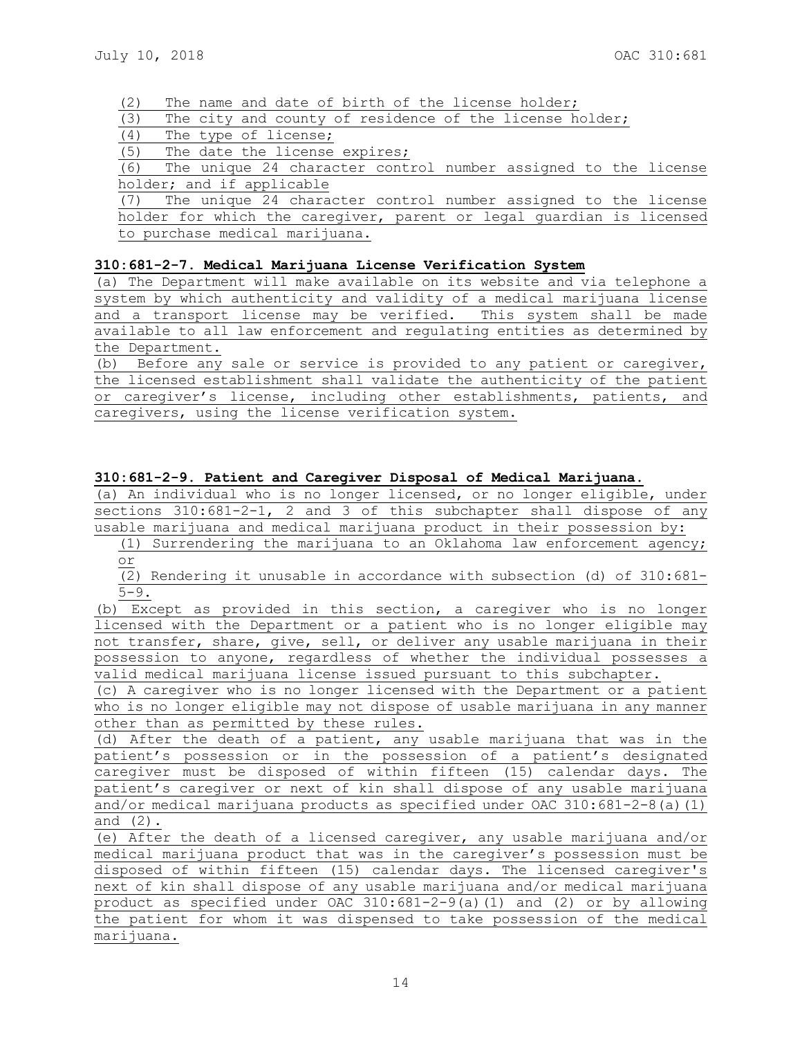(2) The name and date of birth of the license holder;

(3) The city and county of residence of the license holder;

(4) The type of license;

(5) The date the license expires;

(6) The unique 24 character control number assigned to the license holder; and if applicable

(7) The unique 24 character control number assigned to the license holder for which the caregiver, parent or legal guardian is licensed to purchase medical marijuana.

**310:681-2-7. Medical Marijuana License Verification System**

(a) The Department will make available on its website and via telephone a system by which authenticity and validity of a medical marijuana license and a transport license may be verified. This system shall be made available to all law enforcement and regulating entities as determined by the Department.

(b) Before any sale or service is provided to any patient or caregiver, the licensed establishment shall validate the authenticity of the patient or caregiver's license, including other establishments, patients, and caregivers, using the license verification system.

**310:681-2-9. Patient and Caregiver Disposal of Medical Marijuana.**

(a) An individual who is no longer licensed, or no longer eligible, under sections 310:681-2-1, 2 and 3 of this subchapter shall dispose of any usable marijuana and medical marijuana product in their possession by:

(1) Surrendering the marijuana to an Oklahoma law enforcement agency; or

(2) Rendering it unusable in accordance with subsection (d) of 310:681-5-9.

(b) Except as provided in this section, a caregiver who is no longer licensed with the Department or a patient who is no longer eligible may not transfer, share, give, sell, or deliver any usable marijuana in their possession to anyone, regardless of whether the individual possesses a valid medical marijuana license issued pursuant to this subchapter.

(c) A caregiver who is no longer licensed with the Department or a patient who is no longer eligible may not dispose of usable marijuana in any manner other than as permitted by these rules.

(d) After the death of a patient, any usable marijuana that was in the patient's possession or in the possession of a patient's designated caregiver must be disposed of within fifteen (15) calendar days. The patient's caregiver or next of kin shall dispose of any usable marijuana and/or medical marijuana products as specified under OAC 310:681-2-8(a)(1) and (2).

(e) After the death of a licensed caregiver, any usable marijuana and/or medical marijuana product that was in the caregiver's possession must be disposed of within fifteen (15) calendar days. The licensed caregiver's next of kin shall dispose of any usable marijuana and/or medical marijuana product as specified under OAC 310:681-2-9(a)(1) and (2) or by allowing the patient for whom it was dispensed to take possession of the medical marijuana.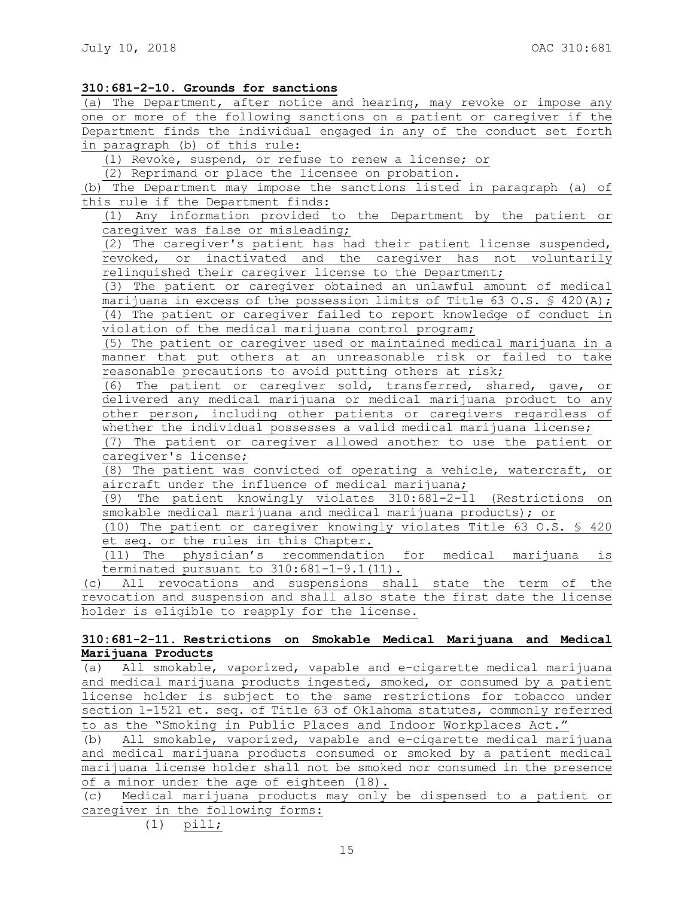**310:681-2-10. Grounds for sanctions**

(a) The Department, after notice and hearing, may revoke or impose any one or more of the following sanctions on a patient or caregiver if the Department finds the individual engaged in any of the conduct set forth in paragraph (b) of this rule:

(1) Revoke, suspend, or refuse to renew a license; or

(2) Reprimand or place the licensee on probation.

(b) The Department may impose the sanctions listed in paragraph (a) of this rule if the Department finds:

(1) Any information provided to the Department by the patient or caregiver was false or misleading;

(2) The caregiver's patient has had their patient license suspended, revoked, or inactivated and the caregiver has not voluntarily relinquished their caregiver license to the Department;

(3) The patient or caregiver obtained an unlawful amount of medical marijuana in excess of the possession limits of Title 63 O.S. § 420(A);

(4) The patient or caregiver failed to report knowledge of conduct in violation of the medical marijuana control program;

(5) The patient or caregiver used or maintained medical marijuana in a manner that put others at an unreasonable risk or failed to take reasonable precautions to avoid putting others at risk;

(6) The patient or caregiver sold, transferred, shared, gave, or delivered any medical marijuana or medical marijuana product to any other person, including other patients or caregivers regardless of whether the individual possesses a valid medical marijuana license;

(7) The patient or caregiver allowed another to use the patient or caregiver's license;

(8) The patient was convicted of operating a vehicle, watercraft, or aircraft under the influence of medical marijuana;

(9) The patient knowingly violates 310:681-2-11 (Restrictions on smokable medical marijuana and medical marijuana products); or

(10) The patient or caregiver knowingly violates Title 63 O.S. § 420 et seq. or the rules in this Chapter.

(11) The physician's recommendation for medical marijuana is terminated pursuant to 310:681-1-9.1(11).

(c) All revocations and suspensions shall state the term of the revocation and suspension and shall also state the first date the license holder is eligible to reapply for the license.

**310:681-2-11. Restrictions on Smokable Medical Marijuana and Medical Marijuana Products**

(a) All smokable, vaporized, vapable and e-cigarette medical marijuana and medical marijuana products ingested, smoked, or consumed by a patient license holder is subject to the same restrictions for tobacco under section 1-1521 et. seq. of Title 63 of Oklahoma statutes, commonly referred to as the "Smoking in Public Places and Indoor Workplaces Act."

(b) All smokable, vaporized, vapable and e-cigarette medical marijuana and medical marijuana products consumed or smoked by a patient medical marijuana license holder shall not be smoked nor consumed in the presence of a minor under the age of eighteen (18).

(c) Medical marijuana products may only be dispensed to a patient or caregiver in the following forms:

(1) pill;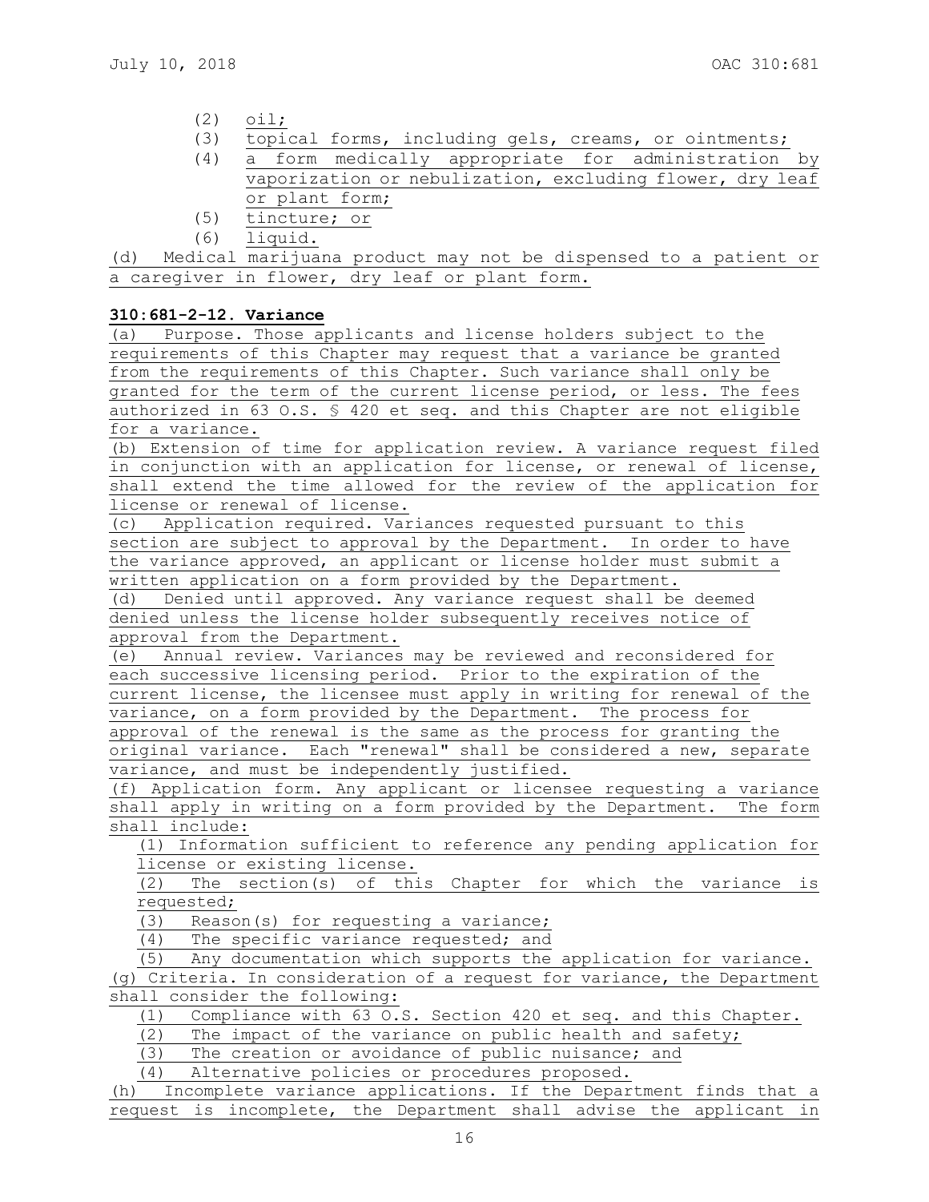(2) oil;

(3) topical forms, including gels, creams, or ointments;

(4) a form medically appropriate for administration by vaporization or nebulization, excluding flower, dry leaf or plant form;

(5) tincture; or

(6) liquid.

(d) Medical marijuana product may not be dispensed to a patient or a caregiver in flower, dry leaf or plant form.

**310:681-2-12. Variance**

(a) Purpose. Those applicants and license holders subject to the requirements of this Chapter may request that a variance be granted from the requirements of this Chapter. Such variance shall only be granted for the term of the current license period, or less. The fees authorized in 63 O.S. § 420 et seq. and this Chapter are not eligible for a variance.

(b) Extension of time for application review. A variance request filed in conjunction with an application for license, or renewal of license, shall extend the time allowed for the review of the application for license or renewal of license.

(c) Application required. Variances requested pursuant to this section are subject to approval by the Department. In order to have the variance approved, an applicant or license holder must submit a written application on a form provided by the Department.

(d) Denied until approved. Any variance request shall be deemed denied unless the license holder subsequently receives notice of approval from the Department.

(e) Annual review. Variances may be reviewed and reconsidered for each successive licensing period. Prior to the expiration of the current license, the licensee must apply in writing for renewal of the variance, on a form provided by the Department. The process for approval of the renewal is the same as the process for granting the original variance. Each "renewal" shall be considered a new, separate variance, and must be independently justified.

(f) Application form. Any applicant or licensee requesting a variance shall apply in writing on a form provided by the Department. The form shall include:

(1) Information sufficient to reference any pending application for license or existing license.

(2) The section(s) of this Chapter for which the variance is requested;

(3) Reason(s) for requesting a variance;

(4) The specific variance requested; and

(5) Any documentation which supports the application for variance.

(g) Criteria. In consideration of a request for variance, the Department shall consider the following:

(1) Compliance with 63 O.S. Section 420 et seq. and this Chapter.

(2) The impact of the variance on public health and safety;

(3) The creation or avoidance of public nuisance; and

(4) Alternative policies or procedures proposed.

(h) Incomplete variance applications. If the Department finds that a request is incomplete, the Department shall advise the applicant in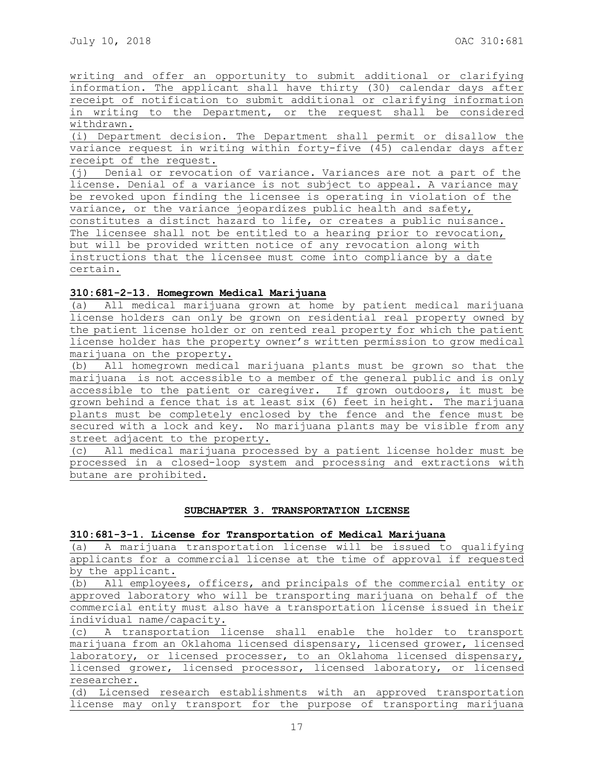writing and offer an opportunity to submit additional or clarifying information. The applicant shall have thirty (30) calendar days after receipt of notification to submit additional or clarifying information in writing to the Department, or the request shall be considered withdrawn.

(i) Department decision. The Department shall permit or disallow the variance request in writing within forty-five (45) calendar days after receipt of the request.

(j) Denial or revocation of variance. Variances are not a part of the license. Denial of a variance is not subject to appeal. A variance may be revoked upon finding the licensee is operating in violation of the variance, or the variance jeopardizes public health and safety, constitutes a distinct hazard to life, or creates a public nuisance. The licensee shall not be entitled to a hearing prior to revocation, but will be provided written notice of any revocation along with instructions that the licensee must come into compliance by a date certain.

**310:681-2-13. Homegrown Medical Marijuana**

(a) All medical marijuana grown at home by patient medical marijuana license holders can only be grown on residential real property owned by the patient license holder or on rented real property for which the patient license holder has the property owner's written permission to grow medical marijuana on the property.

(b) All homegrown medical marijuana plants must be grown so that the marijuana is not accessible to a member of the general public and is only accessible to the patient or caregiver. If grown outdoors, it must be grown behind a fence that is at least six (6) feet in height. The marijuana plants must be completely enclosed by the fence and the fence must be secured with a lock and key. No marijuana plants may be visible from any street adjacent to the property.

(c) All medical marijuana processed by a patient license holder must be processed in a closed-loop system and processing and extractions with butane are prohibited.

## SUBCHAPTER 3. TRANSPORTATION LICENSE

**310:681-3-1. License for Transportation of Medical Marijuana**

(a) A marijuana transportation license will be issued to qualifying applicants for a commercial license at the time of approval if requested by the applicant.

(b) All employees, officers, and principals of the commercial entity or approved laboratory who will be transporting marijuana on behalf of the commercial entity must also have a transportation license issued in their individual name/capacity.

(c) A transportation license shall enable the holder to transport marijuana from an Oklahoma licensed dispensary, licensed grower, licensed laboratory, or licensed processer, to an Oklahoma licensed dispensary, licensed grower, licensed processor, licensed laboratory, or licensed researcher.

(d) Licensed research establishments with an approved transportation license may only transport for the purpose of transporting marijuana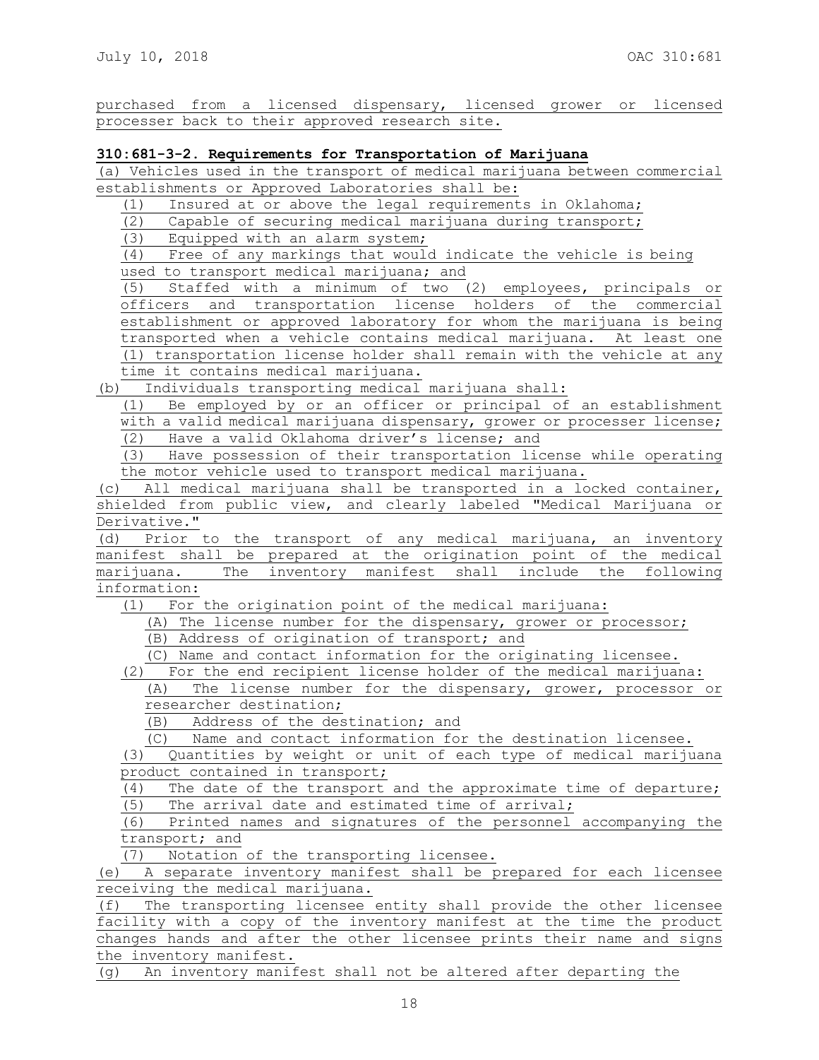purchased from a licensed dispensary, licensed grower or licensed processer back to their approved research site.

**310:681-3-2. Requirements for Transportation of Marijuana**

(a) Vehicles used in the transport of medical marijuana between commercial establishments or Approved Laboratories shall be:

(1) Insured at or above the legal requirements in Oklahoma;

(2) Capable of securing medical marijuana during transport;

(3) Equipped with an alarm system;

(4) Free of any markings that would indicate the vehicle is being used to transport medical marijuana; and

(5) Staffed with a minimum of two (2) employees, principals or officers and transportation license holders of the commercial establishment or approved laboratory for whom the marijuana is being transported when a vehicle contains medical marijuana. At least one (1) transportation license holder shall remain with the vehicle at any time it contains medical marijuana.

(b) Individuals transporting medical marijuana shall:

(1) Be employed by or an officer or principal of an establishment with a valid medical marijuana dispensary, grower or processer license;

(2) Have a valid Oklahoma driver's license; and

(3) Have possession of their transportation license while operating the motor vehicle used to transport medical marijuana.

(c) All medical marijuana shall be transported in a locked container, shielded from public view, and clearly labeled "Medical Marijuana or Derivative."

(d) Prior to the transport of any medical marijuana, an inventory manifest shall be prepared at the origination point of the medical marijuana. The inventory manifest shall include the following information:

(1) For the origination point of the medical marijuana:

(A) The license number for the dispensary, grower or processor;

(B) Address of origination of transport; and

(C) Name and contact information for the originating licensee.

(2) For the end recipient license holder of the medical marijuana:

(A) The license number for the dispensary, grower, processor or researcher destination;

(B) Address of the destination; and

(C) Name and contact information for the destination licensee.

(3) Quantities by weight or unit of each type of medical marijuana product contained in transport;

(4) The date of the transport and the approximate time of departure;

(5) The arrival date and estimated time of arrival;

(6) Printed names and signatures of the personnel accompanying the transport; and

(7) Notation of the transporting licensee.

(e) A separate inventory manifest shall be prepared for each licensee receiving the medical marijuana.

(f) The transporting licensee entity shall provide the other licensee facility with a copy of the inventory manifest at the time the product changes hands and after the other licensee prints their name and signs the inventory manifest.

(g) An inventory manifest shall not be altered after departing the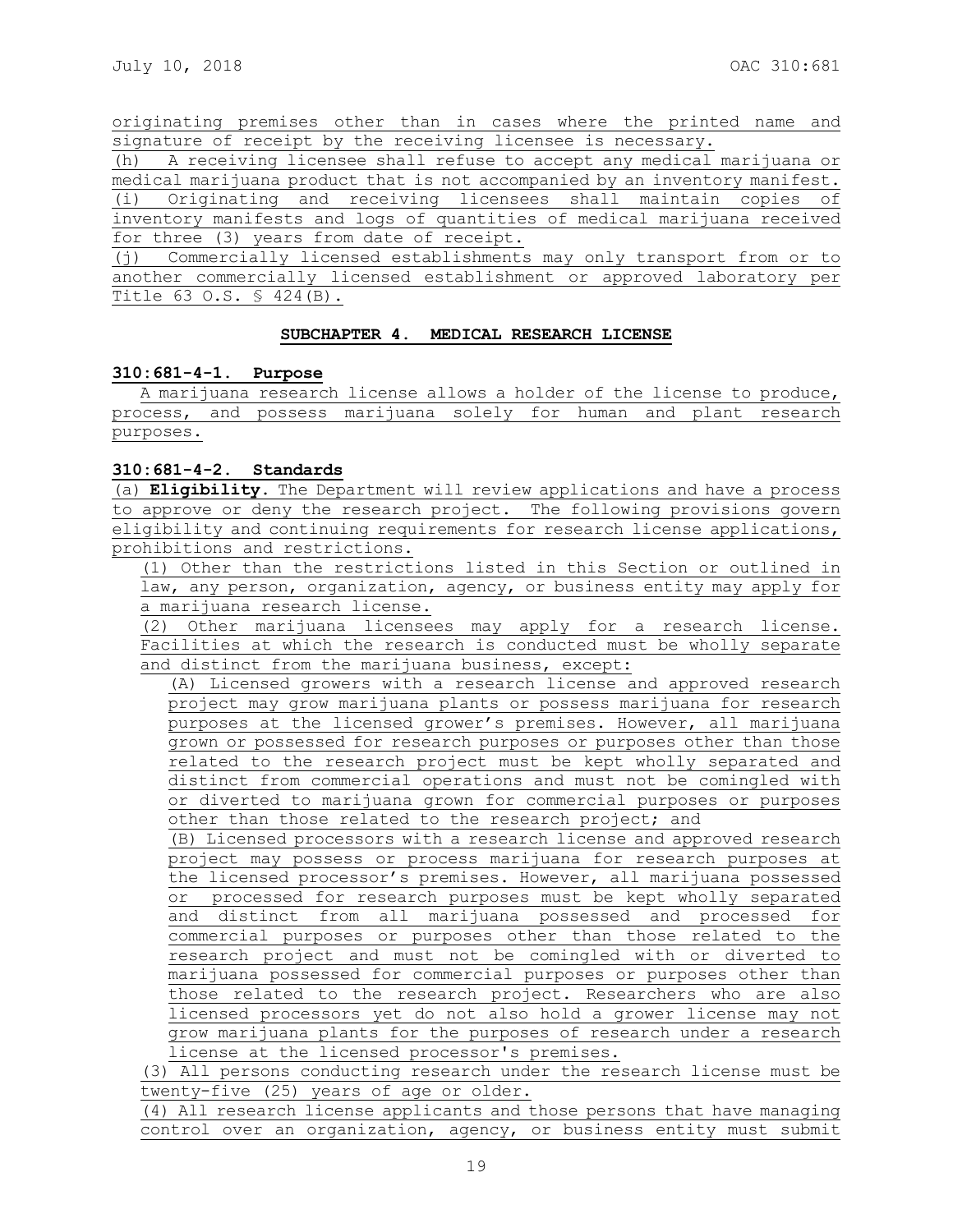originating premises other than in cases where the printed name and signature of receipt by the receiving licensee is necessary.

(h) A receiving licensee shall refuse to accept any medical marijuana or medical marijuana product that is not accompanied by an inventory manifest.

(i) Originating and receiving licensees shall maintain copies of inventory manifests and logs of quantities of medical marijuana received for three (3) years from date of receipt.

(j) Commercially licensed establishments may only transport from or to another commercially licensed establishment or approved laboratory per Title 63 O.S. § 424(B).

## SUBCHAPTER 4. MEDICAL RESEARCH LICENSE

### 310:681-4-1. Purpose

A marijuana research license allows a holder of the license to produce, process, and possess marijuana solely for human and plant research purposes.

### 310:681-4-2. Standards

(a) **Eligibility.** The Department will review applications and have a process to approve or deny the research project. The following provisions govern eligibility and continuing requirements for research license applications, prohibitions and restrictions.

(1) Other than the restrictions listed in this Section or outlined in law, any person, organization, agency, or business entity may apply for a marijuana research license.

(2) Other marijuana licensees may apply for a research license. Facilities at which the research is conducted must be wholly separate and distinct from the marijuana business, except:

(A) Licensed growers with a research license and approved research project may grow marijuana plants or possess marijuana for research purposes at the licensed grower's premises. However, all marijuana grown or possessed for research purposes or purposes other than those related to the research project must be kept wholly separated and distinct from commercial operations and must not be comingled with or diverted to marijuana grown for commercial purposes or purposes other than those related to the research project; and

(B) Licensed processors with a research license and approved research project may possess or process marijuana for research purposes at the licensed processor's premises. However, all marijuana possessed or processed for research purposes must be kept wholly separated and distinct from all marijuana possessed and processed for commercial purposes or purposes other than those related to the research project and must not be comingled with or diverted to marijuana possessed for commercial purposes or purposes other than those related to the research project. Researchers who are also licensed processors yet do not also hold a grower license may not grow marijuana plants for the purposes of research under a research license at the licensed processor's premises.

(3) All persons conducting research under the research license must be twenty-five (25) years of age or older.

(4) All research license applicants and those persons that have managing control over an organization, agency, or business entity must submit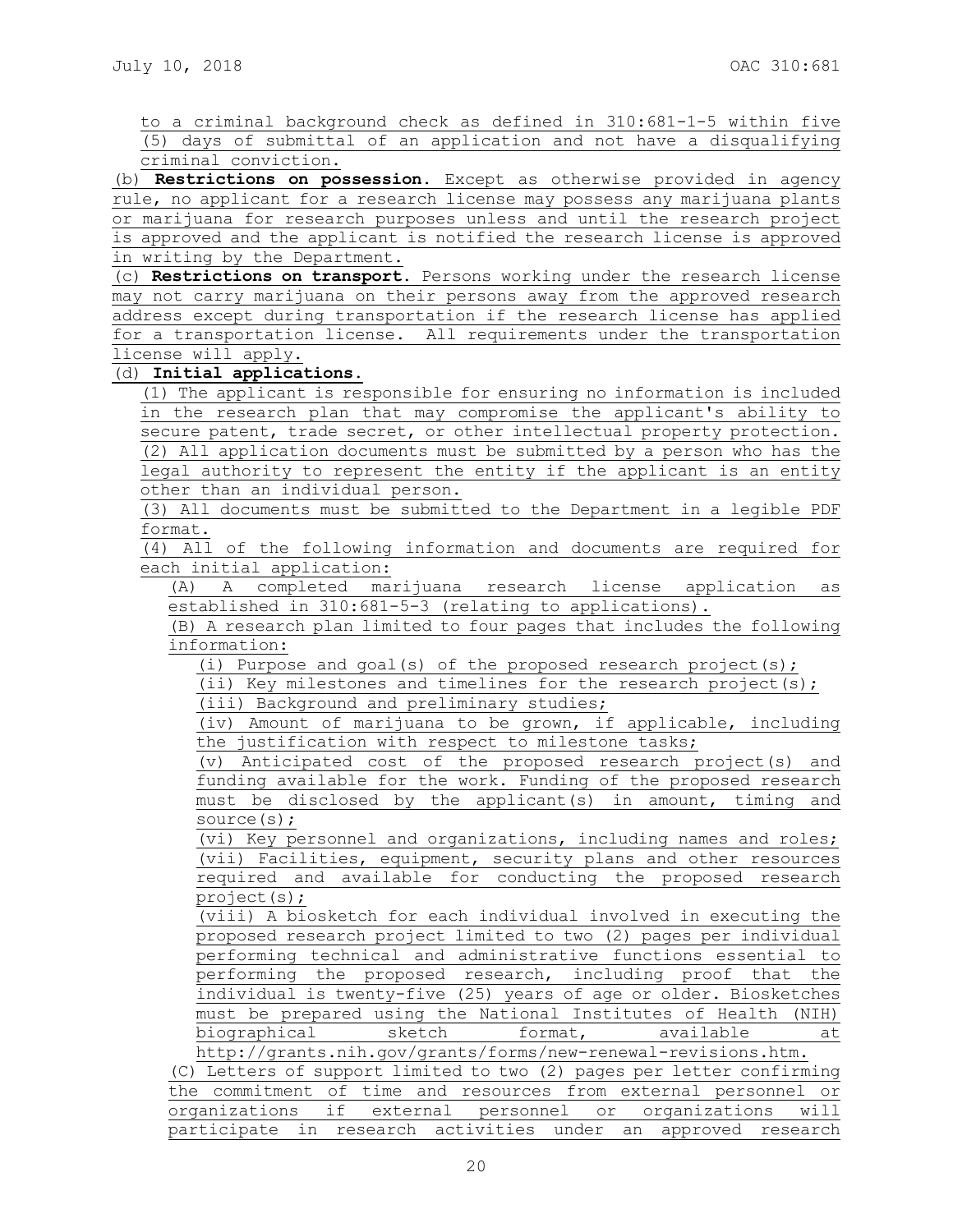to a criminal background check as defined in 310:681-1-5 within five (5) days of submittal of an application and not have a disqualifying criminal conviction.

(b) **Restrictions on possession.** Except as otherwise provided in agency rule, no applicant for a research license may possess any marijuana plants or marijuana for research purposes unless and until the research project is approved and the applicant is notified the research license is approved in writing by the Department.

(c) **Restrictions on transport.** Persons working under the research license may not carry marijuana on their persons away from the approved research address except during transportation if the research license has applied for a transportation license. All requirements under the transportation license will apply.

(d) **Initial applications.**

(1) The applicant is responsible for ensuring no information is included in the research plan that may compromise the applicant's ability to secure patent, trade secret, or other intellectual property protection.

(2) All application documents must be submitted by a person who has the legal authority to represent the entity if the applicant is an entity other than an individual person.

(3) All documents must be submitted to the Department in a legible PDF format.

(4) All of the following information and documents are required for each initial application:

(A) A completed marijuana research license application as established in 310:681-5-3 (relating to applications).

(B) A research plan limited to four pages that includes the following information:

(i) Purpose and goal(s) of the proposed research project(s);

(ii) Key milestones and timelines for the research project(s);

(iii) Background and preliminary studies;

(iv) Amount of marijuana to be grown, if applicable, including the justification with respect to milestone tasks;

(v) Anticipated cost of the proposed research project(s) and funding available for the work. Funding of the proposed research must be disclosed by the applicant(s) in amount, timing and source(s);

(vi) Key personnel and organizations, including names and roles;

(vii) Facilities, equipment, security plans and other resources required and available for conducting the proposed research project(s);

(viii) A biosketch for each individual involved in executing the proposed research project limited to two (2) pages per individual performing technical and administrative functions essential to performing the proposed research, including proof that the individual is twenty-five (25) years of age or older. Biosketches must be prepared using the National Institutes of Health (NIH) biographical sketch format, available at http://grants.nih.gov/grants/forms/new-renewal-revisions.htm.

(C) Letters of support limited to two (2) pages per letter confirming the commitment of time and resources from external personnel or organizations if external personnel or organizations will participate in research activities under an approved research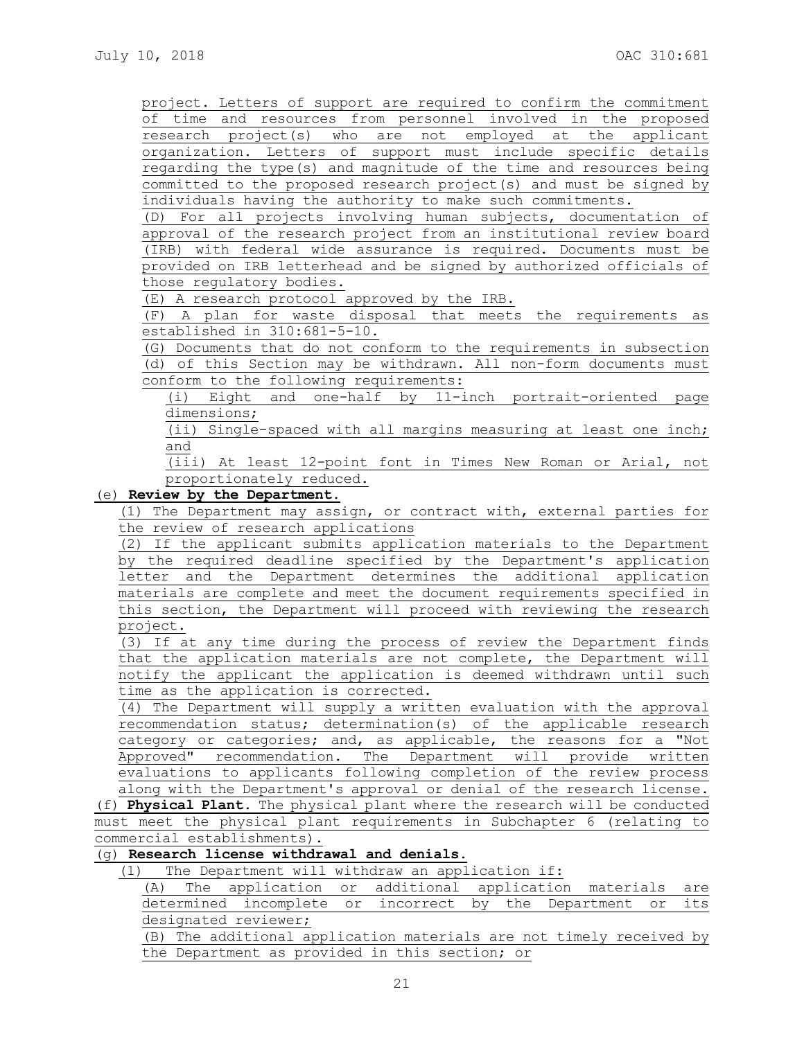project. Letters of support are required to confirm the commitment of time and resources from personnel involved in the proposed research project(s) who are not employed at the applicant organization. Letters of support must include specific details regarding the type(s) and magnitude of the time and resources being committed to the proposed research project(s) and must be signed by individuals having the authority to make such commitments.

(D) For all projects involving human subjects, documentation of approval of the research project from an institutional review board (IRB) with federal wide assurance is required. Documents must be provided on IRB letterhead and be signed by authorized officials of those regulatory bodies.

(E) A research protocol approved by the IRB.

(F) A plan for waste disposal that meets the requirements as established in 310:681-5-10.

(G) Documents that do not conform to the requirements in subsection (d) of this Section may be withdrawn. All non-form documents must conform to the following requirements:

(i) Eight and one-half by 11-inch portrait-oriented page dimensions;

(ii) Single-spaced with all margins measuring at least one inch; and

(iii) At least 12-point font in Times New Roman or Arial, not proportionately reduced.

(e) **Review by the Department.**

(1) The Department may assign, or contract with, external parties for the review of research applications

(2) If the applicant submits application materials to the Department by the required deadline specified by the Department's application letter and the Department determines the additional application materials are complete and meet the document requirements specified in this section, the Department will proceed with reviewing the research project.

(3) If at any time during the process of review the Department finds that the application materials are not complete, the Department will notify the applicant the application is deemed withdrawn until such time as the application is corrected.

(4) The Department will supply a written evaluation with the approval recommendation status; determination(s) of the applicable research category or categories; and, as applicable, the reasons for a "Not Approved" recommendation. The Department will provide written evaluations to applicants following completion of the review process along with the Department's approval or denial of the research license.

(f) **Physical Plant.** The physical plant where the research will be conducted must meet the physical plant requirements in Subchapter 6 (relating to commercial establishments).

(g) **Research license withdrawal and denials.**

(1) The Department will withdraw an application if:

(A) The application or additional application materials are determined incomplete or incorrect by the Department or its designated reviewer;

(B) The additional application materials are not timely received by the Department as provided in this section; or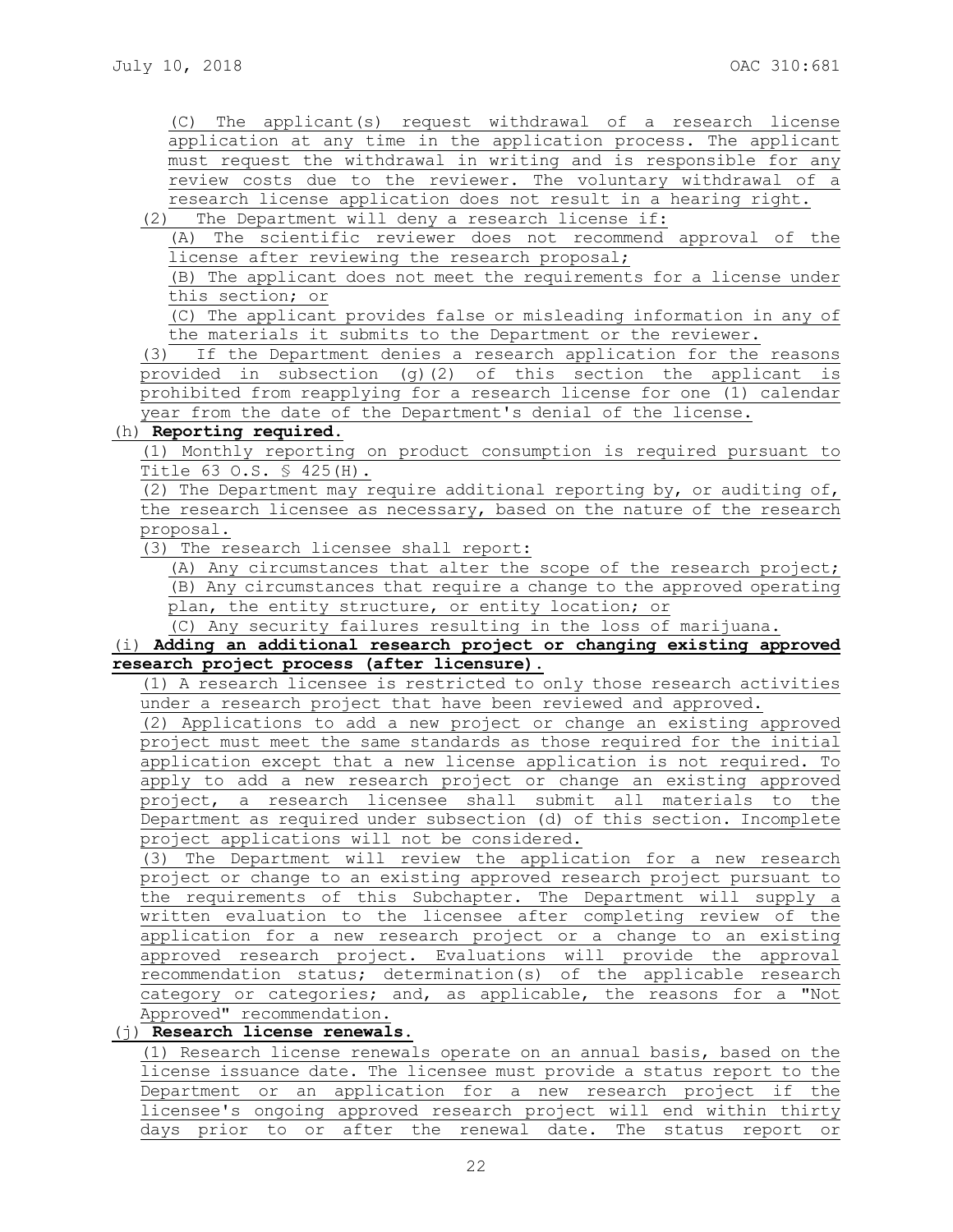(C) The applicant(s) request withdrawal of a research license application at any time in the application process. The applicant must request the withdrawal in writing and is responsible for any review costs due to the reviewer. The voluntary withdrawal of a research license application does not result in a hearing right.

(2) The Department will deny a research license if:

(A) The scientific reviewer does not recommend approval of the license after reviewing the research proposal;

(B) The applicant does not meet the requirements for a license under this section; or

(C) The applicant provides false or misleading information in any of the materials it submits to the Department or the reviewer.

(3) If the Department denies a research application for the reasons provided in subsection (g)(2) of this section the applicant is prohibited from reapplying for a research license for one (1) calendar year from the date of the Department's denial of the license.

(h) **Reporting required.**

(1) Monthly reporting on product consumption is required pursuant to Title 63 O.S. § 425(H).

(2) The Department may require additional reporting by, or auditing of, the research licensee as necessary, based on the nature of the research proposal.

(3) The research licensee shall report:

(A) Any circumstances that alter the scope of the research project;

(B) Any circumstances that require a change to the approved operating plan, the entity structure, or entity location; or

(C) Any security failures resulting in the loss of marijuana.

(i) **Adding an additional research project or changing existing approved research project process (after licensure).**

(1) A research licensee is restricted to only those research activities under a research project that have been reviewed and approved.

(2) Applications to add a new project or change an existing approved project must meet the same standards as those required for the initial application except that a new license application is not required. To apply to add a new research project or change an existing approved project, a research licensee shall submit all materials to the Department as required under subsection (d) of this section. Incomplete project applications will not be considered.

(3) The Department will review the application for a new research project or change to an existing approved research project pursuant to the requirements of this Subchapter. The Department will supply a written evaluation to the licensee after completing review of the application for a new research project or a change to an existing approved research project. Evaluations will provide the approval recommendation status; determination(s) of the applicable research category or categories; and, as applicable, the reasons for a "Not Approved" recommendation.

(j) **Research license renewals.**

(1) Research license renewals operate on an annual basis, based on the license issuance date. The licensee must provide a status report to the Department or an application for a new research project if the licensee's ongoing approved research project will end within thirty days prior to or after the renewal date. The status report or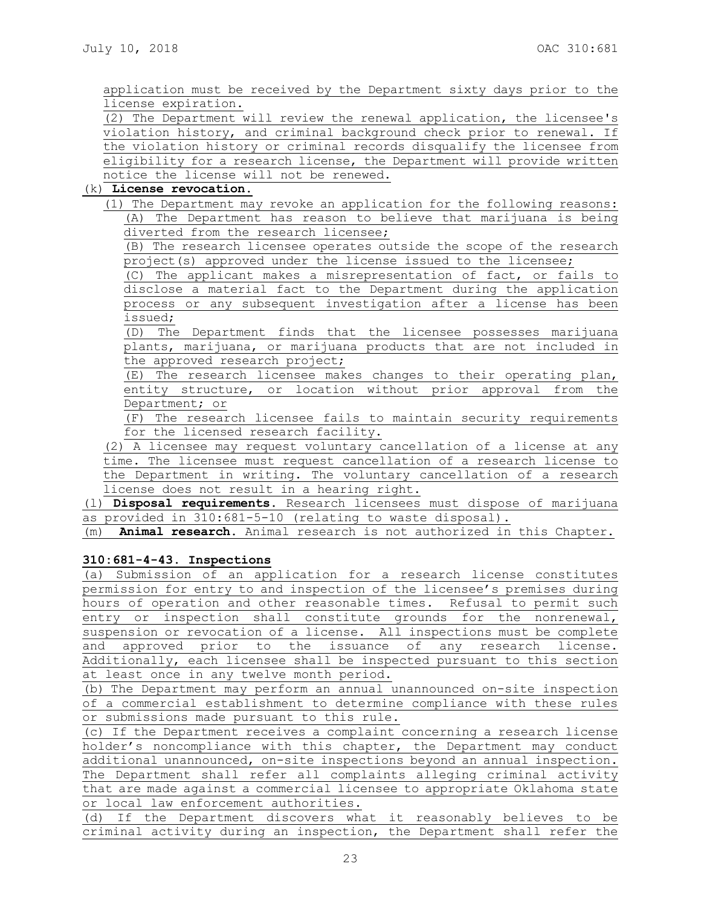application must be received by the Department sixty days prior to the license expiration.

(2) The Department will review the renewal application, the licensee's violation history, and criminal background check prior to renewal. If the violation history or criminal records disqualify the licensee from eligibility for a research license, the Department will provide written notice the license will not be renewed.

(k) **License revocation.**

(1) The Department may revoke an application for the following reasons:

(A) The Department has reason to believe that marijuana is being diverted from the research licensee;

(B) The research licensee operates outside the scope of the research project(s) approved under the license issued to the licensee;

(C) The applicant makes a misrepresentation of fact, or fails to disclose a material fact to the Department during the application process or any subsequent investigation after a license has been issued;

(D) The Department finds that the licensee possesses marijuana plants, marijuana, or marijuana products that are not included in the approved research project;

(E) The research licensee makes changes to their operating plan, entity structure, or location without prior approval from the Department; or

(F) The research licensee fails to maintain security requirements for the licensed research facility.

(2) A licensee may request voluntary cancellation of a license at any time. The licensee must request cancellation of a research license to the Department in writing. The voluntary cancellation of a research license does not result in a hearing right.

(l) **Disposal requirements.** Research licensees must dispose of marijuana as provided in 310:681-5-10 (relating to waste disposal).

(m) **Animal research.** Animal research is not authorized in this Chapter.

**310:681-4-43. Inspections**

(a) Submission of an application for a research license constitutes permission for entry to and inspection of the licensee's premises during hours of operation and other reasonable times. Refusal to permit such entry or inspection shall constitute grounds for the nonrenewal, suspension or revocation of a license. All inspections must be complete and approved prior to the issuance of any research license. Additionally, each licensee shall be inspected pursuant to this section at least once in any twelve month period.

(b) The Department may perform an annual unannounced on-site inspection of a commercial establishment to determine compliance with these rules or submissions made pursuant to this rule.

(c) If the Department receives a complaint concerning a research license holder's noncompliance with this chapter, the Department may conduct additional unannounced, on-site inspections beyond an annual inspection. The Department shall refer all complaints alleging criminal activity that are made against a commercial licensee to appropriate Oklahoma state or local law enforcement authorities.

(d) If the Department discovers what it reasonably believes to be criminal activity during an inspection, the Department shall refer the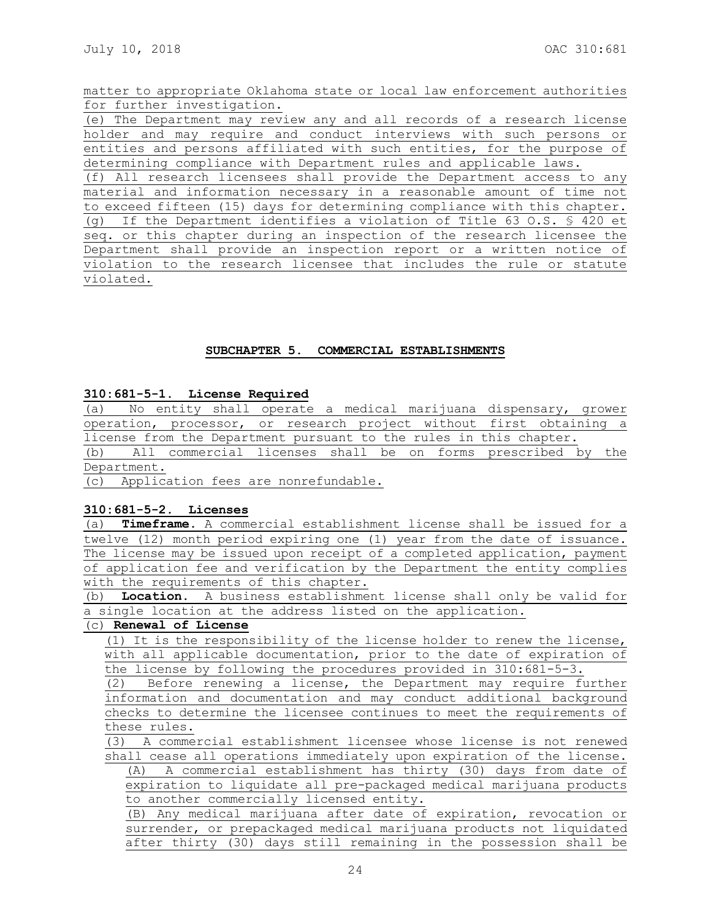matter to appropriate Oklahoma state or local law enforcement authorities for further investigation.

(e) The Department may review any and all records of a research license holder and may require and conduct interviews with such persons or entities and persons affiliated with such entities, for the purpose of determining compliance with Department rules and applicable laws.

(f) All research licensees shall provide the Department access to any material and information necessary in a reasonable amount of time not to exceed fifteen (15) days for determining compliance with this chapter.

(g) If the Department identifies a violation of Title 63 O.S. § 420 et seq. or this chapter during an inspection of the research licensee the Department shall provide an inspection report or a written notice of violation to the research licensee that includes the rule or statute violated.

## SUBCHAPTER 5. COMMERCIAL ESTABLISHMENTS

### 310:681-5-1. License Required

(a) No entity shall operate a medical marijuana dispensary, grower operation, processor, or research project without first obtaining a license from the Department pursuant to the rules in this chapter.

(b) All commercial licenses shall be on forms prescribed by the Department.

(c) Application fees are nonrefundable.

### 310:681-5-2. Licenses

(a) **Timeframe.** A commercial establishment license shall be issued for a twelve (12) month period expiring one (1) year from the date of issuance. The license may be issued upon receipt of a completed application, payment of application fee and verification by the Department the entity complies with the requirements of this chapter.

(b) **Location.** A business establishment license shall only be valid for a single location at the address listed on the application.

(c) **Renewal of License**

(1) It is the responsibility of the license holder to renew the license, with all applicable documentation, prior to the date of expiration of the license by following the procedures provided in 310:681-5-3.

(2) Before renewing a license, the Department may require further information and documentation and may conduct additional background checks to determine the licensee continues to meet the requirements of these rules.

(3) A commercial establishment licensee whose license is not renewed shall cease all operations immediately upon expiration of the license.

(A) A commercial establishment has thirty (30) days from date of expiration to liquidate all pre-packaged medical marijuana products to another commercially licensed entity.

(B) Any medical marijuana after date of expiration, revocation or surrender, or prepackaged medical marijuana products not liquidated after thirty (30) days still remaining in the possession shall be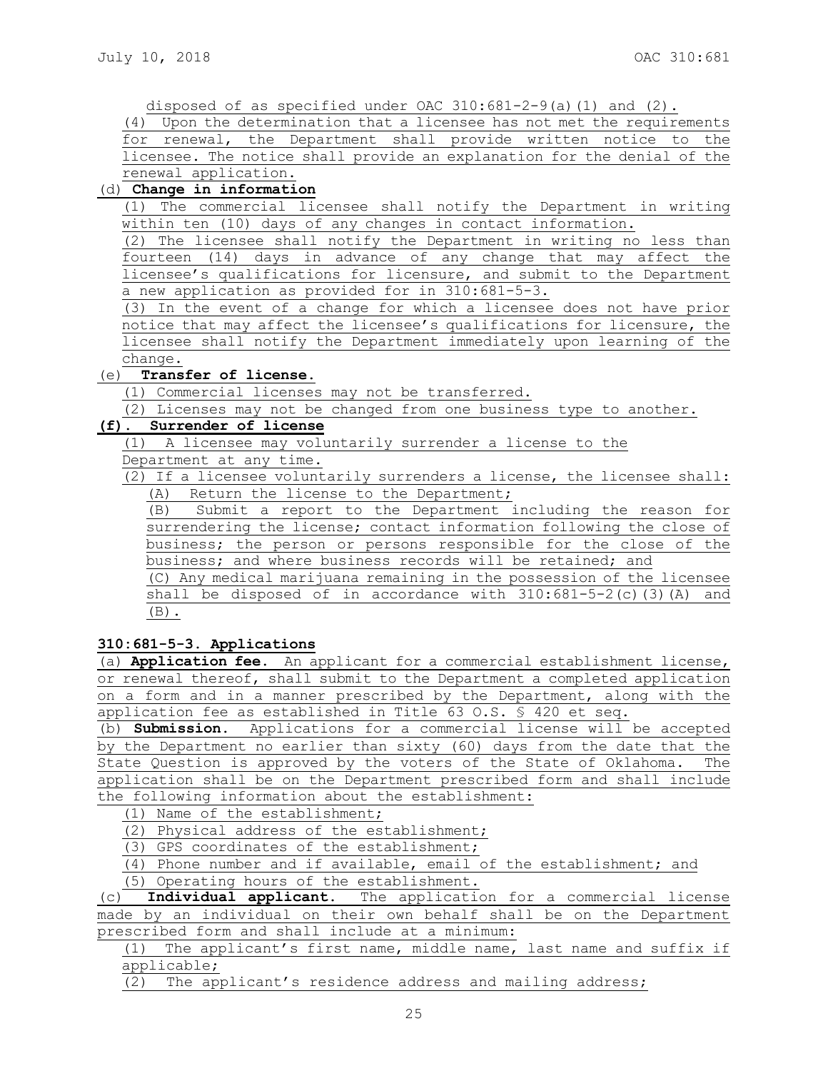disposed of as specified under OAC 310:681-2-9(a)(1) and (2).

(4) Upon the determination that a licensee has not met the requirements for renewal, the Department shall provide written notice to the licensee. The notice shall provide an explanation for the denial of the renewal application.

(d) **Change in information**

(1) The commercial licensee shall notify the Department in writing within ten (10) days of any changes in contact information.

(2) The licensee shall notify the Department in writing no less than fourteen (14) days in advance of any change that may affect the licensee's qualifications for licensure, and submit to the Department a new application as provided for in 310:681-5-3.

(3) In the event of a change for which a licensee does not have prior notice that may affect the licensee's qualifications for licensure, the licensee shall notify the Department immediately upon learning of the change.

(e) **Transfer of license.**

(1) Commercial licenses may not be transferred.

(2) Licenses may not be changed from one business type to another.

**(f). Surrender of license**

(1) A licensee may voluntarily surrender a license to the Department at any time.

(2) If a licensee voluntarily surrenders a license, the licensee shall:

(A) Return the license to the Department;

(B) Submit a report to the Department including the reason for surrendering the license; contact information following the close of business; the person or persons responsible for the close of the business; and where business records will be retained; and

(C) Any medical marijuana remaining in the possession of the licensee shall be disposed of in accordance with 310:681-5-2(c)(3)(A) and (B).

**310:681-5-3. Applications**

(a) **Application fee.** An applicant for a commercial establishment license, or renewal thereof, shall submit to the Department a completed application on a form and in a manner prescribed by the Department, along with the application fee as established in Title 63 O.S. § 420 et seq.

(b) **Submission.** Applications for a commercial license will be accepted by the Department no earlier than sixty (60) days from the date that the State Question is approved by the voters of the State of Oklahoma. The application shall be on the Department prescribed form and shall include the following information about the establishment:

(1) Name of the establishment;

(2) Physical address of the establishment;

(3) GPS coordinates of the establishment;

(4) Phone number and if available, email of the establishment; and

(5) Operating hours of the establishment.

(c) **Individual applicant.** The application for a commercial license made by an individual on their own behalf shall be on the Department prescribed form and shall include at a minimum:

(1) The applicant's first name, middle name, last name and suffix if applicable;

(2) The applicant's residence address and mailing address;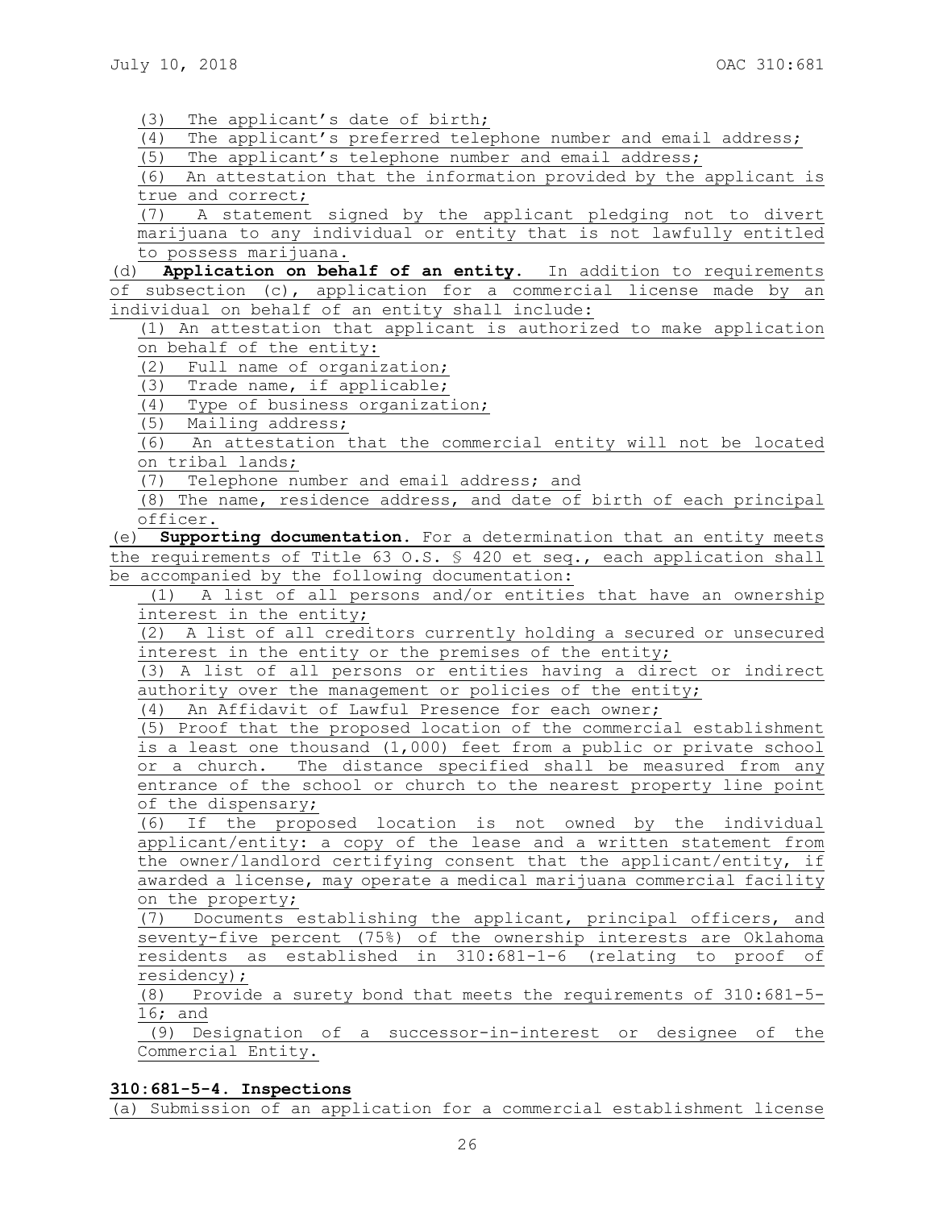(3) The applicant's date of birth;

(4) The applicant's preferred telephone number and email address;

(5) The applicant's telephone number and email address;

(6) An attestation that the information provided by the applicant is true and correct;

(7) A statement signed by the applicant pledging not to divert marijuana to any individual or entity that is not lawfully entitled to possess marijuana.

(d) **Application on behalf of an entity.** In addition to requirements of subsection (c), application for a commercial license made by an individual on behalf of an entity shall include:

(1) An attestation that applicant is authorized to make application on behalf of the entity:

(2) Full name of organization;

(3) Trade name, if applicable;

(4) Type of business organization;

(5) Mailing address;

(6) An attestation that the commercial entity will not be located on tribal lands;

(7) Telephone number and email address; and

(8) The name, residence address, and date of birth of each principal officer.

(e) **Supporting documentation.** For a determination that an entity meets the requirements of Title 63 O.S. § 420 et seq., each application shall be accompanied by the following documentation:

(1) A list of all persons and/or entities that have an ownership interest in the entity;

(2) A list of all creditors currently holding a secured or unsecured interest in the entity or the premises of the entity;

(3) A list of all persons or entities having a direct or indirect authority over the management or policies of the entity;

(4) An Affidavit of Lawful Presence for each owner;

(5) Proof that the proposed location of the commercial establishment is a least one thousand (1,000) feet from a public or private school or a church. The distance specified shall be measured from any entrance of the school or church to the nearest property line point of the dispensary;

(6) If the proposed location is not owned by the individual applicant/entity: a copy of the lease and a written statement from the owner/landlord certifying consent that the applicant/entity, if awarded a license, may operate a medical marijuana commercial facility on the property;

(7) Documents establishing the applicant, principal officers, and seventy-five percent (75%) of the ownership interests are Oklahoma residents as established in 310:681-1-6 (relating to proof of residency);

(8) Provide a surety bond that meets the requirements of 310:681-5-16; and

(9) Designation of a successor-in-interest or designee of the Commercial Entity.

**310:681-5-4. Inspections**

(a) Submission of an application for a commercial establishment license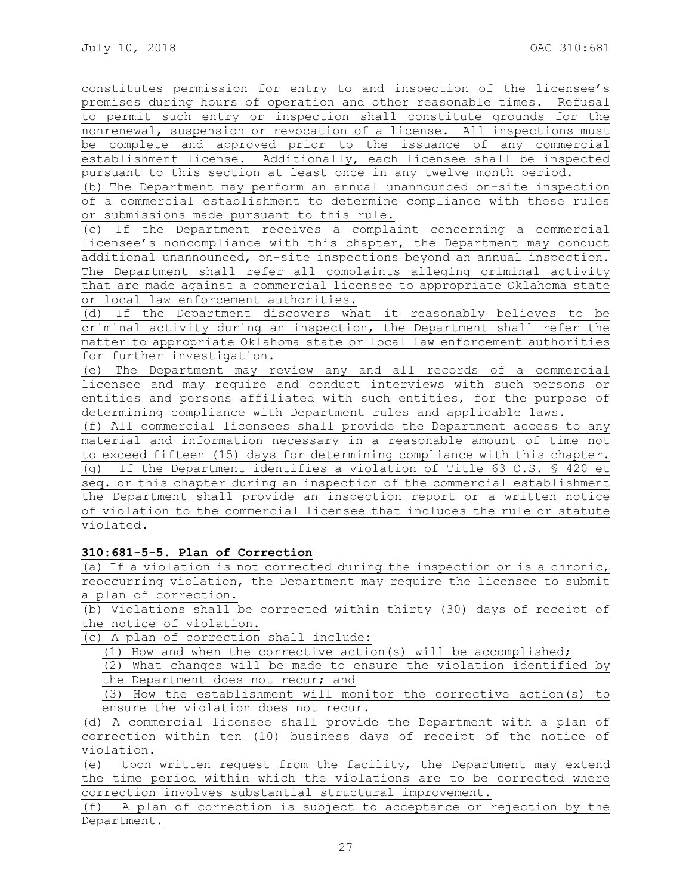constitutes permission for entry to and inspection of the licensee's premises during hours of operation and other reasonable times. Refusal to permit such entry or inspection shall constitute grounds for the nonrenewal, suspension or revocation of a license. All inspections must be complete and approved prior to the issuance of any commercial establishment license. Additionally, each licensee shall be inspected pursuant to this section at least once in any twelve month period.

(b) The Department may perform an annual unannounced on-site inspection of a commercial establishment to determine compliance with these rules or submissions made pursuant to this rule.

(c) If the Department receives a complaint concerning a commercial licensee's noncompliance with this chapter, the Department may conduct additional unannounced, on-site inspections beyond an annual inspection. The Department shall refer all complaints alleging criminal activity that are made against a commercial licensee to appropriate Oklahoma state or local law enforcement authorities.

(d) If the Department discovers what it reasonably believes to be criminal activity during an inspection, the Department shall refer the matter to appropriate Oklahoma state or local law enforcement authorities for further investigation.

(e) The Department may review any and all records of a commercial licensee and may require and conduct interviews with such persons or entities and persons affiliated with such entities, for the purpose of determining compliance with Department rules and applicable laws.

(f) All commercial licensees shall provide the Department access to any material and information necessary in a reasonable amount of time not to exceed fifteen (15) days for determining compliance with this chapter.

(g) If the Department identifies a violation of Title 63 O.S. § 420 et seq. or this chapter during an inspection of the commercial establishment the Department shall provide an inspection report or a written notice of violation to the commercial licensee that includes the rule or statute violated.

**310:681-5-5. Plan of Correction**

(a) If a violation is not corrected during the inspection or is a chronic, reoccurring violation, the Department may require the licensee to submit a plan of correction.

(b) Violations shall be corrected within thirty (30) days of receipt of the notice of violation.

(c) A plan of correction shall include:

(1) How and when the corrective action(s) will be accomplished;

(2) What changes will be made to ensure the violation identified by the Department does not recur; and

(3) How the establishment will monitor the corrective action(s) to ensure the violation does not recur.

(d) A commercial licensee shall provide the Department with a plan of correction within ten (10) business days of receipt of the notice of violation.

(e) Upon written request from the facility, the Department may extend the time period within which the violations are to be corrected where correction involves substantial structural improvement.

(f) A plan of correction is subject to acceptance or rejection by the Department.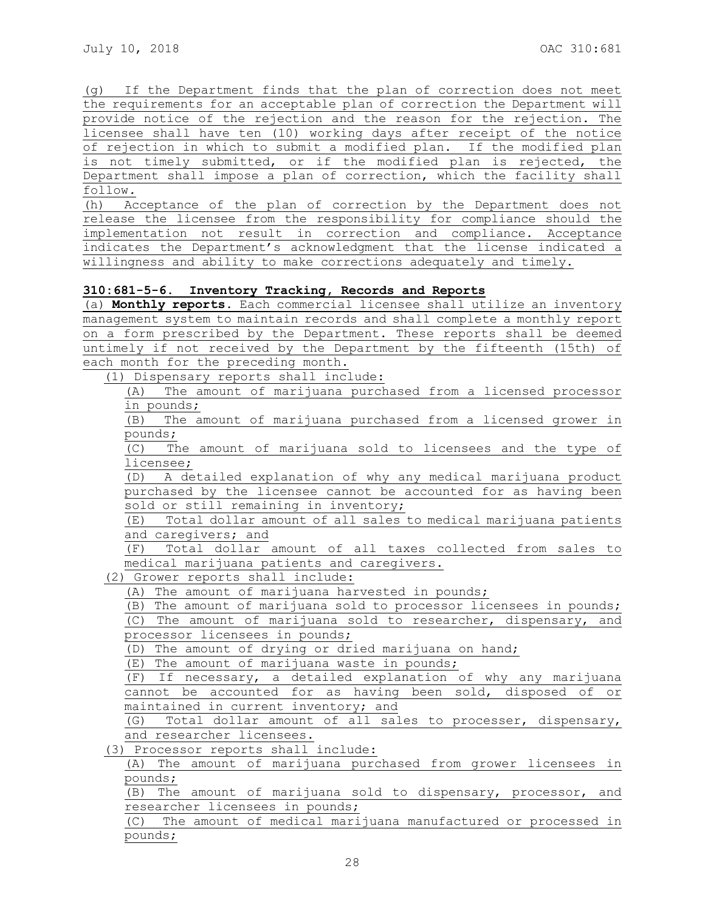(g) If the Department finds that the plan of correction does not meet the requirements for an acceptable plan of correction the Department will provide notice of the rejection and the reason for the rejection. The licensee shall have ten (10) working days after receipt of the notice of rejection in which to submit a modified plan. If the modified plan is not timely submitted, or if the modified plan is rejected, the Department shall impose a plan of correction, which the facility shall follow.

(h) Acceptance of the plan of correction by the Department does not release the licensee from the responsibility for compliance should the implementation not result in correction and compliance. Acceptance indicates the Department's acknowledgment that the license indicated a willingness and ability to make corrections adequately and timely.

**310:681-5-6. Inventory Tracking, Records and Reports**

(a) **Monthly reports.** Each commercial licensee shall utilize an inventory management system to maintain records and shall complete a monthly report on a form prescribed by the Department. These reports shall be deemed untimely if not received by the Department by the fifteenth (15th) of each month for the preceding month.

(1) Dispensary reports shall include:

(A) The amount of marijuana purchased from a licensed processor in pounds;

(B) The amount of marijuana purchased from a licensed grower in pounds;

(C) The amount of marijuana sold to licensees and the type of licensee;

(D) A detailed explanation of why any medical marijuana product purchased by the licensee cannot be accounted for as having been sold or still remaining in inventory;

(E) Total dollar amount of all sales to medical marijuana patients and caregivers; and

(F) Total dollar amount of all taxes collected from sales to medical marijuana patients and caregivers.

(2) Grower reports shall include:

(A) The amount of marijuana harvested in pounds;

(B) The amount of marijuana sold to processor licensees in pounds;

(C) The amount of marijuana sold to researcher, dispensary, and processor licensees in pounds;

(D) The amount of drying or dried marijuana on hand;

(E) The amount of marijuana waste in pounds;

(F) If necessary, a detailed explanation of why any marijuana cannot be accounted for as having been sold, disposed of or maintained in current inventory; and

(G) Total dollar amount of all sales to processer, dispensary, and researcher licensees.

(3) Processor reports shall include:

(A) The amount of marijuana purchased from grower licensees in pounds;

(B) The amount of marijuana sold to dispensary, processor, and researcher licensees in pounds;

(C) The amount of medical marijuana manufactured or processed in pounds;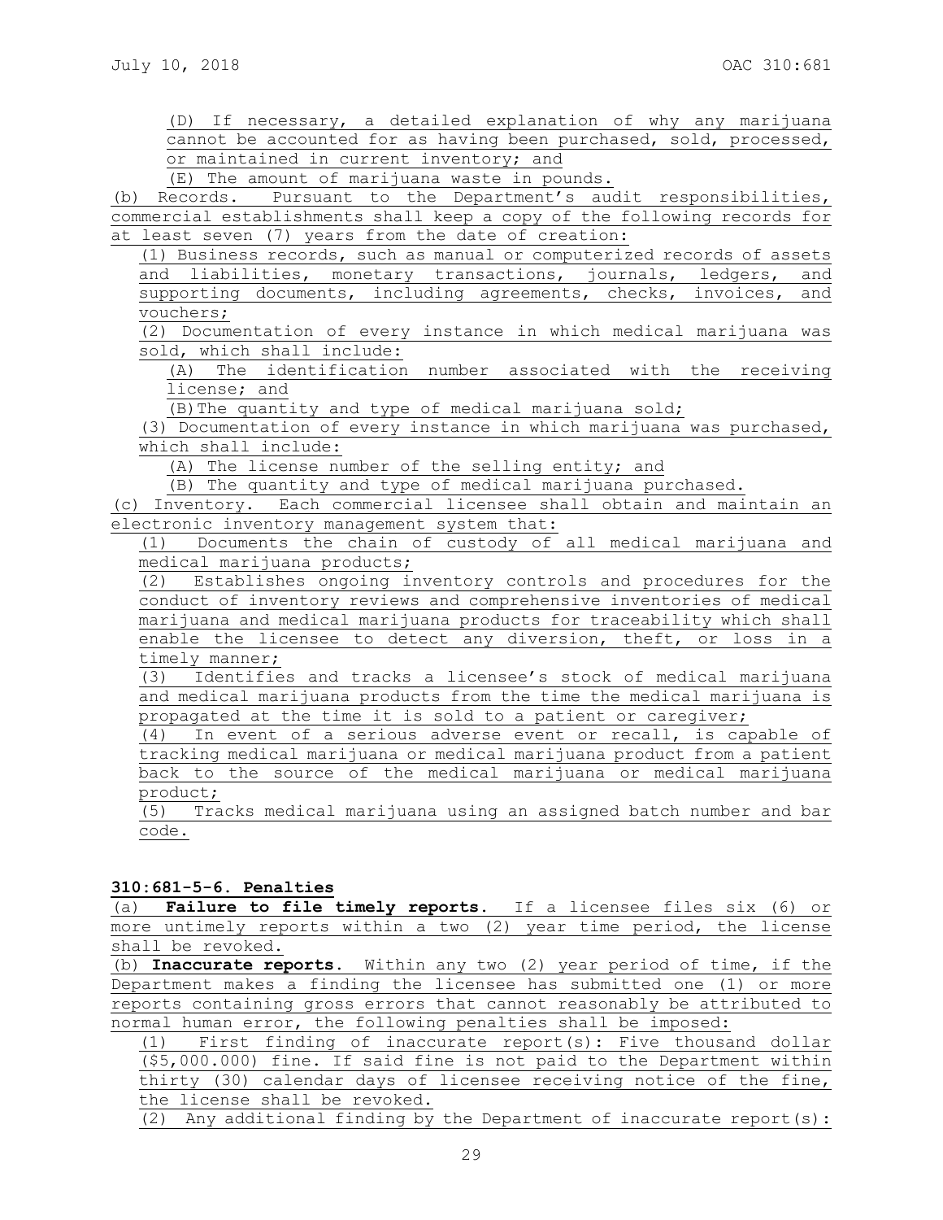(D) If necessary, a detailed explanation of why any marijuana cannot be accounted for as having been purchased, sold, processed, or maintained in current inventory; and

(E) The amount of marijuana waste in pounds.

(b) Records. Pursuant to the Department's audit responsibilities, commercial establishments shall keep a copy of the following records for at least seven (7) years from the date of creation:

(1) Business records, such as manual or computerized records of assets and liabilities, monetary transactions, journals, ledgers, and supporting documents, including agreements, checks, invoices, and vouchers;

(2) Documentation of every instance in which medical marijuana was sold, which shall include:

(A) The identification number associated with the receiving license; and

(B)The quantity and type of medical marijuana sold;

(3) Documentation of every instance in which marijuana was purchased, which shall include:

(A) The license number of the selling entity; and

(B) The quantity and type of medical marijuana purchased.

(c) Inventory. Each commercial licensee shall obtain and maintain an electronic inventory management system that:

(1) Documents the chain of custody of all medical marijuana and medical marijuana products;

(2) Establishes ongoing inventory controls and procedures for the conduct of inventory reviews and comprehensive inventories of medical marijuana and medical marijuana products for traceability which shall enable the licensee to detect any diversion, theft, or loss in a timely manner;

(3) Identifies and tracks a licensee's stock of medical marijuana and medical marijuana products from the time the medical marijuana is propagated at the time it is sold to a patient or caregiver;

(4) In event of a serious adverse event or recall, is capable of tracking medical marijuana or medical marijuana product from a patient back to the source of the medical marijuana or medical marijuana product;

(5) Tracks medical marijuana using an assigned batch number and bar code.

**310:681-5-6. Penalties**

(a) **Failure to file timely reports.** If a licensee files six (6) or more untimely reports within a two (2) year time period, the license shall be revoked.

(b) **Inaccurate reports.** Within any two (2) year period of time, if the Department makes a finding the licensee has submitted one (1) or more reports containing gross errors that cannot reasonably be attributed to normal human error, the following penalties shall be imposed:

(1) First finding of inaccurate report(s): Five thousand dollar ($5,000.000) fine. If said fine is not paid to the Department within thirty (30) calendar days of licensee receiving notice of the fine, the license shall be revoked.

(2) Any additional finding by the Department of inaccurate report(s):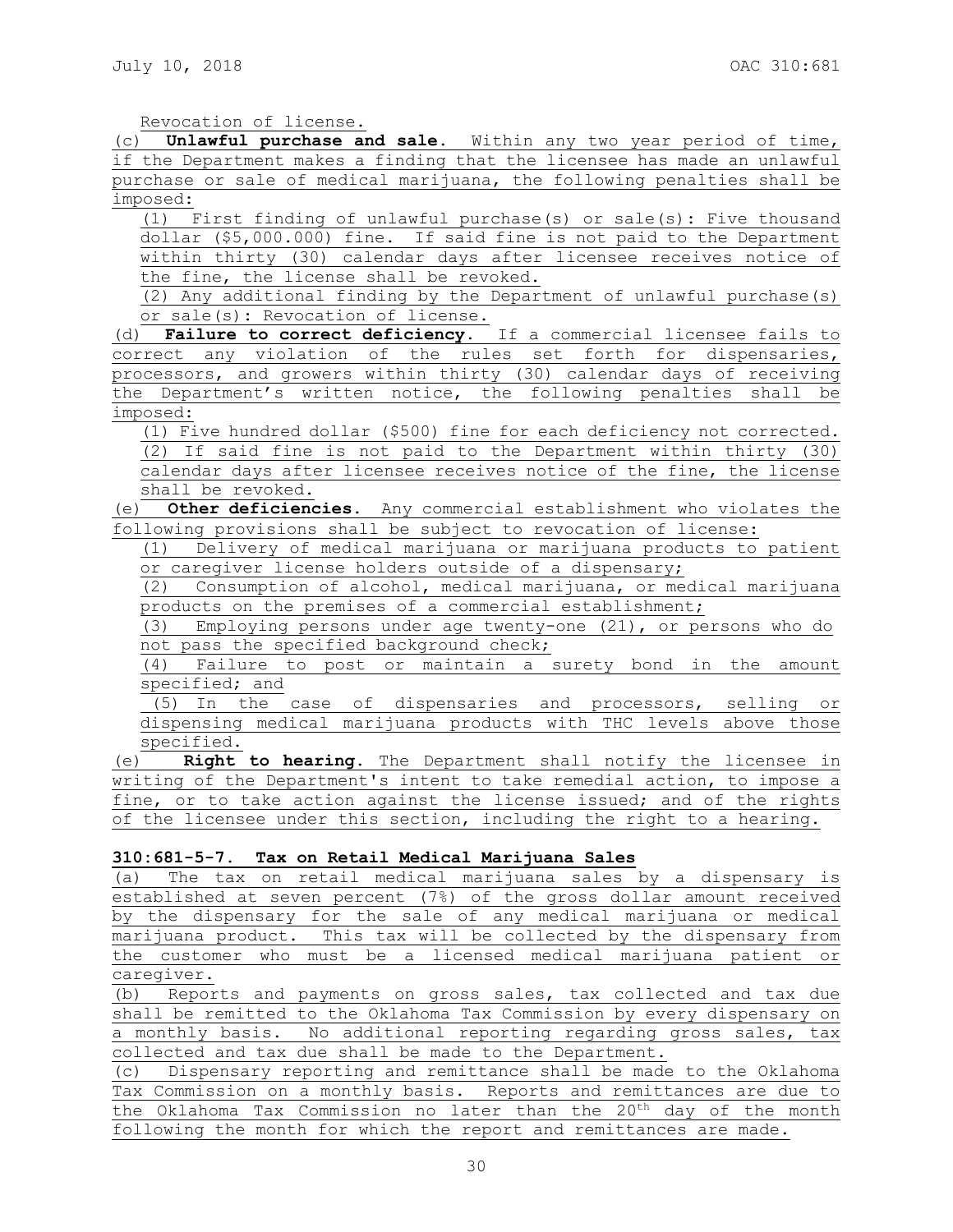Revocation of license.

(c) **Unlawful purchase and sale.** Within any two year period of time, if the Department makes a finding that the licensee has made an unlawful purchase or sale of medical marijuana, the following penalties shall be imposed:

(1) First finding of unlawful purchase(s) or sale(s): Five thousand dollar ($5,000.000) fine. If said fine is not paid to the Department within thirty (30) calendar days after licensee receives notice of the fine, the license shall be revoked.

(2) Any additional finding by the Department of unlawful purchase(s) or sale(s): Revocation of license.

(d) **Failure to correct deficiency.** If a commercial licensee fails to correct any violation of the rules set forth for dispensaries, processors, and growers within thirty (30) calendar days of receiving the Department's written notice, the following penalties shall be imposed:

(1) Five hundred dollar ($500) fine for each deficiency not corrected.

(2) If said fine is not paid to the Department within thirty (30) calendar days after licensee receives notice of the fine, the license shall be revoked.

(e) **Other deficiencies.** Any commercial establishment who violates the following provisions shall be subject to revocation of license:

(1) Delivery of medical marijuana or marijuana products to patient or caregiver license holders outside of a dispensary;

(2) Consumption of alcohol, medical marijuana, or medical marijuana products on the premises of a commercial establishment;

(3) Employing persons under age twenty-one (21), or persons who do not pass the specified background check;

(4) Failure to post or maintain a surety bond in the amount specified; and

(5) In the case of dispensaries and processors, selling or dispensing medical marijuana products with THC levels above those specified.

(e) **Right to hearing.** The Department shall notify the licensee in writing of the Department's intent to take remedial action, to impose a fine, or to take action against the license issued; and of the rights of the licensee under this section, including the right to a hearing.

**310:681-5-7. Tax on Retail Medical Marijuana Sales**

(a) The tax on retail medical marijuana sales by a dispensary is established at seven percent (7%) of the gross dollar amount received by the dispensary for the sale of any medical marijuana or medical marijuana product. This tax will be collected by the dispensary from the customer who must be a licensed medical marijuana patient or caregiver.

(b) Reports and payments on gross sales, tax collected and tax due shall be remitted to the Oklahoma Tax Commission by every dispensary on a monthly basis. No additional reporting regarding gross sales, tax collected and tax due shall be made to the Department.

(c) Dispensary reporting and remittance shall be made to the Oklahoma Tax Commission on a monthly basis. Reports and remittances are due to the Oklahoma Tax Commission no later than the 20th day of the month following the month for which the report and remittances are made.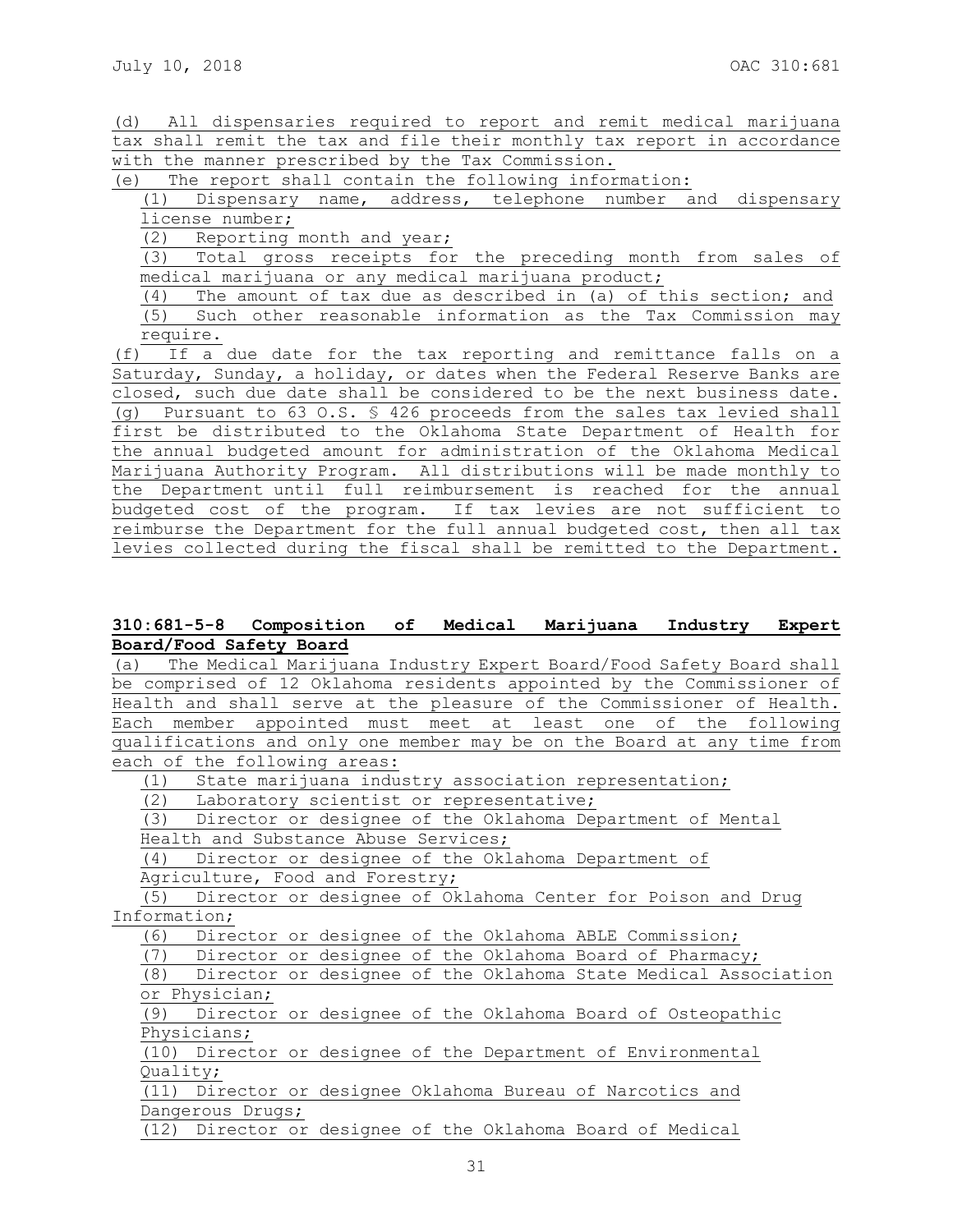(d) All dispensaries required to report and remit medical marijuana tax shall remit the tax and file their monthly tax report in accordance with the manner prescribed by the Tax Commission.

(e) The report shall contain the following information:

(1) Dispensary name, address, telephone number and dispensary license number;

(2) Reporting month and year;

(3) Total gross receipts for the preceding month from sales of medical marijuana or any medical marijuana product;

(4) The amount of tax due as described in (a) of this section; and

(5) Such other reasonable information as the Tax Commission may require.

(f) If a due date for the tax reporting and remittance falls on a Saturday, Sunday, a holiday, or dates when the Federal Reserve Banks are closed, such due date shall be considered to be the next business date.

(g) Pursuant to 63 O.S. § 426 proceeds from the sales tax levied shall first be distributed to the Oklahoma State Department of Health for the annual budgeted amount for administration of the Oklahoma Medical Marijuana Authority Program. All distributions will be made monthly to the Department until full reimbursement is reached for the annual budgeted cost of the program. If tax levies are not sufficient to reimburse the Department for the full annual budgeted cost, then all tax levies collected during the fiscal shall be remitted to the Department.

**310:681-5-8 Composition of Medical Marijuana Industry Expert Board/Food Safety Board**

(a) The Medical Marijuana Industry Expert Board/Food Safety Board shall be comprised of 12 Oklahoma residents appointed by the Commissioner of Health and shall serve at the pleasure of the Commissioner of Health. Each member appointed must meet at least one of the following qualifications and only one member may be on the Board at any time from each of the following areas:

(1) State marijuana industry association representation;

(2) Laboratory scientist or representative;

(3) Director or designee of the Oklahoma Department of Mental Health and Substance Abuse Services;

(4) Director or designee of the Oklahoma Department of Agriculture, Food and Forestry;

(5) Director or designee of Oklahoma Center for Poison and Drug Information;

(6) Director or designee of the Oklahoma ABLE Commission;

(7) Director or designee of the Oklahoma Board of Pharmacy;

(8) Director or designee of the Oklahoma State Medical Association or Physician;

(9) Director or designee of the Oklahoma Board of Osteopathic Physicians;

(10) Director or designee of the Department of Environmental Quality;

(11) Director or designee Oklahoma Bureau of Narcotics and Dangerous Drugs;

(12) Director or designee of the Oklahoma Board of Medical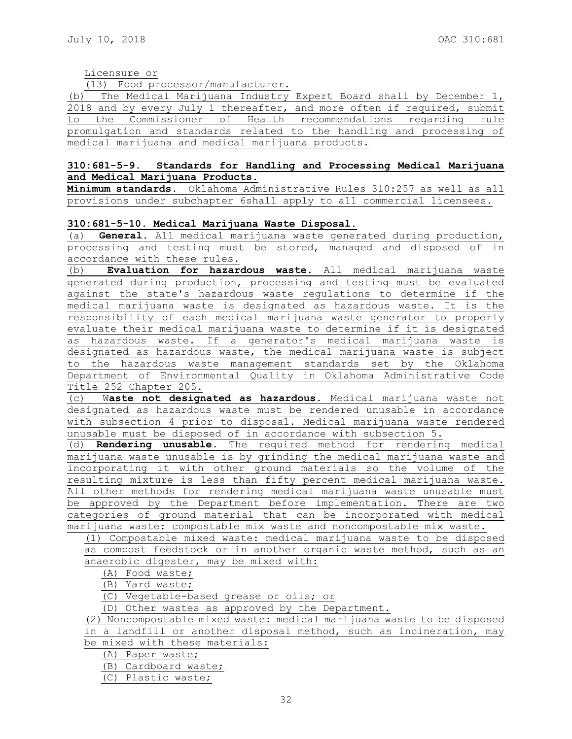Licensure or

(13) Food processor/manufacturer.

(b) The Medical Marijuana Industry Expert Board shall by December 1, 2018 and by every July 1 thereafter, and more often if required, submit to the Commissioner of Health recommendations regarding rule promulgation and standards related to the handling and processing of medical marijuana and medical marijuana products.

**310:681-5-9. Standards for Handling and Processing Medical Marijuana and Medical Marijuana Products.**

**Minimum standards.** Oklahoma Administrative Rules 310:257 as well as all provisions under subchapter 6shall apply to all commercial licensees.

**310:681-5-10. Medical Marijuana Waste Disposal.**

(a) **General.** All medical marijuana waste generated during production, processing and testing must be stored, managed and disposed of in accordance with these rules.

(b) **Evaluation for hazardous waste.** All medical marijuana waste generated during production, processing and testing must be evaluated against the state's hazardous waste regulations to determine if the medical marijuana waste is designated as hazardous waste. It is the responsibility of each medical marijuana waste generator to properly evaluate their medical marijuana waste to determine if it is designated as hazardous waste. If a generator's medical marijuana waste is designated as hazardous waste, the medical marijuana waste is subject to the hazardous waste management standards set by the Oklahoma Department of Environmental Quality in Oklahoma Administrative Code Title 252 Chapter 205.

(c) W**aste not designated as hazardous.** Medical marijuana waste not designated as hazardous waste must be rendered unusable in accordance with subsection 4 prior to disposal. Medical marijuana waste rendered unusable must be disposed of in accordance with subsection 5.

(d) **Rendering unusable.** The required method for rendering medical marijuana waste unusable is by grinding the medical marijuana waste and incorporating it with other ground materials so the volume of the resulting mixture is less than fifty percent medical marijuana waste. All other methods for rendering medical marijuana waste unusable must be approved by the Department before implementation. There are two categories of ground material that can be incorporated with medical marijuana waste: compostable mix waste and noncompostable mix waste.

(1) Compostable mixed waste: medical marijuana waste to be disposed as compost feedstock or in another organic waste method, such as an anaerobic digester, may be mixed with:

(A) Food waste;

(B) Yard waste;

(C) Vegetable-based grease or oils; or

(D) Other wastes as approved by the Department.

(2) Noncompostable mixed waste: medical marijuana waste to be disposed in a landfill or another disposal method, such as incineration, may be mixed with these materials:

(A) Paper waste;

(B) Cardboard waste;

(C) Plastic waste;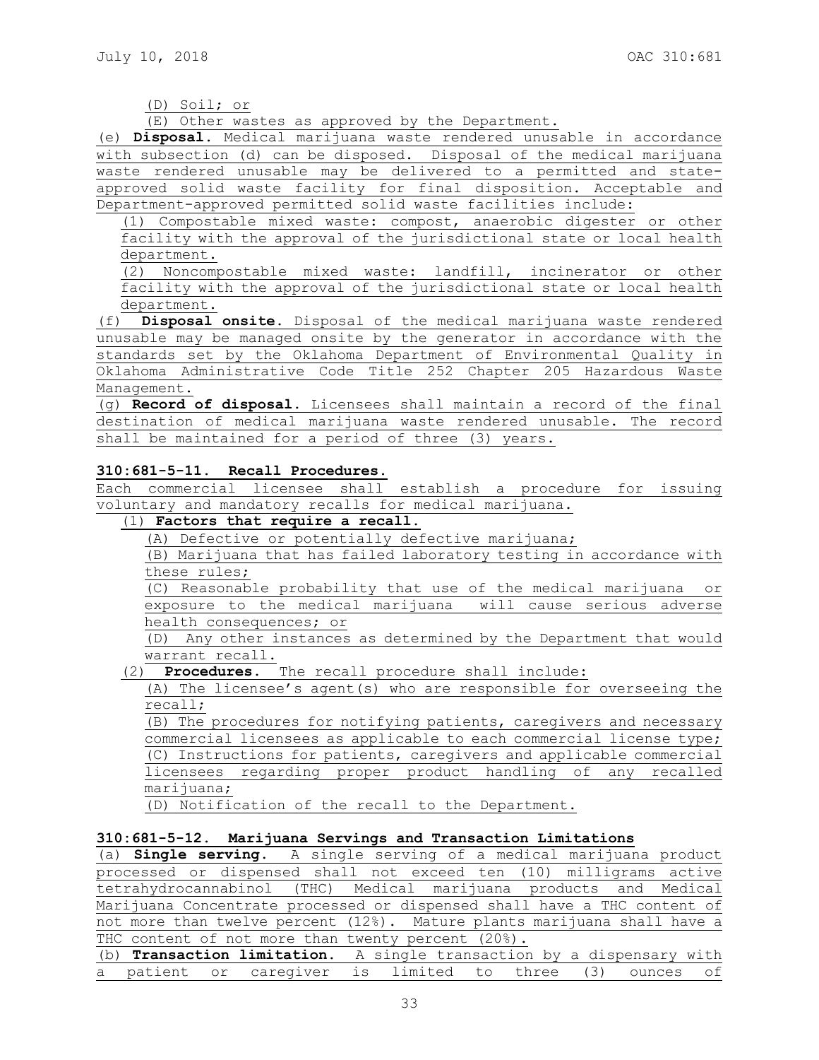(D) Soil; or

(E) Other wastes as approved by the Department.

(e) **Disposal.** Medical marijuana waste rendered unusable in accordance with subsection (d) can be disposed. Disposal of the medical marijuana waste rendered unusable may be delivered to a permitted and state-approved solid waste facility for final disposition. Acceptable and Department-approved permitted solid waste facilities include:

(1) Compostable mixed waste: compost, anaerobic digester or other facility with the approval of the jurisdictional state or local health department.

(2) Noncompostable mixed waste: landfill, incinerator or other facility with the approval of the jurisdictional state or local health department.

(f) **Disposal onsite.** Disposal of the medical marijuana waste rendered unusable may be managed onsite by the generator in accordance with the standards set by the Oklahoma Department of Environmental Quality in Oklahoma Administrative Code Title 252 Chapter 205 Hazardous Waste Management.

(g) **Record of disposal.** Licensees shall maintain a record of the final destination of medical marijuana waste rendered unusable. The record shall be maintained for a period of three (3) years.

**310:681-5-11. Recall Procedures.**

Each commercial licensee shall establish a procedure for issuing voluntary and mandatory recalls for medical marijuana.

(1) **Factors that require a recall.**

(A) Defective or potentially defective marijuana;

(B) Marijuana that has failed laboratory testing in accordance with these rules;

(C) Reasonable probability that use of the medical marijuana or exposure to the medical marijuana will cause serious adverse health consequences; or

(D) Any other instances as determined by the Department that would warrant recall.

(2) **Procedures.** The recall procedure shall include:

(A) The licensee's agent(s) who are responsible for overseeing the recall;

(B) The procedures for notifying patients, caregivers and necessary commercial licensees as applicable to each commercial license type;

(C) Instructions for patients, caregivers and applicable commercial licensees regarding proper product handling of any recalled marijuana;

(D) Notification of the recall to the Department.

**310:681-5-12. Marijuana Servings and Transaction Limitations**

(a) **Single serving.** A single serving of a medical marijuana product processed or dispensed shall not exceed ten (10) milligrams active tetrahydrocannabinol (THC) Medical marijuana products and Medical Marijuana Concentrate processed or dispensed shall have a THC content of not more than twelve percent (12%). Mature plants marijuana shall have a THC content of not more than twenty percent (20%).

(b) **Transaction limitation.** A single transaction by a dispensary with a patient or caregiver is limited to three (3) ounces of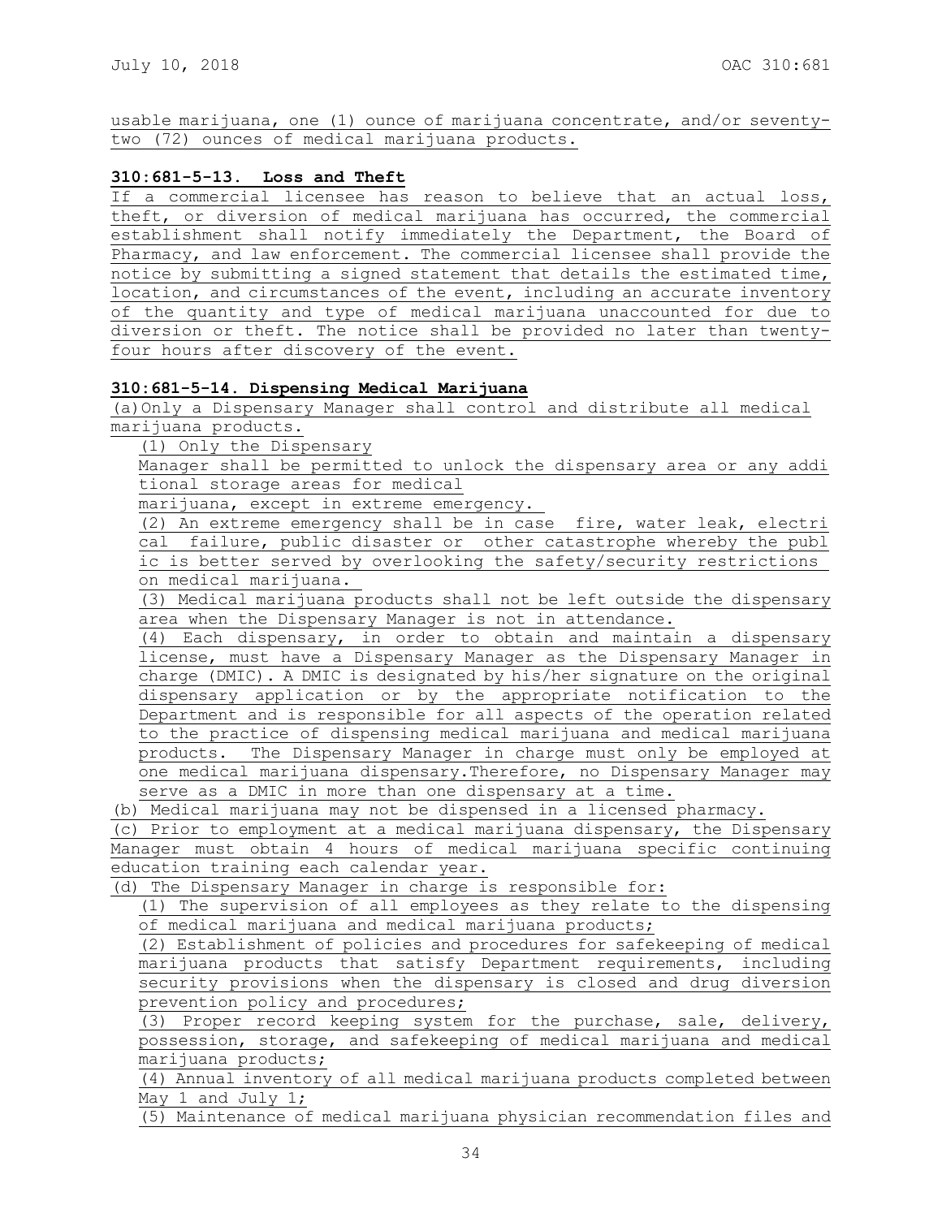usable marijuana, one (1) ounce of marijuana concentrate, and/or seventy-two (72) ounces of medical marijuana products.

**310:681-5-13. Loss and Theft**

If a commercial licensee has reason to believe that an actual loss, theft, or diversion of medical marijuana has occurred, the commercial establishment shall notify immediately the Department, the Board of Pharmacy, and law enforcement. The commercial licensee shall provide the notice by submitting a signed statement that details the estimated time, location, and circumstances of the event, including an accurate inventory of the quantity and type of medical marijuana unaccounted for due to diversion or theft. The notice shall be provided no later than twenty-four hours after discovery of the event.

**310:681-5-14. Dispensing Medical Marijuana**

(a) Only a Dispensary Manager shall control and distribute all medical marijuana products.

(1) Only the Dispensary Manager shall be permitted to unlock the dispensary area or any additional storage areas for medical marijuana, except in extreme emergency.

(2) An extreme emergency shall be in case fire, water leak, electrical failure, public disaster or other catastrophe whereby the public is better served by overlooking the safety/security restrictions on medical marijuana.

(3) Medical marijuana products shall not be left outside the dispensary area when the Dispensary Manager is not in attendance.

(4) Each dispensary, in order to obtain and maintain a dispensary license, must have a Dispensary Manager as the Dispensary Manager in charge (DMIC). A DMIC is designated by his/her signature on the original dispensary application or by the appropriate notification to the Department and is responsible for all aspects of the operation related to the practice of dispensing medical marijuana and medical marijuana products. The Dispensary Manager in charge must only be employed at one medical marijuana dispensary.Therefore, no Dispensary Manager may serve as a DMIC in more than one dispensary at a time.

(b) Medical marijuana may not be dispensed in a licensed pharmacy.

(c) Prior to employment at a medical marijuana dispensary, the Dispensary Manager must obtain 4 hours of medical marijuana specific continuing education training each calendar year.

(d) The Dispensary Manager in charge is responsible for:

(1) The supervision of all employees as they relate to the dispensing of medical marijuana and medical marijuana products;

(2) Establishment of policies and procedures for safekeeping of medical marijuana products that satisfy Department requirements, including security provisions when the dispensary is closed and drug diversion prevention policy and procedures;

(3) Proper record keeping system for the purchase, sale, delivery, possession, storage, and safekeeping of medical marijuana and medical marijuana products;

(4) Annual inventory of all medical marijuana products completed between May 1 and July 1;

(5) Maintenance of medical marijuana physician recommendation files and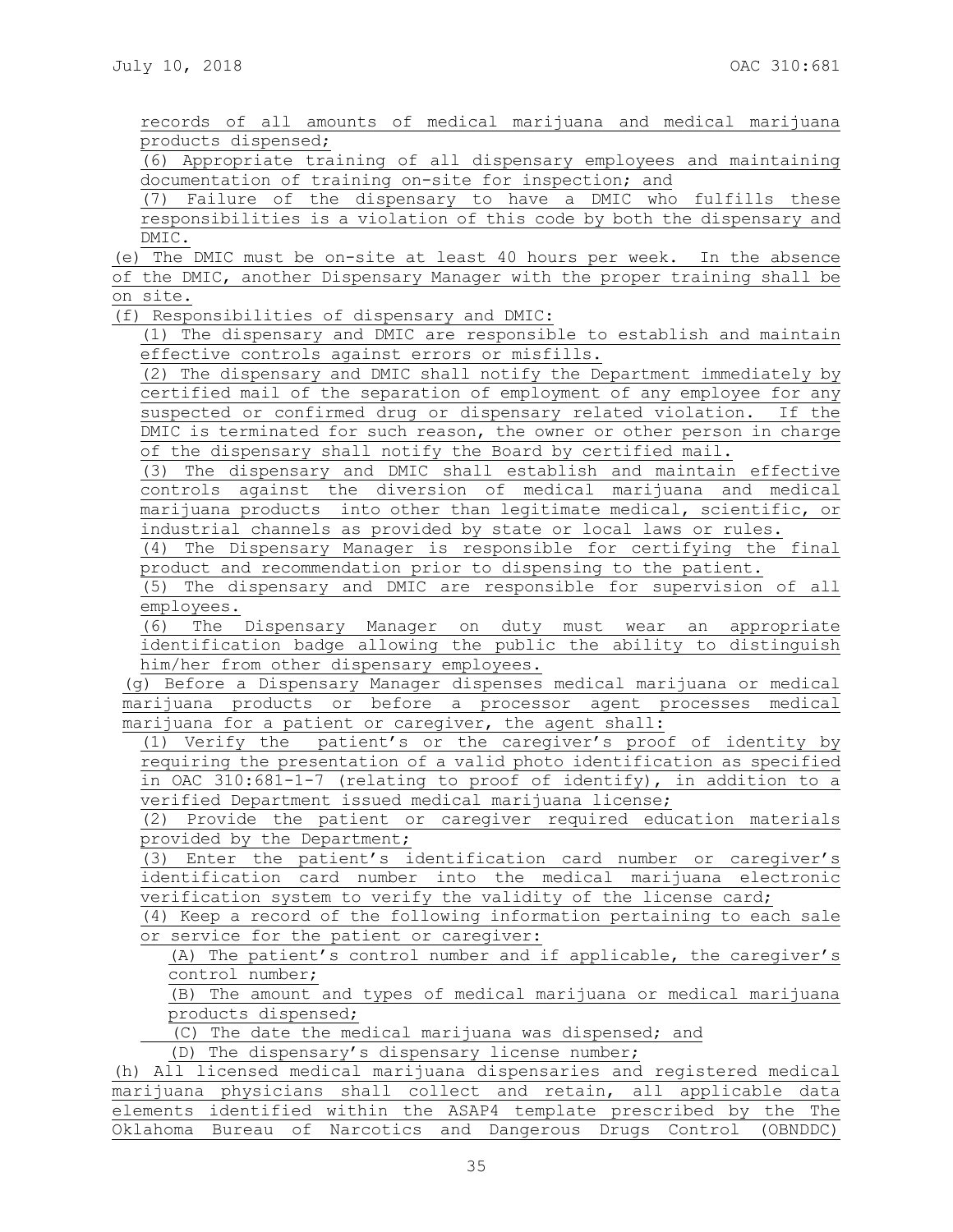records of all amounts of medical marijuana and medical marijuana products dispensed;

(6) Appropriate training of all dispensary employees and maintaining documentation of training on-site for inspection; and

(7) Failure of the dispensary to have a DMIC who fulfills these responsibilities is a violation of this code by both the dispensary and DMIC.

(e) The DMIC must be on-site at least 40 hours per week. In the absence of the DMIC, another Dispensary Manager with the proper training shall be on site.

(f) Responsibilities of dispensary and DMIC:

(1) The dispensary and DMIC are responsible to establish and maintain effective controls against errors or misfills.

(2) The dispensary and DMIC shall notify the Department immediately by certified mail of the separation of employment of any employee for any suspected or confirmed drug or dispensary related violation. If the DMIC is terminated for such reason, the owner or other person in charge of the dispensary shall notify the Board by certified mail.

(3) The dispensary and DMIC shall establish and maintain effective controls against the diversion of medical marijuana and medical marijuana products into other than legitimate medical, scientific, or industrial channels as provided by state or local laws or rules.

(4) The Dispensary Manager is responsible for certifying the final product and recommendation prior to dispensing to the patient.

(5) The dispensary and DMIC are responsible for supervision of all employees.

(6) The Dispensary Manager on duty must wear an appropriate identification badge allowing the public the ability to distinguish him/her from other dispensary employees.

(g) Before a Dispensary Manager dispenses medical marijuana or medical marijuana products or before a processor agent processes medical marijuana for a patient or caregiver, the agent shall:

(1) Verify the patient's or the caregiver's proof of identity by requiring the presentation of a valid photo identification as specified in OAC 310:681-1-7 (relating to proof of identify), in addition to a verified Department issued medical marijuana license;

(2) Provide the patient or caregiver required education materials provided by the Department;

(3) Enter the patient's identification card number or caregiver's identification card number into the medical marijuana electronic verification system to verify the validity of the license card;

(4) Keep a record of the following information pertaining to each sale or service for the patient or caregiver:

(A) The patient's control number and if applicable, the caregiver's control number;

(B) The amount and types of medical marijuana or medical marijuana products dispensed;

(C) The date the medical marijuana was dispensed; and

(D) The dispensary's dispensary license number;

(h) All licensed medical marijuana dispensaries and registered medical marijuana physicians shall collect and retain, all applicable data elements identified within the ASAP4 template prescribed by the The Oklahoma Bureau of Narcotics and Dangerous Drugs Control (OBNDDC)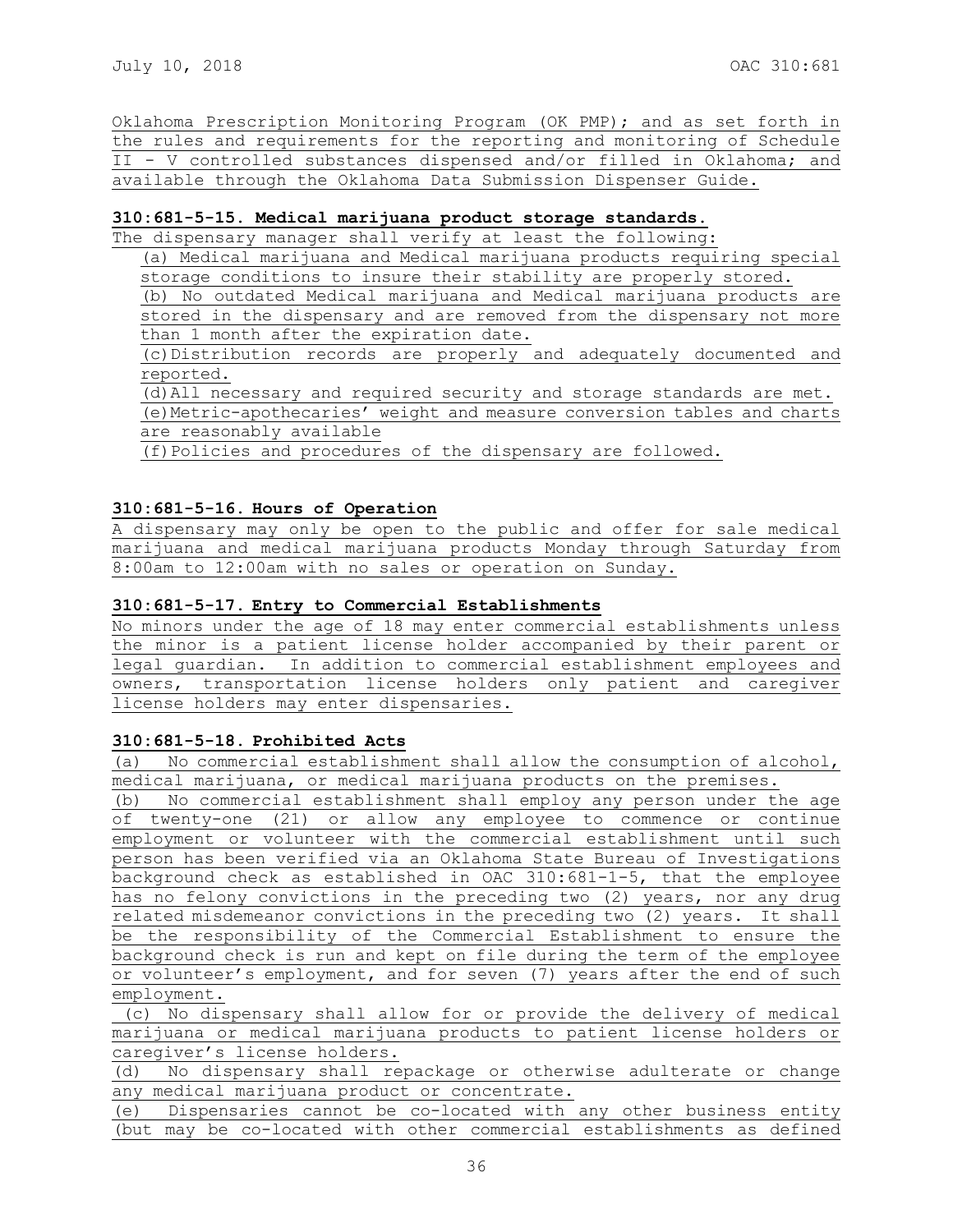Oklahoma Prescription Monitoring Program (OK PMP); and as set forth in the rules and requirements for the reporting and monitoring of Schedule II - V controlled substances dispensed and/or filled in Oklahoma; and available through the Oklahoma Data Submission Dispenser Guide.

**310:681-5-15. Medical marijuana product storage standards.**

The dispensary manager shall verify at least the following:

(a) Medical marijuana and Medical marijuana products requiring special storage conditions to insure their stability are properly stored.

(b) No outdated Medical marijuana and Medical marijuana products are stored in the dispensary and are removed from the dispensary not more than 1 month after the expiration date.

(c) Distribution records are properly and adequately documented and reported.

(d) All necessary and required security and storage standards are met.

(e) Metric-apothecaries' weight and measure conversion tables and charts are reasonably available

(f) Policies and procedures of the dispensary are followed.

**310:681-5-16. Hours of Operation**

A dispensary may only be open to the public and offer for sale medical marijuana and medical marijuana products Monday through Saturday from 8:00am to 12:00am with no sales or operation on Sunday.

**310:681-5-17. Entry to Commercial Establishments**

No minors under the age of 18 may enter commercial establishments unless the minor is a patient license holder accompanied by their parent or legal guardian. In addition to commercial establishment employees and owners, transportation license holders only patient and caregiver license holders may enter dispensaries.

**310:681-5-18. Prohibited Acts**

(a) No commercial establishment shall allow the consumption of alcohol, medical marijuana, or medical marijuana products on the premises.

(b) No commercial establishment shall employ any person under the age of twenty-one (21) or allow any employee to commence or continue employment or volunteer with the commercial establishment until such person has been verified via an Oklahoma State Bureau of Investigations background check as established in OAC 310:681-1-5, that the employee has no felony convictions in the preceding two (2) years, nor any drug related misdemeanor convictions in the preceding two (2) years. It shall be the responsibility of the Commercial Establishment to ensure the background check is run and kept on file during the term of the employee or volunteer's employment, and for seven (7) years after the end of such employment.

(c) No dispensary shall allow for or provide the delivery of medical marijuana or medical marijuana products to patient license holders or caregiver's license holders.

(d) No dispensary shall repackage or otherwise adulterate or change any medical marijuana product or concentrate.

(e) Dispensaries cannot be co-located with any other business entity (but may be co-located with other commercial establishments as defined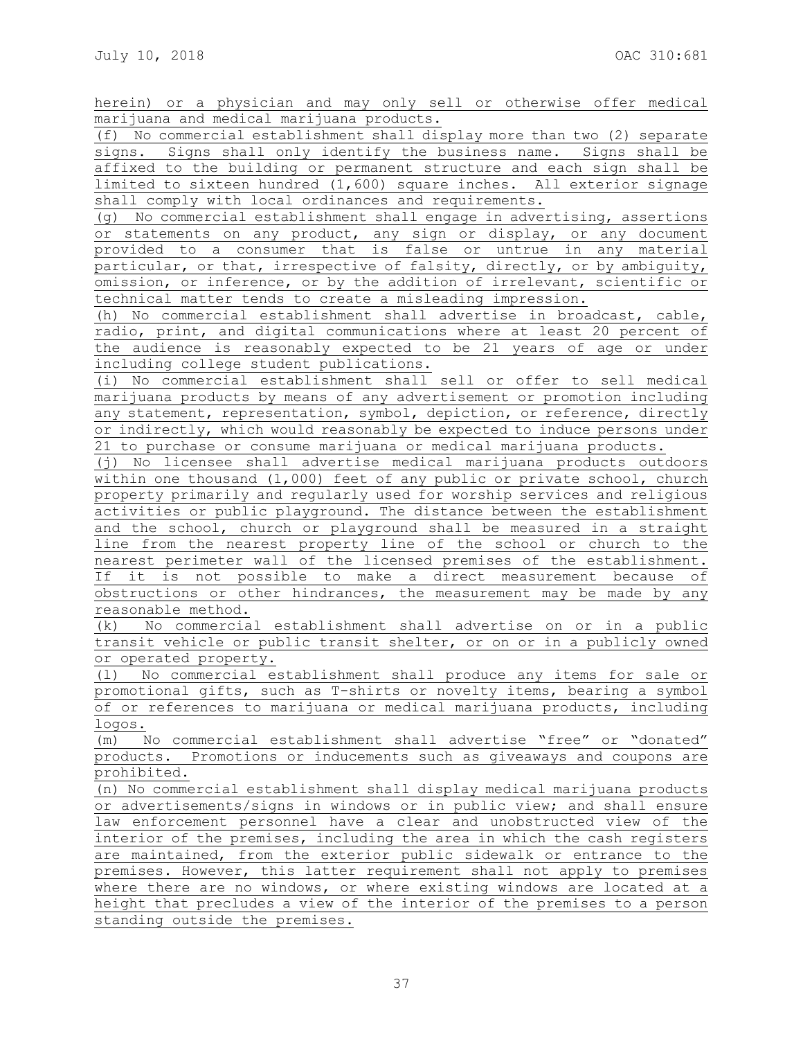herein) or a physician and may only sell or otherwise offer medical marijuana and medical marijuana products.

(f) No commercial establishment shall display more than two (2) separate signs. Signs shall only identify the business name. Signs shall be affixed to the building or permanent structure and each sign shall be limited to sixteen hundred (1,600) square inches. All exterior signage shall comply with local ordinances and requirements.

(g) No commercial establishment shall engage in advertising, assertions or statements on any product, any sign or display, or any document provided to a consumer that is false or untrue in any material particular, or that, irrespective of falsity, directly, or by ambiguity, omission, or inference, or by the addition of irrelevant, scientific or technical matter tends to create a misleading impression.

(h) No commercial establishment shall advertise in broadcast, cable, radio, print, and digital communications where at least 20 percent of the audience is reasonably expected to be 21 years of age or under including college student publications.

(i) No commercial establishment shall sell or offer to sell medical marijuana products by means of any advertisement or promotion including any statement, representation, symbol, depiction, or reference, directly or indirectly, which would reasonably be expected to induce persons under 21 to purchase or consume marijuana or medical marijuana products.

(j) No licensee shall advertise medical marijuana products outdoors within one thousand (1,000) feet of any public or private school, church property primarily and regularly used for worship services and religious activities or public playground. The distance between the establishment and the school, church or playground shall be measured in a straight line from the nearest property line of the school or church to the nearest perimeter wall of the licensed premises of the establishment. If it is not possible to make a direct measurement because of obstructions or other hindrances, the measurement may be made by any reasonable method.

(k) No commercial establishment shall advertise on or in a public transit vehicle or public transit shelter, or on or in a publicly owned or operated property.

(l) No commercial establishment shall produce any items for sale or promotional gifts, such as T-shirts or novelty items, bearing a symbol of or references to marijuana or medical marijuana products, including logos.

(m) No commercial establishment shall advertise "free" or "donated" products. Promotions or inducements such as giveaways and coupons are prohibited.

(n) No commercial establishment shall display medical marijuana products or advertisements/signs in windows or in public view; and shall ensure law enforcement personnel have a clear and unobstructed view of the interior of the premises, including the area in which the cash registers are maintained, from the exterior public sidewalk or entrance to the premises. However, this latter requirement shall not apply to premises where there are no windows, or where existing windows are located at a height that precludes a view of the interior of the premises to a person standing outside the premises.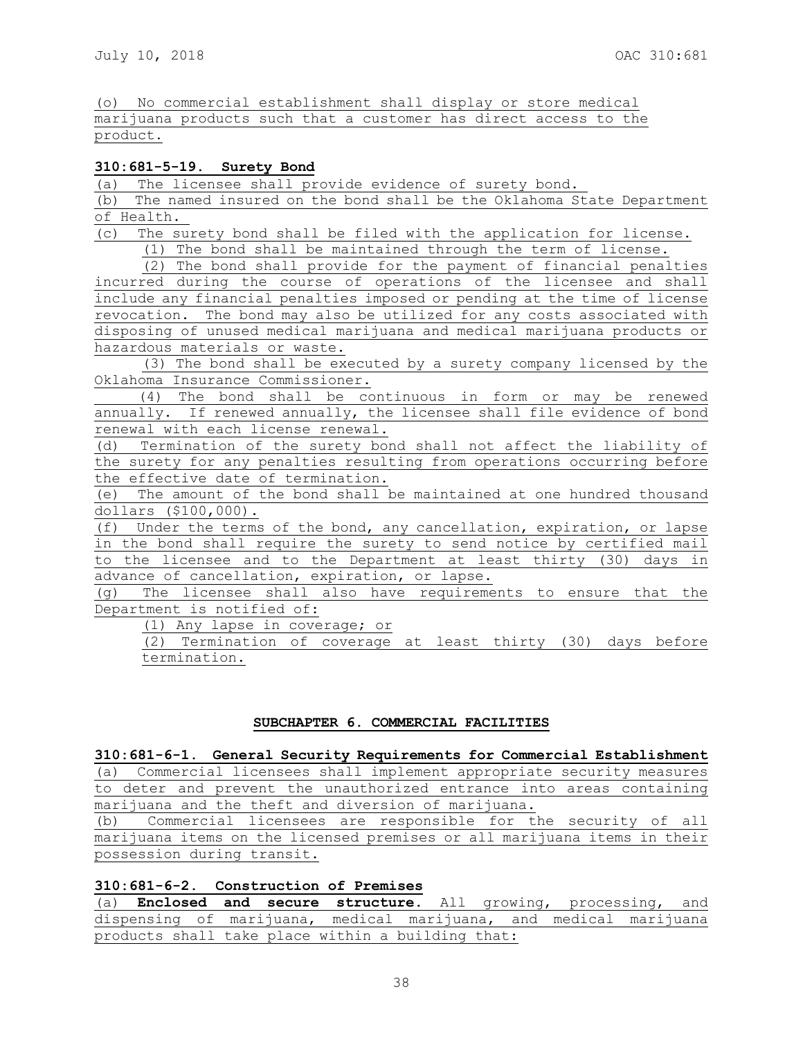(o) No commercial establishment shall display or store medical marijuana products such that a customer has direct access to the product.

**310:681-5-19. Surety Bond**

(a) The licensee shall provide evidence of surety bond.

(b) The named insured on the bond shall be the Oklahoma State Department of Health.

(c) The surety bond shall be filed with the application for license.

(1) The bond shall be maintained through the term of license.

(2) The bond shall provide for the payment of financial penalties incurred during the course of operations of the licensee and shall include any financial penalties imposed or pending at the time of license revocation. The bond may also be utilized for any costs associated with disposing of unused medical marijuana and medical marijuana products or hazardous materials or waste.

(3) The bond shall be executed by a surety company licensed by the Oklahoma Insurance Commissioner.

(4) The bond shall be continuous in form or may be renewed annually. If renewed annually, the licensee shall file evidence of bond renewal with each license renewal.

(d) Termination of the surety bond shall not affect the liability of the surety for any penalties resulting from operations occurring before the effective date of termination.

(e) The amount of the bond shall be maintained at one hundred thousand dollars ($100,000).

(f) Under the terms of the bond, any cancellation, expiration, or lapse in the bond shall require the surety to send notice by certified mail to the licensee and to the Department at least thirty (30) days in advance of cancellation, expiration, or lapse.

(g) The licensee shall also have requirements to ensure that the Department is notified of:

(1) Any lapse in coverage; or

(2) Termination of coverage at least thirty (30) days before termination.

## SUBCHAPTER 6. COMMERCIAL FACILITIES

**310:681-6-1. General Security Requirements for Commercial Establishment**

(a) Commercial licensees shall implement appropriate security measures to deter and prevent the unauthorized entrance into areas containing marijuana and the theft and diversion of marijuana.

(b) Commercial licensees are responsible for the security of all marijuana items on the licensed premises or all marijuana items in their possession during transit.

**310:681-6-2. Construction of Premises**

(a) **Enclosed and secure structure.** All growing, processing, and dispensing of marijuana, medical marijuana, and medical marijuana products shall take place within a building that: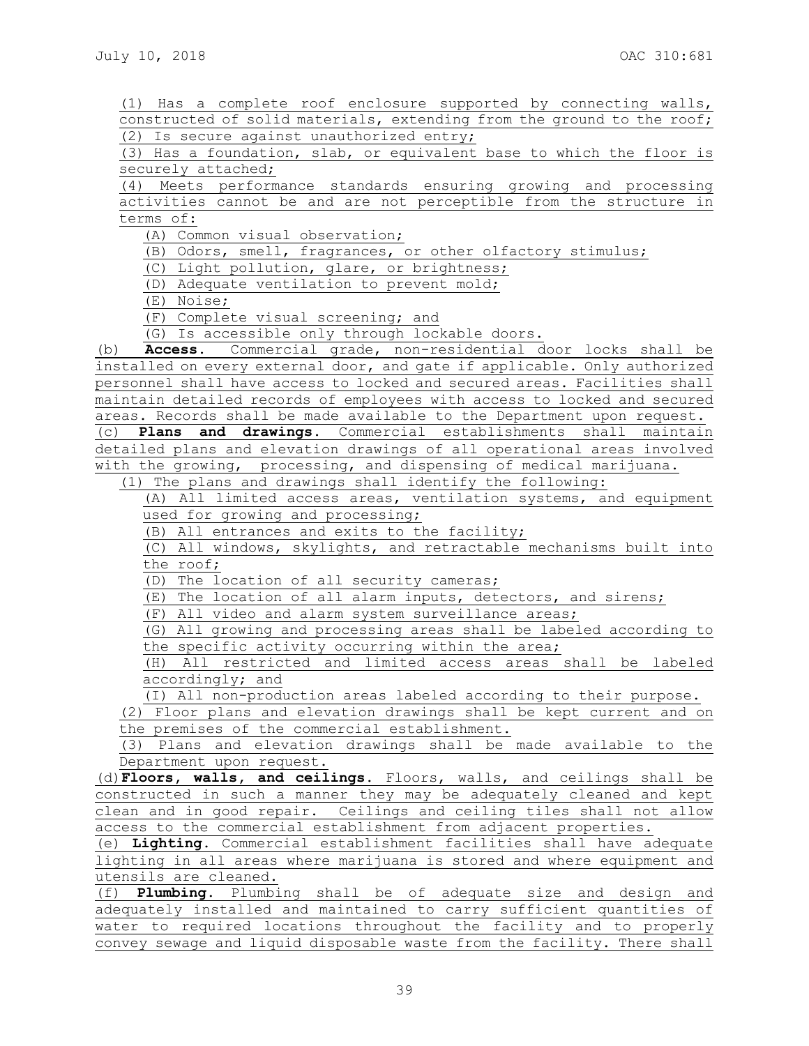(1) Has a complete roof enclosure supported by connecting walls, constructed of solid materials, extending from the ground to the roof;
(2) Is secure against unauthorized entry;
(3) Has a foundation, slab, or equivalent base to which the floor is securely attached;
(4) Meets performance standards ensuring growing and processing activities cannot be and are not perceptible from the structure in terms of:
(A) Common visual observation;
(B) Odors, smell, fragrances, or other olfactory stimulus;
(C) Light pollution, glare, or brightness;
(D) Adequate ventilation to prevent mold;
(E) Noise;
(F) Complete visual screening; and
(G) Is accessible only through lockable doors.

(b) **Access.** Commercial grade, non-residential door locks shall be installed on every external door, and gate if applicable. Only authorized personnel shall have access to locked and secured areas. Facilities shall maintain detailed records of employees with access to locked and secured areas. Records shall be made available to the Department upon request.

(c) **Plans and drawings.** Commercial establishments shall maintain detailed plans and elevation drawings of all operational areas involved with the growing, processing, and dispensing of medical marijuana.
(1) The plans and drawings shall identify the following:
(A) All limited access areas, ventilation systems, and equipment used for growing and processing;
(B) All entrances and exits to the facility;
(C) All windows, skylights, and retractable mechanisms built into the roof;
(D) The location of all security cameras;
(E) The location of all alarm inputs, detectors, and sirens;
(F) All video and alarm system surveillance areas;
(G) All growing and processing areas shall be labeled according to the specific activity occurring within the area;
(H) All restricted and limited access areas shall be labeled accordingly; and
(I) All non-production areas labeled according to their purpose.
(2) Floor plans and elevation drawings shall be kept current and on the premises of the commercial establishment.
(3) Plans and elevation drawings shall be made available to the Department upon request.

(d) **Floors, walls, and ceilings.** Floors, walls, and ceilings shall be constructed in such a manner they may be adequately cleaned and kept clean and in good repair. Ceilings and ceiling tiles shall not allow access to the commercial establishment from adjacent properties.

(e) **Lighting.** Commercial establishment facilities shall have adequate lighting in all areas where marijuana is stored and where equipment and utensils are cleaned.

(f) **Plumbing.** Plumbing shall be of adequate size and design and adequately installed and maintained to carry sufficient quantities of water to required locations throughout the facility and to properly convey sewage and liquid disposable waste from the facility. There shall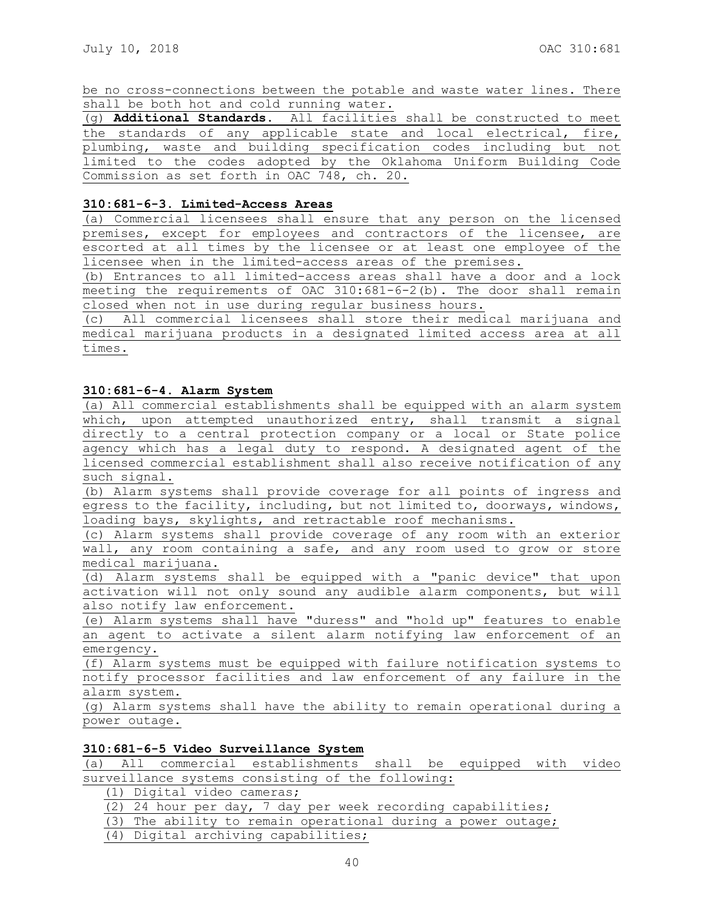be no cross-connections between the potable and waste water lines. There shall be both hot and cold running water.

(g) **Additional Standards.** All facilities shall be constructed to meet the standards of any applicable state and local electrical, fire, plumbing, waste and building specification codes including but not limited to the codes adopted by the Oklahoma Uniform Building Code Commission as set forth in OAC 748, ch. 20.

**310:681-6-3. Limited-Access Areas**

(a) Commercial licensees shall ensure that any person on the licensed premises, except for employees and contractors of the licensee, are escorted at all times by the licensee or at least one employee of the licensee when in the limited-access areas of the premises.

(b) Entrances to all limited-access areas shall have a door and a lock meeting the requirements of OAC 310:681-6-2(b). The door shall remain closed when not in use during regular business hours.

(c) All commercial licensees shall store their medical marijuana and medical marijuana products in a designated limited access area at all times.

**310:681-6-4. Alarm System**

(a) All commercial establishments shall be equipped with an alarm system which, upon attempted unauthorized entry, shall transmit a signal directly to a central protection company or a local or State police agency which has a legal duty to respond. A designated agent of the licensed commercial establishment shall also receive notification of any such signal.

(b) Alarm systems shall provide coverage for all points of ingress and egress to the facility, including, but not limited to, doorways, windows, loading bays, skylights, and retractable roof mechanisms.

(c) Alarm systems shall provide coverage of any room with an exterior wall, any room containing a safe, and any room used to grow or store medical marijuana.

(d) Alarm systems shall be equipped with a "panic device" that upon activation will not only sound any audible alarm components, but will also notify law enforcement.

(e) Alarm systems shall have "duress" and "hold up" features to enable an agent to activate a silent alarm notifying law enforcement of an emergency.

(f) Alarm systems must be equipped with failure notification systems to notify processor facilities and law enforcement of any failure in the alarm system.

(g) Alarm systems shall have the ability to remain operational during a power outage.

**310:681-6-5 Video Surveillance System**

(a) All commercial establishments shall be equipped with video surveillance systems consisting of the following:

(1) Digital video cameras;

(2) 24 hour per day, 7 day per week recording capabilities;

(3) The ability to remain operational during a power outage;

(4) Digital archiving capabilities;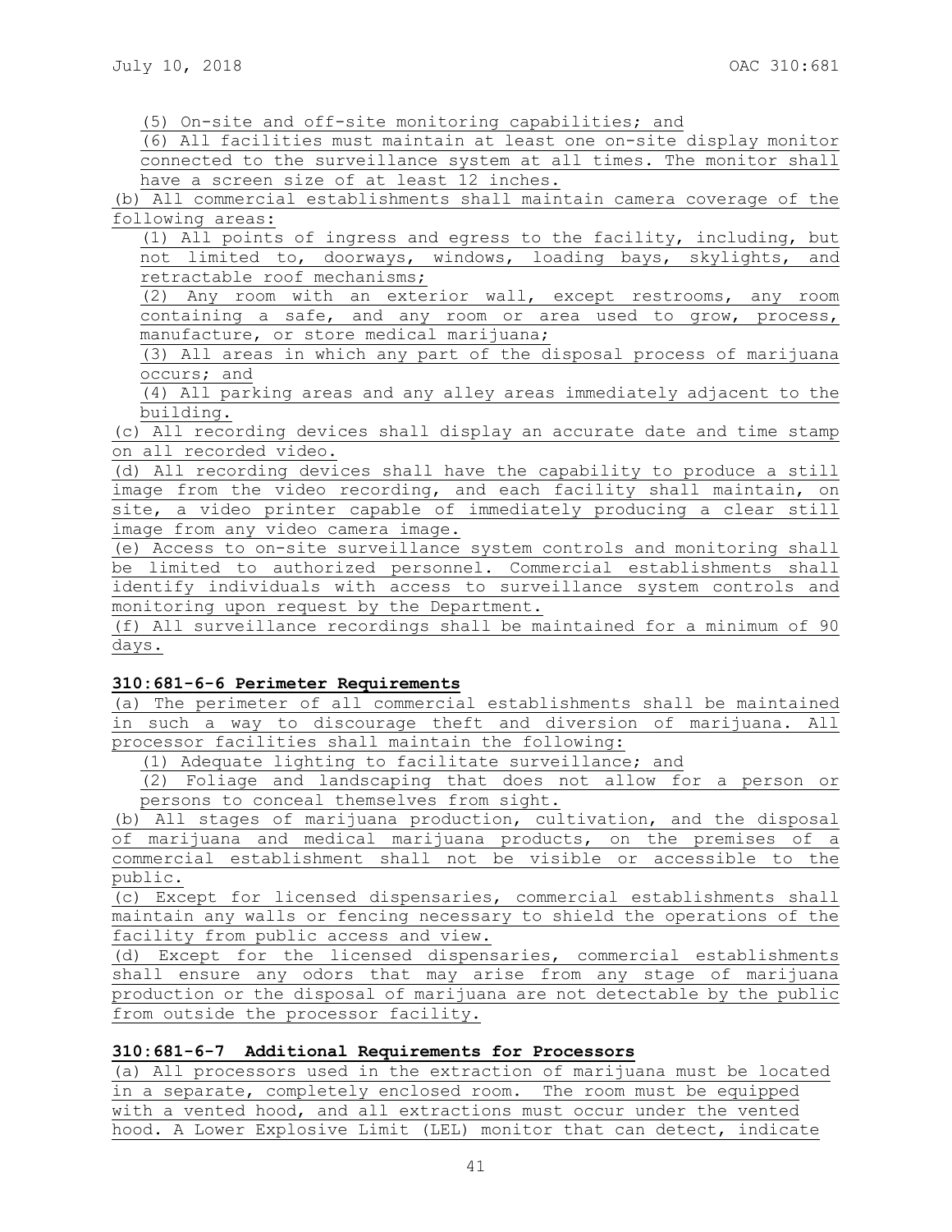(5) On-site and off-site monitoring capabilities; and

(6) All facilities must maintain at least one on-site display monitor connected to the surveillance system at all times. The monitor shall have a screen size of at least 12 inches.

(b) All commercial establishments shall maintain camera coverage of the following areas:

(1) All points of ingress and egress to the facility, including, but not limited to, doorways, windows, loading bays, skylights, and retractable roof mechanisms;

(2) Any room with an exterior wall, except restrooms, any room containing a safe, and any room or area used to grow, process, manufacture, or store medical marijuana;

(3) All areas in which any part of the disposal process of marijuana occurs; and

(4) All parking areas and any alley areas immediately adjacent to the building.

(c) All recording devices shall display an accurate date and time stamp on all recorded video.

(d) All recording devices shall have the capability to produce a still image from the video recording, and each facility shall maintain, on site, a video printer capable of immediately producing a clear still image from any video camera image.

(e) Access to on-site surveillance system controls and monitoring shall be limited to authorized personnel. Commercial establishments shall identify individuals with access to surveillance system controls and monitoring upon request by the Department.

(f) All surveillance recordings shall be maintained for a minimum of 90 days.

**310:681-6-6 Perimeter Requirements**

(a) The perimeter of all commercial establishments shall be maintained in such a way to discourage theft and diversion of marijuana. All processor facilities shall maintain the following:

(1) Adequate lighting to facilitate surveillance; and

(2) Foliage and landscaping that does not allow for a person or persons to conceal themselves from sight.

(b) All stages of marijuana production, cultivation, and the disposal of marijuana and medical marijuana products, on the premises of a commercial establishment shall not be visible or accessible to the public.

(c) Except for licensed dispensaries, commercial establishments shall maintain any walls or fencing necessary to shield the operations of the facility from public access and view.

(d) Except for the licensed dispensaries, commercial establishments shall ensure any odors that may arise from any stage of marijuana production or the disposal of marijuana are not detectable by the public from outside the processor facility.

**310:681-6-7 Additional Requirements for Processors**

(a) All processors used in the extraction of marijuana must be located in a separate, completely enclosed room. The room must be equipped with a vented hood, and all extractions must occur under the vented hood. A Lower Explosive Limit (LEL) monitor that can detect, indicate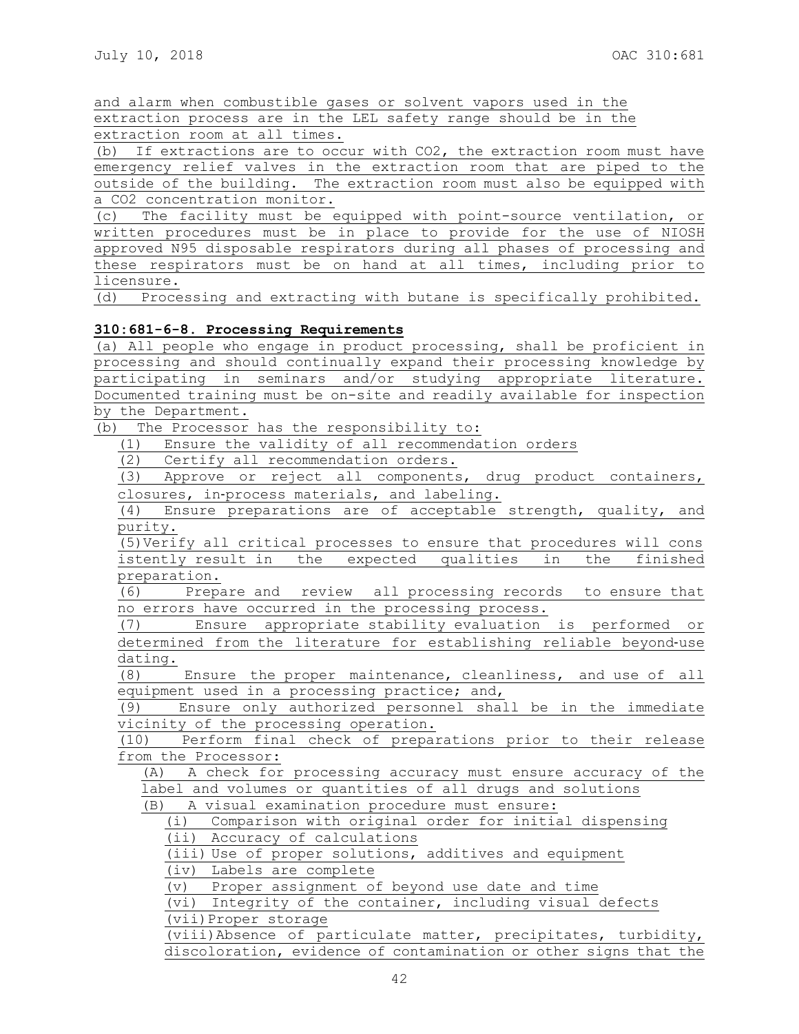and alarm when combustible gases or solvent vapors used in the extraction process are in the LEL safety range should be in the extraction room at all times.

(b) If extractions are to occur with CO2, the extraction room must have emergency relief valves in the extraction room that are piped to the outside of the building. The extraction room must also be equipped with a CO2 concentration monitor.

(c) The facility must be equipped with point-source ventilation, or written procedures must be in place to provide for the use of NIOSH approved N95 disposable respirators during all phases of processing and these respirators must be on hand at all times, including prior to licensure.

(d) Processing and extracting with butane is specifically prohibited.

**310:681-6-8. Processing Requirements**

(a) All people who engage in product processing, shall be proficient in processing and should continually expand their processing knowledge by participating in seminars and/or studying appropriate literature. Documented training must be on-site and readily available for inspection by the Department.

(b) The Processor has the responsibility to:

(1) Ensure the validity of all recommendation orders

(2) Certify all recommendation orders.

(3) Approve or reject all components, drug product containers, closures, in-process materials, and labeling.

(4) Ensure preparations are of acceptable strength, quality, and purity.

(5) Verify all critical processes to ensure that procedures will consistently result in the expected qualities in the finished preparation.

(6) Prepare and review all processing records to ensure that no errors have occurred in the processing process.

(7) Ensure appropriate stability evaluation is performed or determined from the literature for establishing reliable beyond-use dating.

(8) Ensure the proper maintenance, cleanliness, and use of all equipment used in a processing practice; and,

(9) Ensure only authorized personnel shall be in the immediate vicinity of the processing operation.

(10) Perform final check of preparations prior to their release from the Processor:

(A) A check for processing accuracy must ensure accuracy of the label and volumes or quantities of all drugs and solutions

(B) A visual examination procedure must ensure:

(i) Comparison with original order for initial dispensing

(ii) Accuracy of calculations

(iii) Use of proper solutions, additives and equipment

(iv) Labels are complete

(v) Proper assignment of beyond use date and time

(vi) Integrity of the container, including visual defects

(vii) Proper storage

(viii) Absence of particulate matter, precipitates, turbidity, discoloration, evidence of contamination or other signs that the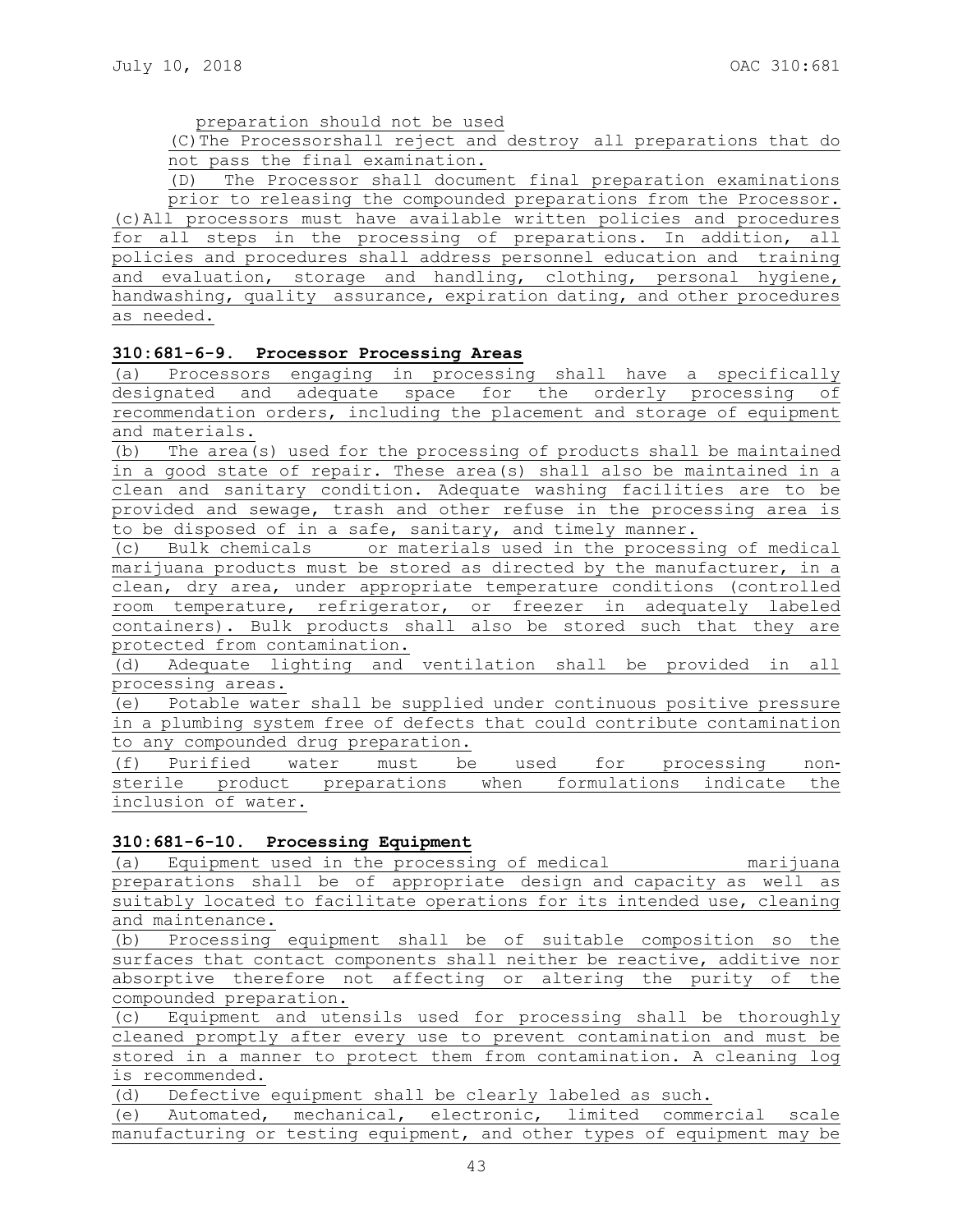preparation should not be used

(C) The Processorshall reject and destroy all preparations that do not pass the final examination.

(D) The Processor shall document final preparation examinations prior to releasing the compounded preparations from the Processor.

(c) All processors must have available written policies and procedures for all steps in the processing of preparations. In addition, all policies and procedures shall address personnel education and training and evaluation, storage and handling, clothing, personal hygiene, handwashing, quality assurance, expiration dating, and other procedures as needed.

**310:681-6-9. Processor Processing Areas**

(a) Processors engaging in processing shall have a specifically designated and adequate space for the orderly processing of recommendation orders, including the placement and storage of equipment and materials.

(b) The area(s) used for the processing of products shall be maintained in a good state of repair. These area(s) shall also be maintained in a clean and sanitary condition. Adequate washing facilities are to be provided and sewage, trash and other refuse in the processing area is to be disposed of in a safe, sanitary, and timely manner.

(c) Bulk chemicals or materials used in the processing of medical marijuana products must be stored as directed by the manufacturer, in a clean, dry area, under appropriate temperature conditions (controlled room temperature, refrigerator, or freezer in adequately labeled containers). Bulk products shall also be stored such that they are protected from contamination.

(d) Adequate lighting and ventilation shall be provided in all processing areas.

(e) Potable water shall be supplied under continuous positive pressure in a plumbing system free of defects that could contribute contamination to any compounded drug preparation.

(f) Purified water must be used for processing non-sterile product preparations when formulations indicate the inclusion of water.

**310:681-6-10. Processing Equipment**

(a) Equipment used in the processing of medical marijuana preparations shall be of appropriate design and capacity as well as suitably located to facilitate operations for its intended use, cleaning and maintenance.

(b) Processing equipment shall be of suitable composition so the surfaces that contact components shall neither be reactive, additive nor absorptive therefore not affecting or altering the purity of the compounded preparation.

(c) Equipment and utensils used for processing shall be thoroughly cleaned promptly after every use to prevent contamination and must be stored in a manner to protect them from contamination. A cleaning log is recommended.

(d) Defective equipment shall be clearly labeled as such.

(e) Automated, mechanical, electronic, limited commercial scale manufacturing or testing equipment, and other types of equipment may be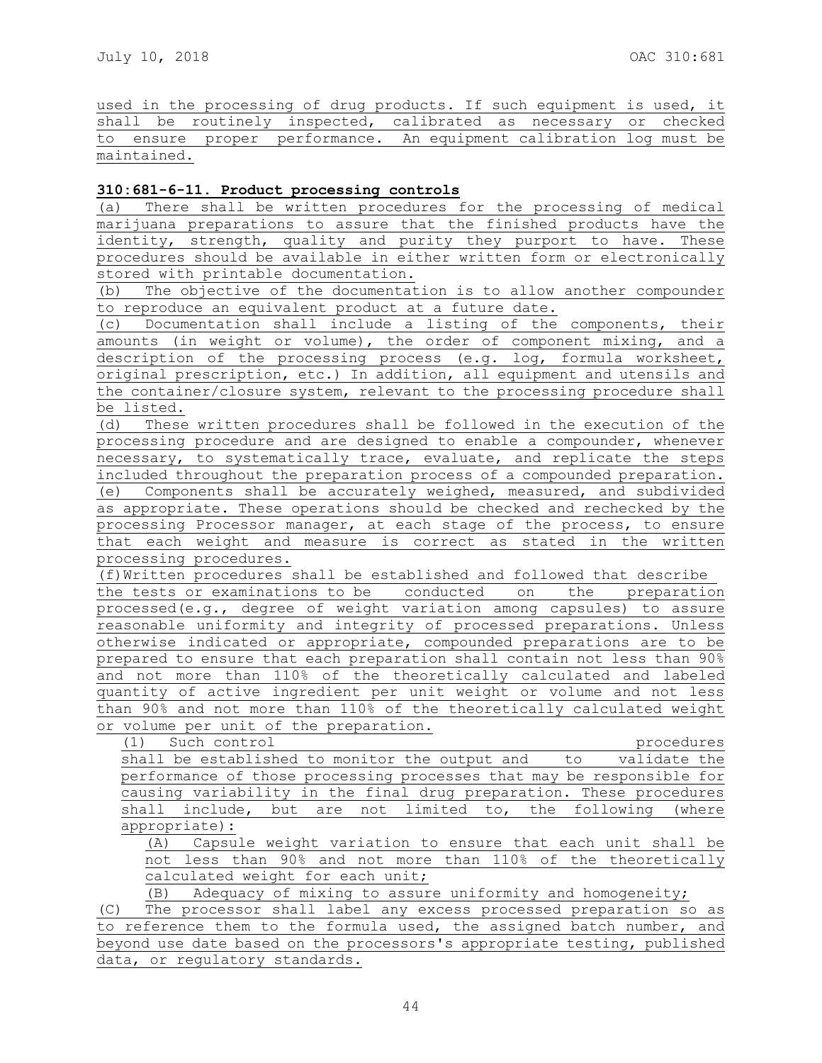used in the processing of drug products. If such equipment is used, it shall be routinely inspected, calibrated as necessary or checked to ensure proper performance. An equipment calibration log must be maintained.

**310:681-6-11. Product processing controls**

(a) There shall be written procedures for the processing of medical marijuana preparations to assure that the finished products have the identity, strength, quality and purity they purport to have. These procedures should be available in either written form or electronically stored with printable documentation.

(b) The objective of the documentation is to allow another compounder to reproduce an equivalent product at a future date.

(c) Documentation shall include a listing of the components, their amounts (in weight or volume), the order of component mixing, and a description of the processing process (e.g. log, formula worksheet, original prescription, etc.) In addition, all equipment and utensils and the container/closure system, relevant to the processing procedure shall be listed.

(d) These written procedures shall be followed in the execution of the processing procedure and are designed to enable a compounder, whenever necessary, to systematically trace, evaluate, and replicate the steps included throughout the preparation process of a compounded preparation.

(e) Components shall be accurately weighed, measured, and subdivided as appropriate. These operations should be checked and rechecked by the processing Processor manager, at each stage of the process, to ensure that each weight and measure is correct as stated in the written processing procedures.

(f) Written procedures shall be established and followed that describe the tests or examinations to be conducted on the preparation processed(e.g., degree of weight variation among capsules) to assure reasonable uniformity and integrity of processed preparations. Unless otherwise indicated or appropriate, compounded preparations are to be prepared to ensure that each preparation shall contain not less than 90% and not more than 110% of the theoretically calculated and labeled quantity of active ingredient per unit weight or volume and not less than 90% and not more than 110% of the theoretically calculated weight or volume per unit of the preparation.

(1) Such control procedures shall be established to monitor the output and to validate the performance of those processing processes that may be responsible for causing variability in the final drug preparation. These procedures shall include, but are not limited to, the following (where appropriate):

(A) Capsule weight variation to ensure that each unit shall be not less than 90% and not more than 110% of the theoretically calculated weight for each unit;

(B) Adequacy of mixing to assure uniformity and homogeneity;

(C) The processor shall label any excess processed preparation so as to reference them to the formula used, the assigned batch number, and beyond use date based on the processors's appropriate testing, published data, or regulatory standards.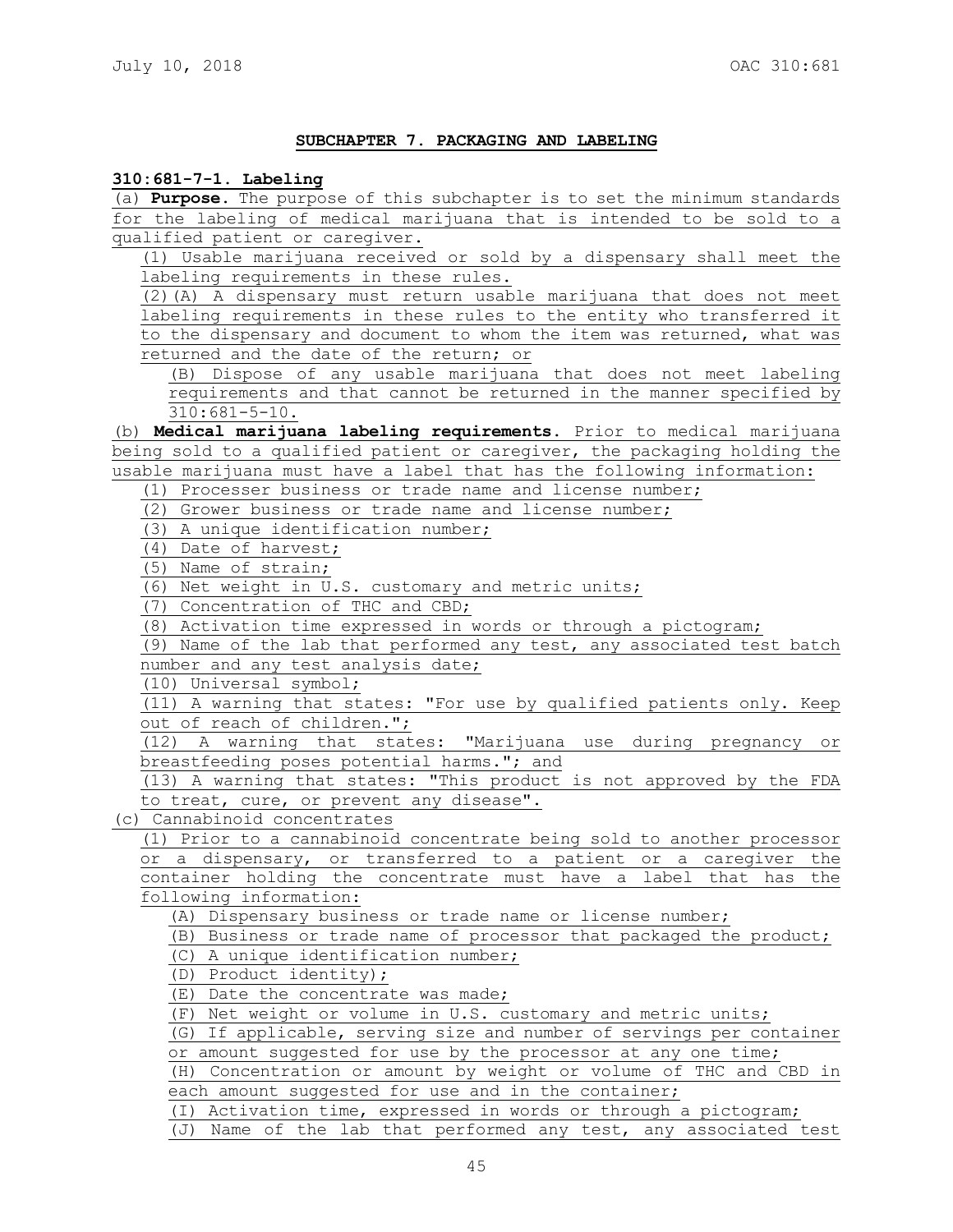## SUBCHAPTER 7. PACKAGING AND LABELING

### 310:681-7-1. Labeling

(a) **Purpose.** The purpose of this subchapter is to set the minimum standards for the labeling of medical marijuana that is intended to be sold to a qualified patient or caregiver.

(1) Usable marijuana received or sold by a dispensary shall meet the labeling requirements in these rules.

(2)(A) A dispensary must return usable marijuana that does not meet labeling requirements in these rules to the entity who transferred it to the dispensary and document to whom the item was returned, what was returned and the date of the return; or

(B) Dispose of any usable marijuana that does not meet labeling requirements and that cannot be returned in the manner specified by 310:681-5-10.

(b) **Medical marijuana labeling requirements.** Prior to medical marijuana being sold to a qualified patient or caregiver, the packaging holding the usable marijuana must have a label that has the following information:

(1) Processer business or trade name and license number;

(2) Grower business or trade name and license number;

(3) A unique identification number;

(4) Date of harvest;

(5) Name of strain;

(6) Net weight in U.S. customary and metric units;

(7) Concentration of THC and CBD;

(8) Activation time expressed in words or through a pictogram;

(9) Name of the lab that performed any test, any associated test batch number and any test analysis date;

(10) Universal symbol;

(11) A warning that states: "For use by qualified patients only. Keep out of reach of children.";

(12) A warning that states: "Marijuana use during pregnancy or breastfeeding poses potential harms."; and

(13) A warning that states: "This product is not approved by the FDA to treat, cure, or prevent any disease".

(c) Cannabinoid concentrates

(1) Prior to a cannabinoid concentrate being sold to another processor or a dispensary, or transferred to a patient or a caregiver the container holding the concentrate must have a label that has the following information:

(A) Dispensary business or trade name or license number;

(B) Business or trade name of processor that packaged the product;

(C) A unique identification number;

(D) Product identity);

(E) Date the concentrate was made;

(F) Net weight or volume in U.S. customary and metric units;

(G) If applicable, serving size and number of servings per container or amount suggested for use by the processor at any one time;

(H) Concentration or amount by weight or volume of THC and CBD in each amount suggested for use and in the container;

(I) Activation time, expressed in words or through a pictogram;

(J) Name of the lab that performed any test, any associated test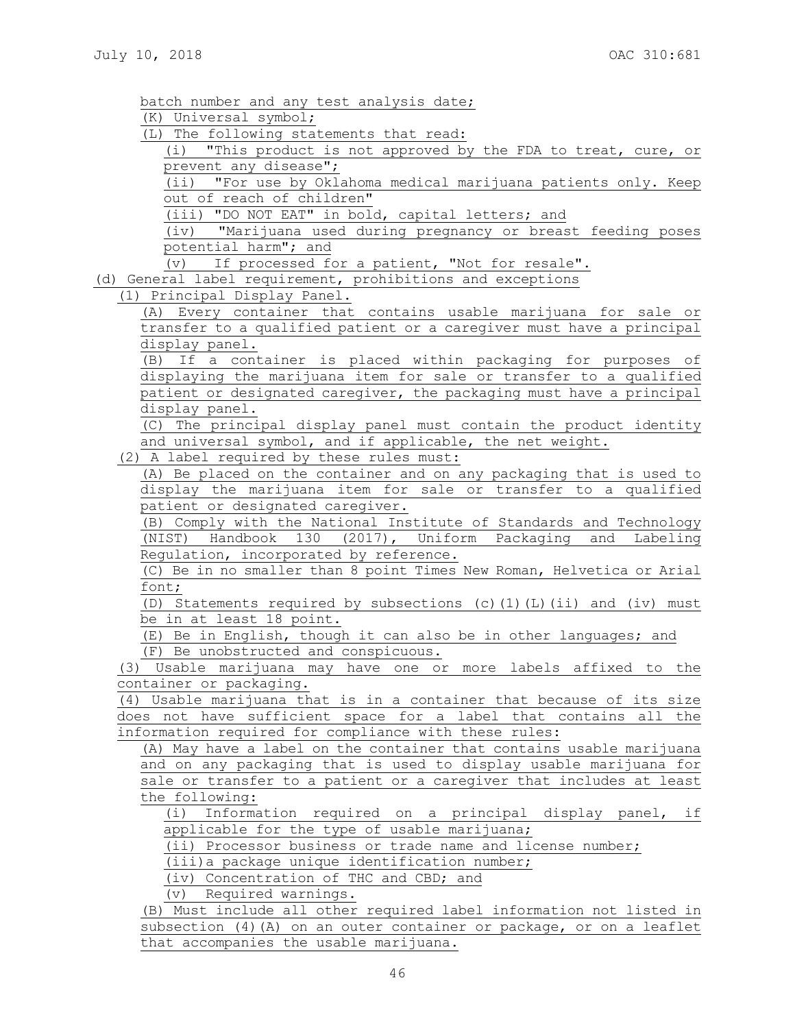batch number and any test analysis date;

(K) Universal symbol;

(L) The following statements that read:

(i) "This product is not approved by the FDA to treat, cure, or prevent any disease";

(ii) "For use by Oklahoma medical marijuana patients only. Keep out of reach of children"

(iii) "DO NOT EAT" in bold, capital letters; and

(iv) "Marijuana used during pregnancy or breast feeding poses potential harm"; and

(v) If processed for a patient, "Not for resale".

(d) General label requirement, prohibitions and exceptions

(1) Principal Display Panel.

(A) Every container that contains usable marijuana for sale or transfer to a qualified patient or a caregiver must have a principal display panel.

(B) If a container is placed within packaging for purposes of displaying the marijuana item for sale or transfer to a qualified patient or designated caregiver, the packaging must have a principal display panel.

(C) The principal display panel must contain the product identity and universal symbol, and if applicable, the net weight.

(2) A label required by these rules must:

(A) Be placed on the container and on any packaging that is used to display the marijuana item for sale or transfer to a qualified patient or designated caregiver.

(B) Comply with the National Institute of Standards and Technology (NIST) Handbook 130 (2017), Uniform Packaging and Labeling Regulation, incorporated by reference.

(C) Be in no smaller than 8 point Times New Roman, Helvetica or Arial font;

(D) Statements required by subsections (c)(1)(L)(ii) and (iv) must be in at least 18 point.

(E) Be in English, though it can also be in other languages; and

(F) Be unobstructed and conspicuous.

(3) Usable marijuana may have one or more labels affixed to the container or packaging.

(4) Usable marijuana that is in a container that because of its size does not have sufficient space for a label that contains all the information required for compliance with these rules:

(A) May have a label on the container that contains usable marijuana and on any packaging that is used to display usable marijuana for sale or transfer to a patient or a caregiver that includes at least the following:

(i) Information required on a principal display panel, if applicable for the type of usable marijuana;

(ii) Processor business or trade name and license number;

(iii)a package unique identification number;

(iv) Concentration of THC and CBD; and

(v) Required warnings.

(B) Must include all other required label information not listed in subsection (4)(A) on an outer container or package, or on a leaflet that accompanies the usable marijuana.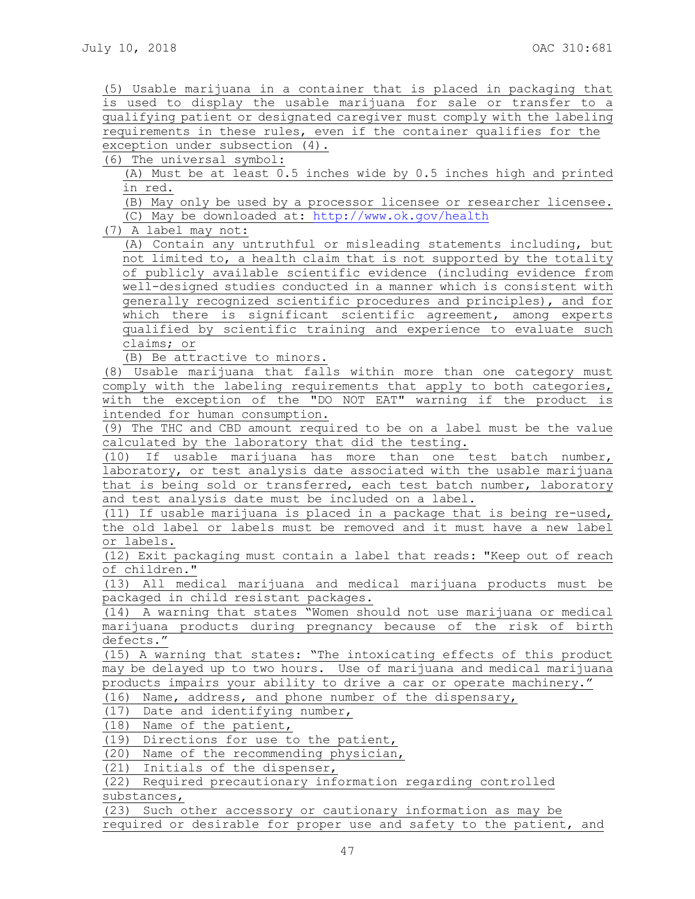(5) Usable marijuana in a container that is placed in packaging that is used to display the usable marijuana for sale or transfer to a qualifying patient or designated caregiver must comply with the labeling requirements in these rules, even if the container qualifies for the exception under subsection (4).

(6) The universal symbol:

(A) Must be at least 0.5 inches wide by 0.5 inches high and printed in red.

(B) May only be used by a processor licensee or researcher licensee.

(C) May be downloaded at: http://www.ok.gov/health

(7) A label may not:

(A) Contain any untruthful or misleading statements including, but not limited to, a health claim that is not supported by the totality of publicly available scientific evidence (including evidence from well-designed studies conducted in a manner which is consistent with generally recognized scientific procedures and principles), and for which there is significant scientific agreement, among experts qualified by scientific training and experience to evaluate such claims; or

(B) Be attractive to minors.

(8) Usable marijuana that falls within more than one category must comply with the labeling requirements that apply to both categories, with the exception of the "DO NOT EAT" warning if the product is intended for human consumption.

(9) The THC and CBD amount required to be on a label must be the value calculated by the laboratory that did the testing.

(10) If usable marijuana has more than one test batch number, laboratory, or test analysis date associated with the usable marijuana that is being sold or transferred, each test batch number, laboratory and test analysis date must be included on a label.

(11) If usable marijuana is placed in a package that is being re-used, the old label or labels must be removed and it must have a new label or labels.

(12) Exit packaging must contain a label that reads: "Keep out of reach of children."

(13) All medical marijuana and medical marijuana products must be packaged in child resistant packages.

(14) A warning that states "Women should not use marijuana or medical marijuana products during pregnancy because of the risk of birth defects."

(15) A warning that states: "The intoxicating effects of this product may be delayed up to two hours. Use of marijuana and medical marijuana products impairs your ability to drive a car or operate machinery."

(16) Name, address, and phone number of the dispensary,

(17) Date and identifying number,

(18) Name of the patient,

(19) Directions for use to the patient,

(20) Name of the recommending physician,

(21) Initials of the dispenser,

(22) Required precautionary information regarding controlled substances,

(23) Such other accessory or cautionary information as may be required or desirable for proper use and safety to the patient, and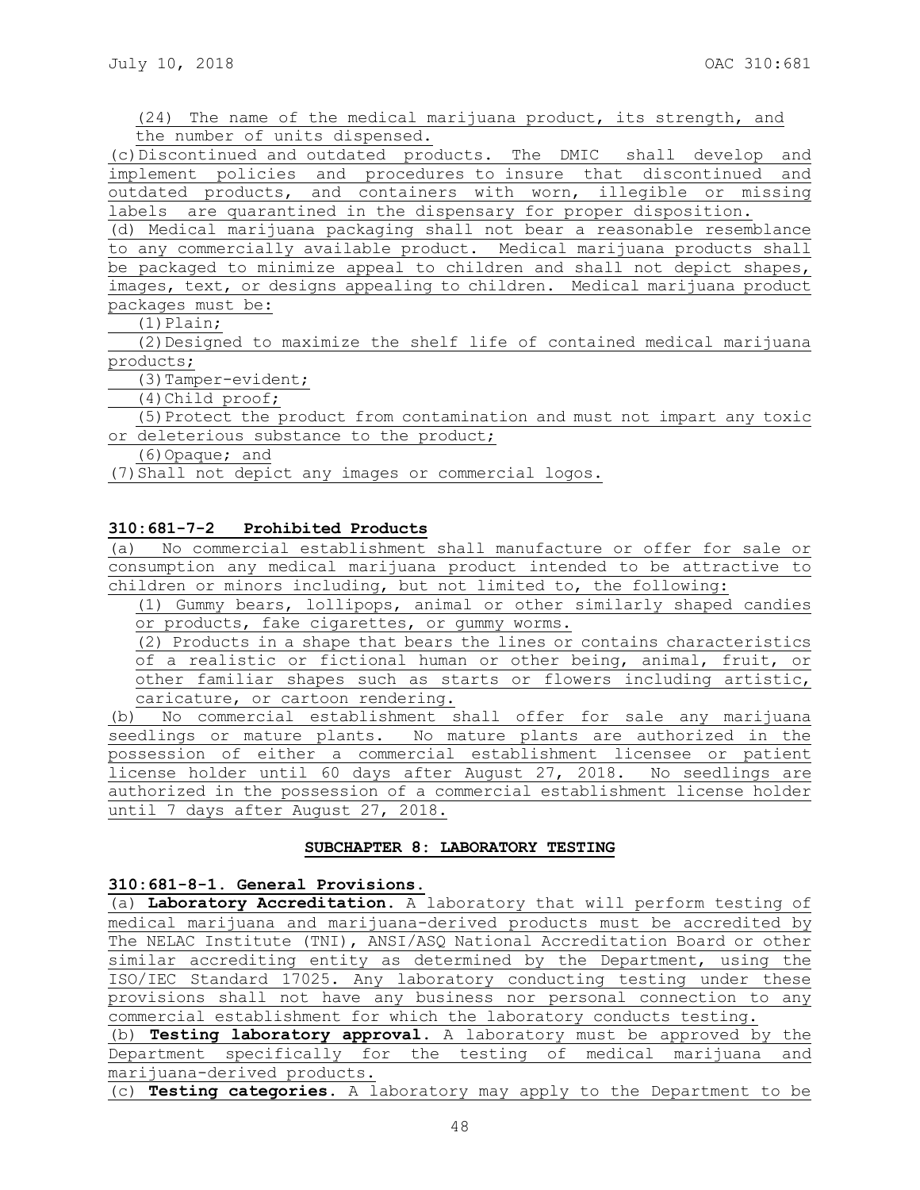(24) The name of the medical marijuana product, its strength, and the number of units dispensed.

(c) Discontinued and outdated products. The DMIC shall develop and implement policies and procedures to insure that discontinued and outdated products, and containers with worn, illegible or missing labels are quarantined in the dispensary for proper disposition.

(d) Medical marijuana packaging shall not bear a reasonable resemblance to any commercially available product. Medical marijuana products shall be packaged to minimize appeal to children and shall not depict shapes, images, text, or designs appealing to children. Medical marijuana product packages must be:

(1) Plain;

(2) Designed to maximize the shelf life of contained medical marijuana products;

(3) Tamper-evident;

(4) Child proof;

(5) Protect the product from contamination and must not impart any toxic or deleterious substance to the product;

(6) Opaque; and

(7) Shall not depict any images or commercial logos.

**310:681-7-2 Prohibited Products**

(a) No commercial establishment shall manufacture or offer for sale or consumption any medical marijuana product intended to be attractive to children or minors including, but not limited to, the following:

(1) Gummy bears, lollipops, animal or other similarly shaped candies or products, fake cigarettes, or gummy worms.

(2) Products in a shape that bears the lines or contains characteristics of a realistic or fictional human or other being, animal, fruit, or other familiar shapes such as starts or flowers including artistic, caricature, or cartoon rendering.

(b) No commercial establishment shall offer for sale any marijuana seedlings or mature plants. No mature plants are authorized in the possession of either a commercial establishment licensee or patient license holder until 60 days after August 27, 2018. No seedlings are authorized in the possession of a commercial establishment license holder until 7 days after August 27, 2018.

## SUBCHAPTER 8: LABORATORY TESTING

**310:681-8-1. General Provisions.**

(a) **Laboratory Accreditation.** A laboratory that will perform testing of medical marijuana and marijuana-derived products must be accredited by The NELAC Institute (TNI), ANSI/ASQ National Accreditation Board or other similar accrediting entity as determined by the Department, using the ISO/IEC Standard 17025. Any laboratory conducting testing under these provisions shall not have any business nor personal connection to any commercial establishment for which the laboratory conducts testing.

(b) **Testing laboratory approval.** A laboratory must be approved by the Department specifically for the testing of medical marijuana and marijuana-derived products.

(c) **Testing categories.** A laboratory may apply to the Department to be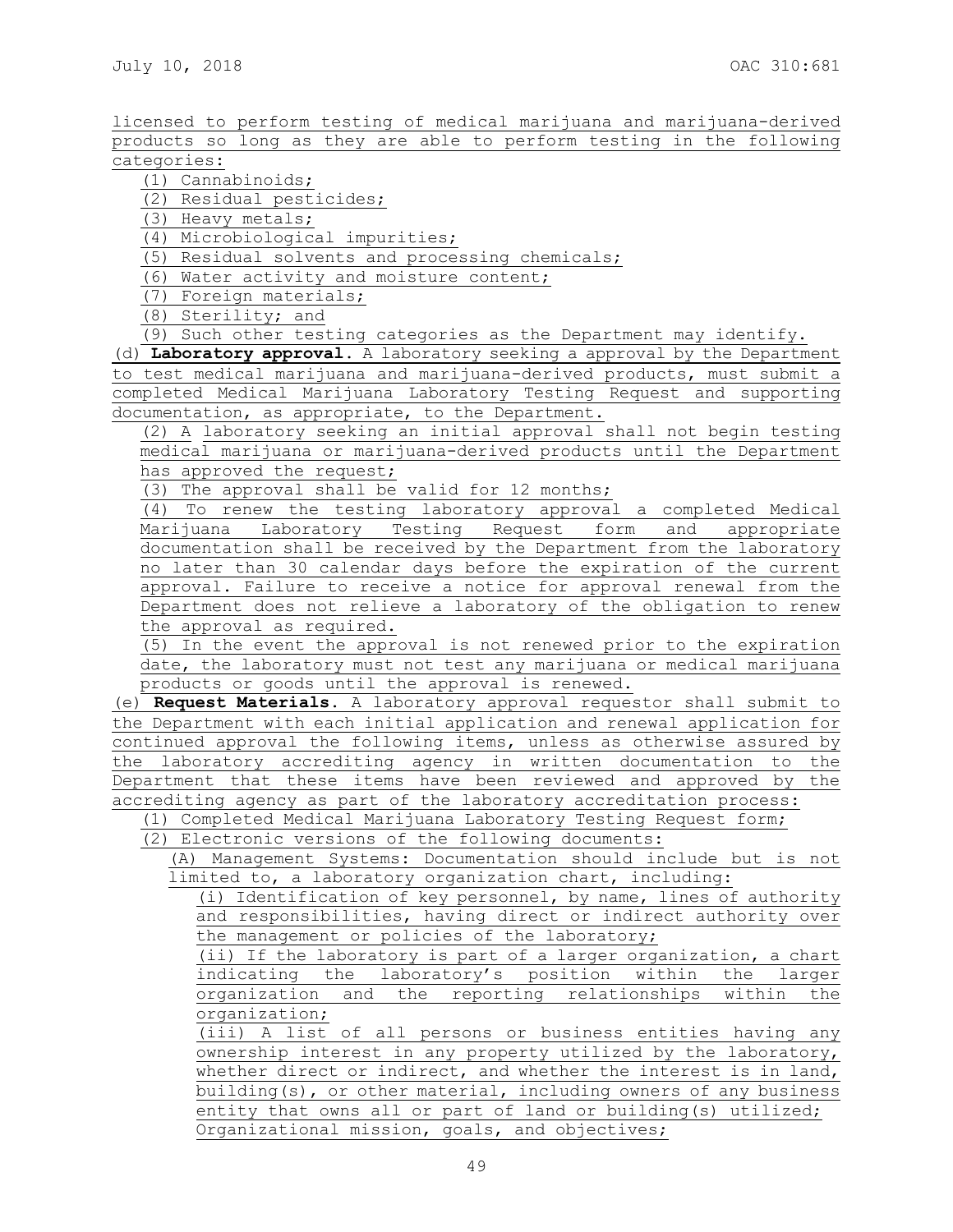licensed to perform testing of medical marijuana and marijuana-derived products so long as they are able to perform testing in the following categories:

(1) Cannabinoids;

(2) Residual pesticides;

(3) Heavy metals;

(4) Microbiological impurities;

(5) Residual solvents and processing chemicals;

(6) Water activity and moisture content;

(7) Foreign materials;

(8) Sterility; and

(9) Such other testing categories as the Department may identify.

(d) **Laboratory approval.** A laboratory seeking a approval by the Department to test medical marijuana and marijuana-derived products, must submit a completed Medical Marijuana Laboratory Testing Request and supporting documentation, as appropriate, to the Department.

(2) A laboratory seeking an initial approval shall not begin testing medical marijuana or marijuana-derived products until the Department has approved the request;

(3) The approval shall be valid for 12 months;

(4) To renew the testing laboratory approval a completed Medical Marijuana Laboratory Testing Request form and appropriate documentation shall be received by the Department from the laboratory no later than 30 calendar days before the expiration of the current approval. Failure to receive a notice for approval renewal from the Department does not relieve a laboratory of the obligation to renew the approval as required.

(5) In the event the approval is not renewed prior to the expiration date, the laboratory must not test any marijuana or medical marijuana products or goods until the approval is renewed.

(e) **Request Materials.** A laboratory approval requestor shall submit to the Department with each initial application and renewal application for continued approval the following items, unless as otherwise assured by the laboratory accrediting agency in written documentation to the Department that these items have been reviewed and approved by the accrediting agency as part of the laboratory accreditation process:

(1) Completed Medical Marijuana Laboratory Testing Request form;

(2) Electronic versions of the following documents:

(A) Management Systems: Documentation should include but is not limited to, a laboratory organization chart, including:

(i) Identification of key personnel, by name, lines of authority and responsibilities, having direct or indirect authority over the management or policies of the laboratory;

(ii) If the laboratory is part of a larger organization, a chart indicating the laboratory's position within the larger organization and the reporting relationships within the organization;

(iii) A list of all persons or business entities having any ownership interest in any property utilized by the laboratory, whether direct or indirect, and whether the interest is in land, building(s), or other material, including owners of any business entity that owns all or part of land or building(s) utilized;

Organizational mission, goals, and objectives;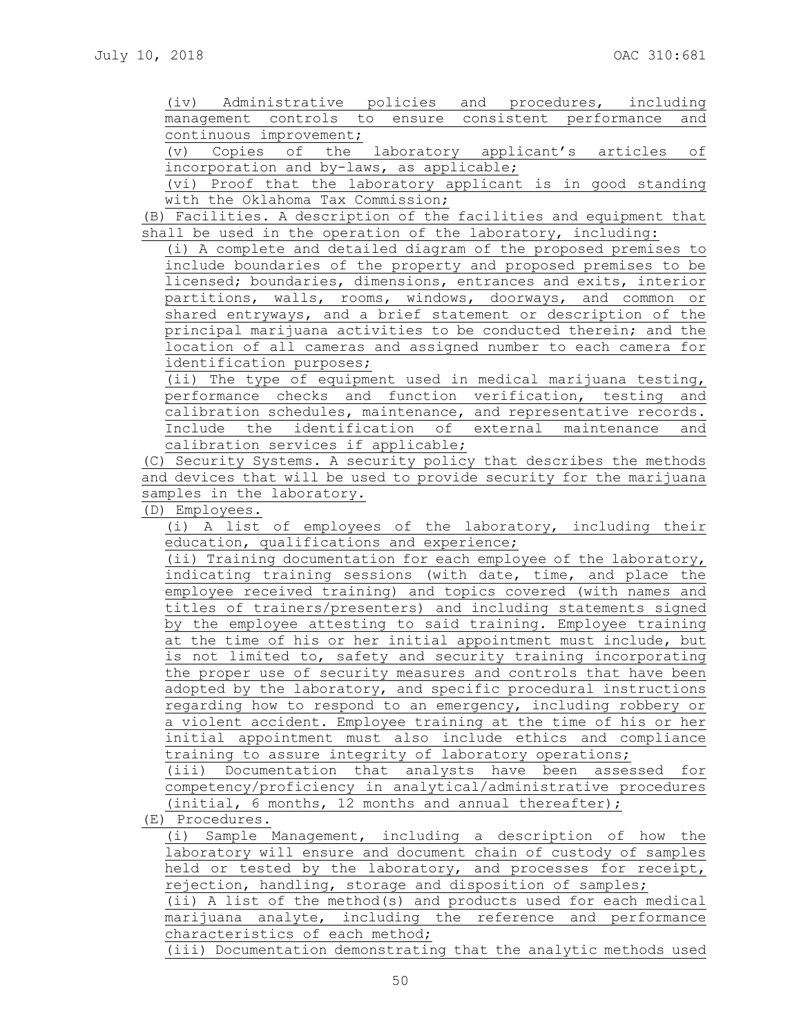(iv) Administrative policies and procedures, including management controls to ensure consistent performance and continuous improvement;

(v) Copies of the laboratory applicant's articles of incorporation and by-laws, as applicable;

(vi) Proof that the laboratory applicant is in good standing with the Oklahoma Tax Commission;

(B) Facilities. A description of the facilities and equipment that shall be used in the operation of the laboratory, including:

(i) A complete and detailed diagram of the proposed premises to include boundaries of the property and proposed premises to be licensed; boundaries, dimensions, entrances and exits, interior partitions, walls, rooms, windows, doorways, and common or shared entryways, and a brief statement or description of the principal marijuana activities to be conducted therein; and the location of all cameras and assigned number to each camera for identification purposes;

(ii) The type of equipment used in medical marijuana testing, performance checks and function verification, testing and calibration schedules, maintenance, and representative records. Include the identification of external maintenance and calibration services if applicable;

(C) Security Systems. A security policy that describes the methods and devices that will be used to provide security for the marijuana samples in the laboratory.

(D) Employees.

(i) A list of employees of the laboratory, including their education, qualifications and experience;

(ii) Training documentation for each employee of the laboratory, indicating training sessions (with date, time, and place the employee received training) and topics covered (with names and titles of trainers/presenters) and including statements signed by the employee attesting to said training. Employee training at the time of his or her initial appointment must include, but is not limited to, safety and security training incorporating the proper use of security measures and controls that have been adopted by the laboratory, and specific procedural instructions regarding how to respond to an emergency, including robbery or a violent accident. Employee training at the time of his or her initial appointment must also include ethics and compliance training to assure integrity of laboratory operations;

(iii) Documentation that analysts have been assessed for competency/proficiency in analytical/administrative procedures (initial, 6 months, 12 months and annual thereafter);

(E) Procedures.

(i) Sample Management, including a description of how the laboratory will ensure and document chain of custody of samples held or tested by the laboratory, and processes for receipt, rejection, handling, storage and disposition of samples;

(ii) A list of the method(s) and products used for each medical marijuana analyte, including the reference and performance characteristics of each method;

(iii) Documentation demonstrating that the analytic methods used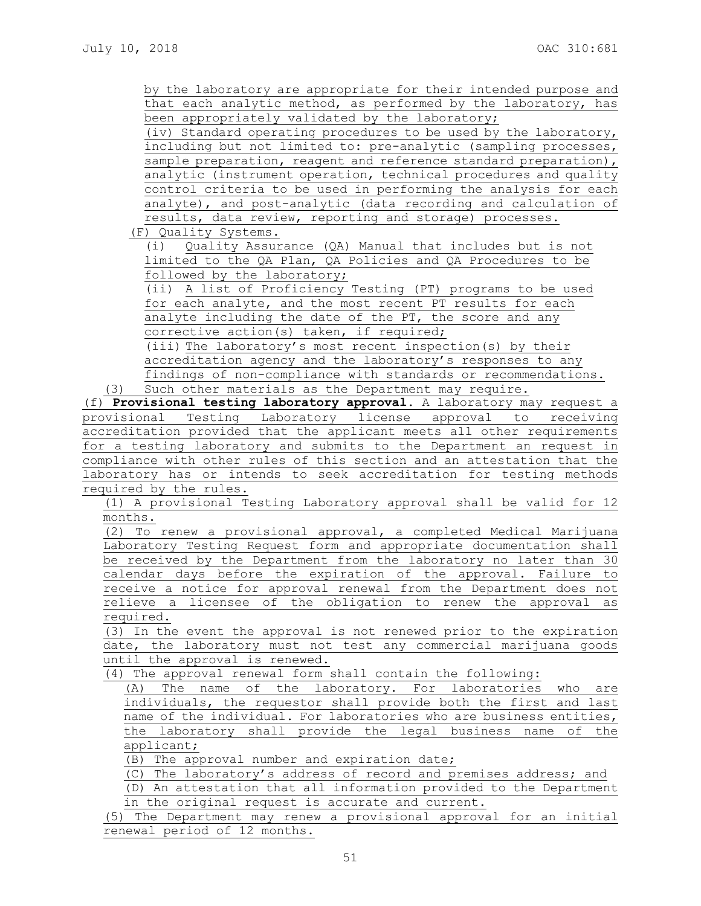by the laboratory are appropriate for their intended purpose and that each analytic method, as performed by the laboratory, has been appropriately validated by the laboratory;

(iv) Standard operating procedures to be used by the laboratory, including but not limited to: pre-analytic (sampling processes, sample preparation, reagent and reference standard preparation), analytic (instrument operation, technical procedures and quality control criteria to be used in performing the analysis for each analyte), and post-analytic (data recording and calculation of results, data review, reporting and storage) processes.

(F) Quality Systems.

(i) Quality Assurance (QA) Manual that includes but is not limited to the QA Plan, QA Policies and QA Procedures to be followed by the laboratory;

(ii) A list of Proficiency Testing (PT) programs to be used for each analyte, and the most recent PT results for each analyte including the date of the PT, the score and any corrective action(s) taken, if required;

(iii) The laboratory's most recent inspection(s) by their accreditation agency and the laboratory's responses to any findings of non-compliance with standards or recommendations.

(3) Such other materials as the Department may require.

(f) **Provisional testing laboratory approval.** A laboratory may request a provisional Testing Laboratory license approval to receiving accreditation provided that the applicant meets all other requirements for a testing laboratory and submits to the Department an request in compliance with other rules of this section and an attestation that the laboratory has or intends to seek accreditation for testing methods required by the rules.

(1) A provisional Testing Laboratory approval shall be valid for 12 months.

(2) To renew a provisional approval, a completed Medical Marijuana Laboratory Testing Request form and appropriate documentation shall be received by the Department from the laboratory no later than 30 calendar days before the expiration of the approval. Failure to receive a notice for approval renewal from the Department does not relieve a licensee of the obligation to renew the approval as required.

(3) In the event the approval is not renewed prior to the expiration date, the laboratory must not test any commercial marijuana goods until the approval is renewed.

(4) The approval renewal form shall contain the following:

(A) The name of the laboratory. For laboratories who are individuals, the requestor shall provide both the first and last name of the individual. For laboratories who are business entities, the laboratory shall provide the legal business name of the applicant;

(B) The approval number and expiration date;

(C) The laboratory's address of record and premises address; and

(D) An attestation that all information provided to the Department in the original request is accurate and current.

(5) The Department may renew a provisional approval for an initial renewal period of 12 months.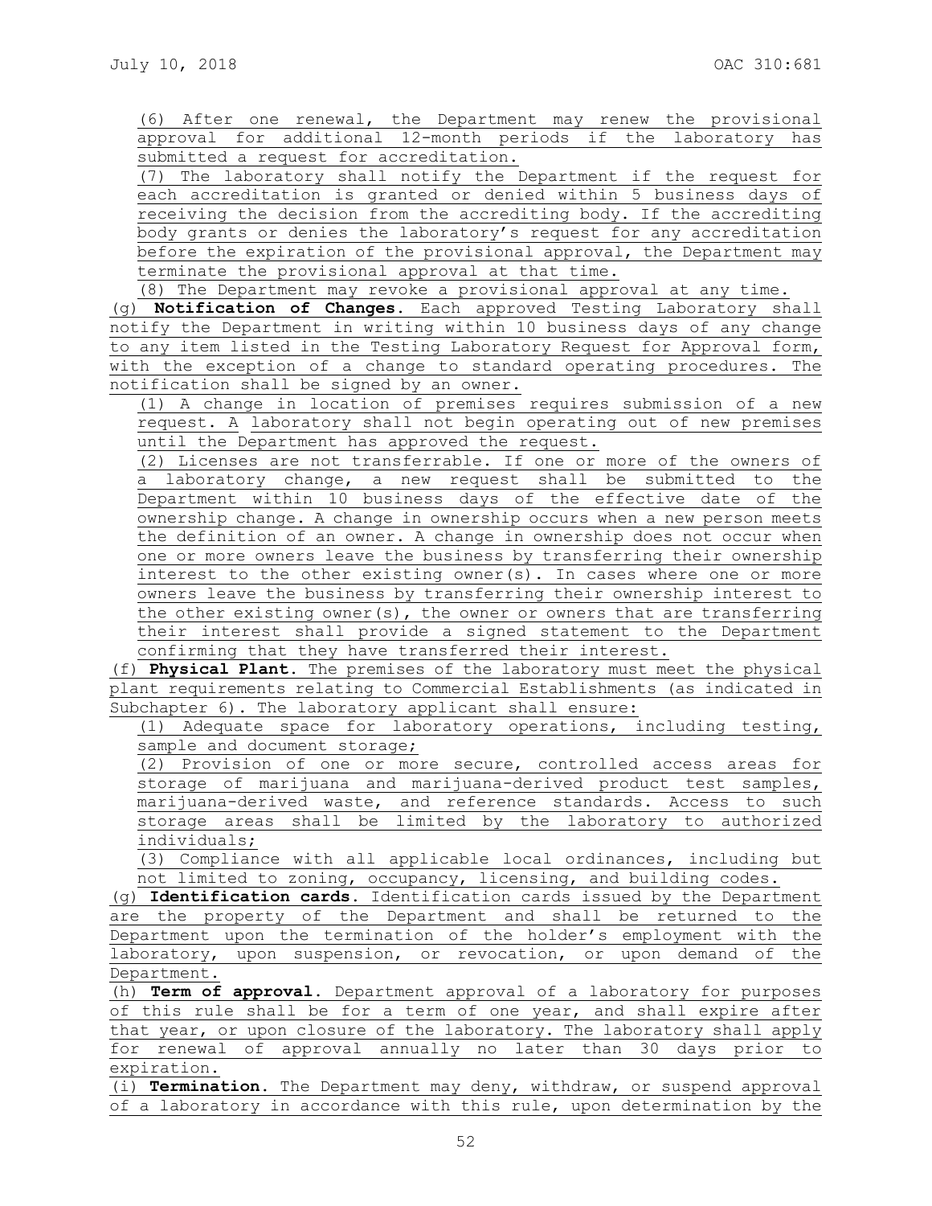(6) After one renewal, the Department may renew the provisional approval for additional 12-month periods if the laboratory has submitted a request for accreditation.

(7) The laboratory shall notify the Department if the request for each accreditation is granted or denied within 5 business days of receiving the decision from the accrediting body. If the accrediting body grants or denies the laboratory's request for any accreditation before the expiration of the provisional approval, the Department may terminate the provisional approval at that time.

(8) The Department may revoke a provisional approval at any time.

(g) **Notification of Changes.** Each approved Testing Laboratory shall notify the Department in writing within 10 business days of any change to any item listed in the Testing Laboratory Request for Approval form, with the exception of a change to standard operating procedures. The notification shall be signed by an owner.

(1) A change in location of premises requires submission of a new request. A laboratory shall not begin operating out of new premises until the Department has approved the request.

(2) Licenses are not transferrable. If one or more of the owners of a laboratory change, a new request shall be submitted to the Department within 10 business days of the effective date of the ownership change. A change in ownership occurs when a new person meets the definition of an owner. A change in ownership does not occur when one or more owners leave the business by transferring their ownership interest to the other existing owner(s). In cases where one or more owners leave the business by transferring their ownership interest to the other existing owner(s), the owner or owners that are transferring their interest shall provide a signed statement to the Department confirming that they have transferred their interest.

(f) **Physical Plant.** The premises of the laboratory must meet the physical plant requirements relating to Commercial Establishments (as indicated in Subchapter 6). The laboratory applicant shall ensure:

(1) Adequate space for laboratory operations, including testing, sample and document storage;

(2) Provision of one or more secure, controlled access areas for storage of marijuana and marijuana-derived product test samples, marijuana-derived waste, and reference standards. Access to such storage areas shall be limited by the laboratory to authorized individuals;

(3) Compliance with all applicable local ordinances, including but not limited to zoning, occupancy, licensing, and building codes.

(g) **Identification cards.** Identification cards issued by the Department are the property of the Department and shall be returned to the Department upon the termination of the holder's employment with the laboratory, upon suspension, or revocation, or upon demand of the Department.

(h) **Term of approval.** Department approval of a laboratory for purposes of this rule shall be for a term of one year, and shall expire after that year, or upon closure of the laboratory. The laboratory shall apply for renewal of approval annually no later than 30 days prior to expiration.

(i) **Termination.** The Department may deny, withdraw, or suspend approval of a laboratory in accordance with this rule, upon determination by the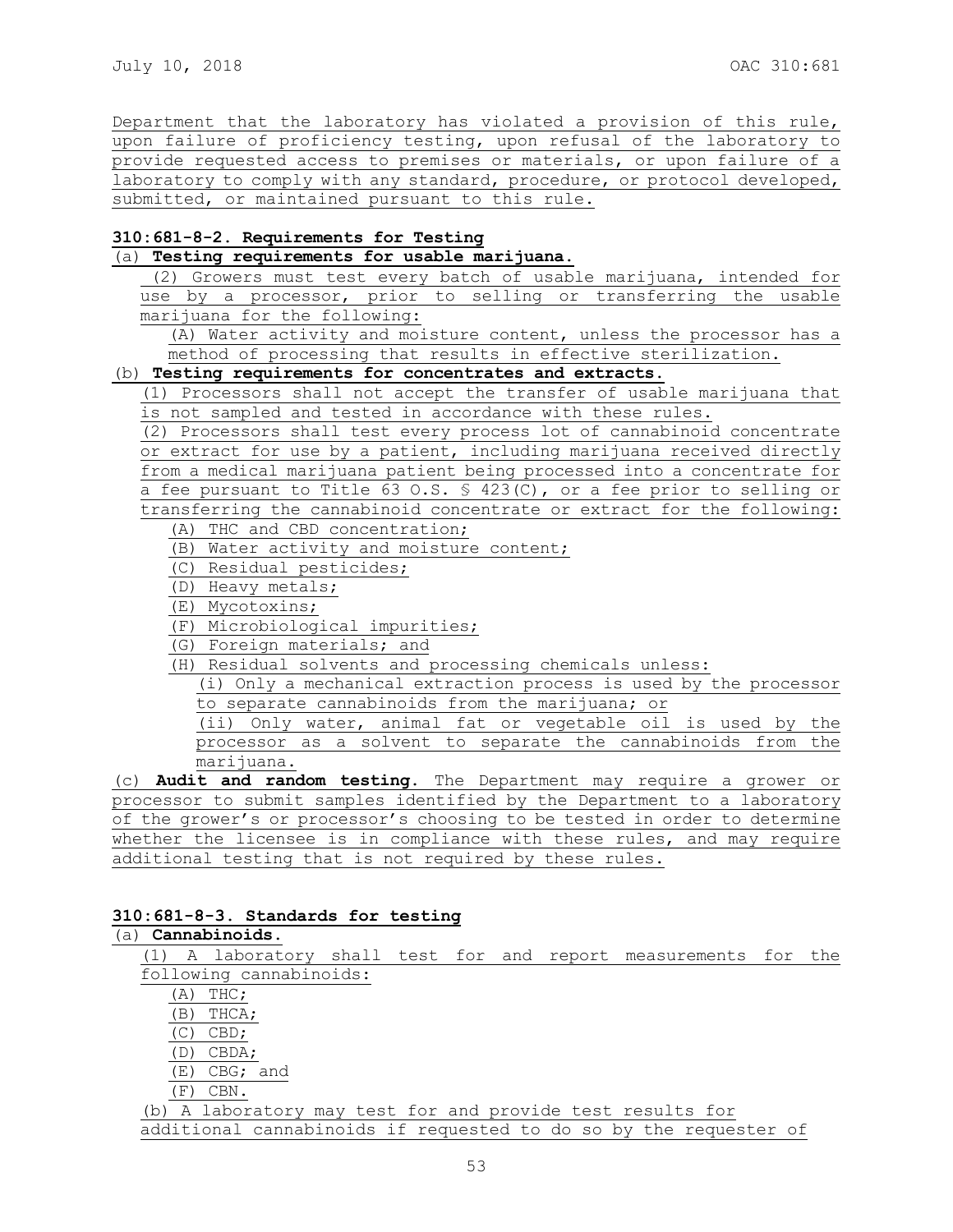Department that the laboratory has violated a provision of this rule, upon failure of proficiency testing, upon refusal of the laboratory to provide requested access to premises or materials, or upon failure of a laboratory to comply with any standard, procedure, or protocol developed, submitted, or maintained pursuant to this rule.

**310:681-8-2. Requirements for Testing**

(a) **Testing requirements for usable marijuana.**

(2) Growers must test every batch of usable marijuana, intended for use by a processor, prior to selling or transferring the usable marijuana for the following:

(A) Water activity and moisture content, unless the processor has a method of processing that results in effective sterilization.

(b) **Testing requirements for concentrates and extracts.**

(1) Processors shall not accept the transfer of usable marijuana that is not sampled and tested in accordance with these rules.

(2) Processors shall test every process lot of cannabinoid concentrate or extract for use by a patient, including marijuana received directly from a medical marijuana patient being processed into a concentrate for a fee pursuant to Title 63 O.S. § 423(C), or a fee prior to selling or transferring the cannabinoid concentrate or extract for the following:

(A) THC and CBD concentration;

(B) Water activity and moisture content;

(C) Residual pesticides;

(D) Heavy metals;

(E) Mycotoxins;

(F) Microbiological impurities;

(G) Foreign materials; and

(H) Residual solvents and processing chemicals unless:

(i) Only a mechanical extraction process is used by the processor to separate cannabinoids from the marijuana; or

(ii) Only water, animal fat or vegetable oil is used by the processor as a solvent to separate the cannabinoids from the marijuana.

(c) **Audit and random testing.** The Department may require a grower or processor to submit samples identified by the Department to a laboratory of the grower's or processor's choosing to be tested in order to determine whether the licensee is in compliance with these rules, and may require additional testing that is not required by these rules.

**310:681-8-3. Standards for testing**

(a) **Cannabinoids.**

(1) A laboratory shall test for and report measurements for the following cannabinoids:

(A) THC;

(B) THCA;

(C) CBD;

(D) CBDA;

(E) CBG; and

(F) CBN.

(b) A laboratory may test for and provide test results for additional cannabinoids if requested to do so by the requester of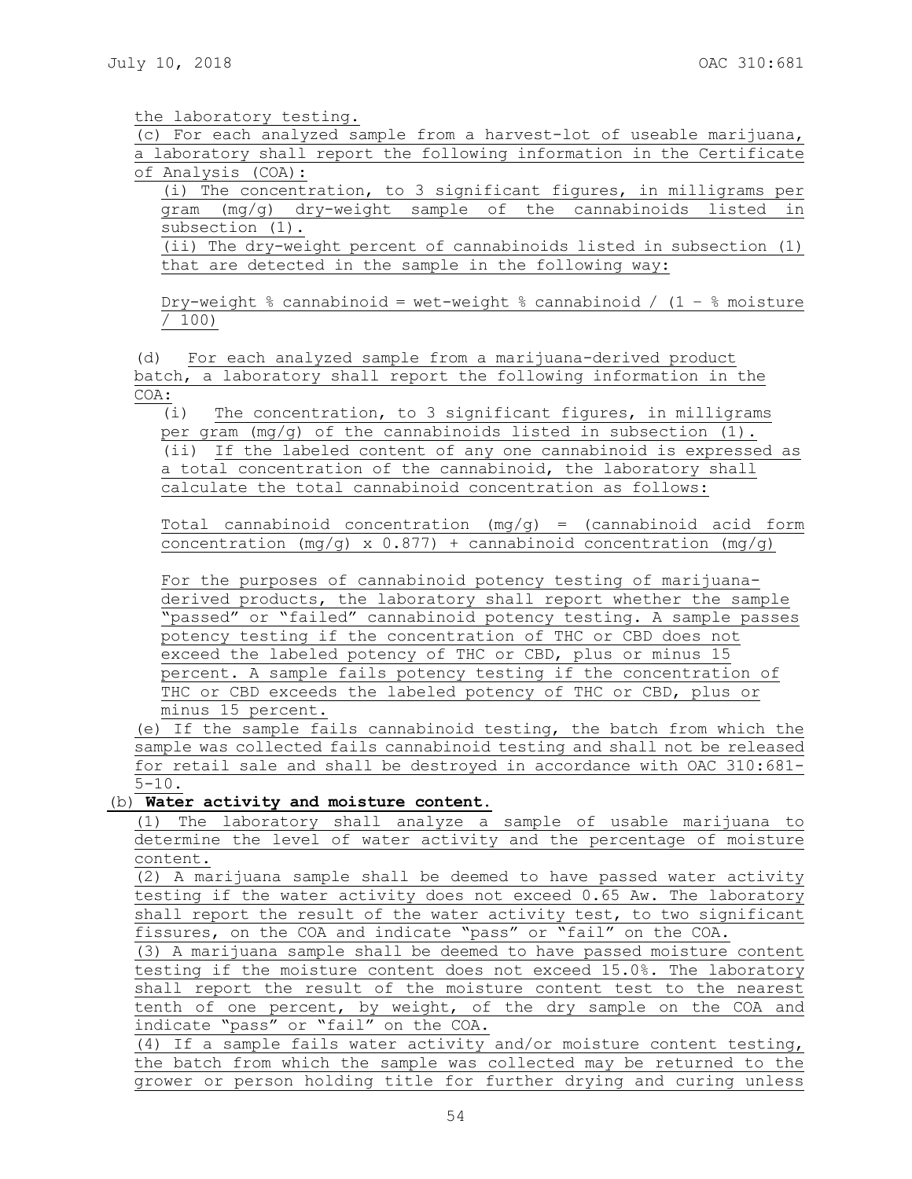the laboratory testing.

(c) For each analyzed sample from a harvest-lot of useable marijuana, a laboratory shall report the following information in the Certificate of Analysis (COA):

(i) The concentration, to 3 significant figures, in milligrams per gram (mg/g) dry-weight sample of the cannabinoids listed in subsection (1).

(ii) The dry-weight percent of cannabinoids listed in subsection (1) that are detected in the sample in the following way:

Dry-weight % cannabinoid = wet-weight % cannabinoid / (1 - % moisture / 100)

(d) For each analyzed sample from a marijuana-derived product batch, a laboratory shall report the following information in the COA:

(i) The concentration, to 3 significant figures, in milligrams per gram (mg/g) of the cannabinoids listed in subsection (1).

(ii) If the labeled content of any one cannabinoid is expressed as a total concentration of the cannabinoid, the laboratory shall calculate the total cannabinoid concentration as follows:

Total cannabinoid concentration (mg/g) = (cannabinoid acid form concentration (mg/g) x 0.877) + cannabinoid concentration (mg/g)

For the purposes of cannabinoid potency testing of marijuana-derived products, the laboratory shall report whether the sample "passed" or "failed" cannabinoid potency testing. A sample passes potency testing if the concentration of THC or CBD does not exceed the labeled potency of THC or CBD, plus or minus 15 percent. A sample fails potency testing if the concentration of THC or CBD exceeds the labeled potency of THC or CBD, plus or minus 15 percent.

(e) If the sample fails cannabinoid testing, the batch from which the sample was collected fails cannabinoid testing and shall not be released for retail sale and shall be destroyed in accordance with OAC 310:681-5-10.

(b) **Water activity and moisture content.**

(1) The laboratory shall analyze a sample of usable marijuana to determine the level of water activity and the percentage of moisture content.

(2) A marijuana sample shall be deemed to have passed water activity testing if the water activity does not exceed 0.65 Aw. The laboratory shall report the result of the water activity test, to two significant fissures, on the COA and indicate "pass" or "fail" on the COA.

(3) A marijuana sample shall be deemed to have passed moisture content testing if the moisture content does not exceed 15.0%. The laboratory shall report the result of the moisture content test to the nearest tenth of one percent, by weight, of the dry sample on the COA and indicate "pass" or "fail" on the COA.

(4) If a sample fails water activity and/or moisture content testing, the batch from which the sample was collected may be returned to the grower or person holding title for further drying and curing unless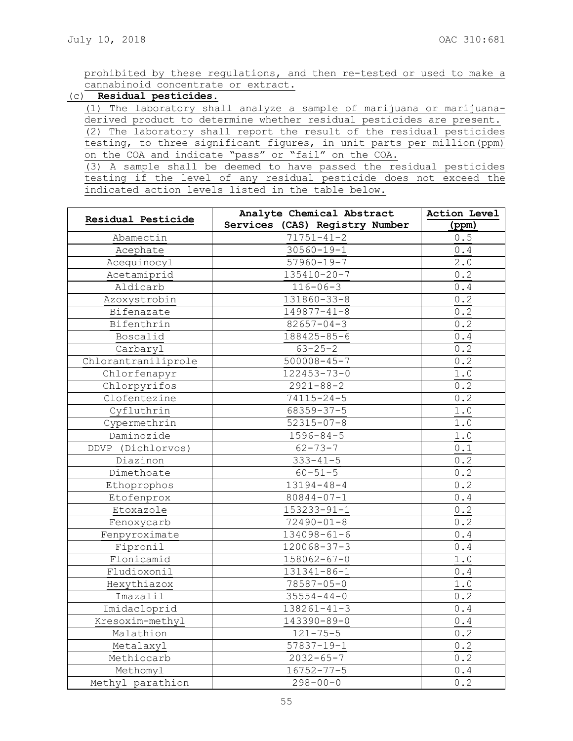prohibited by these regulations, and then re-tested or used to make a cannabinoid concentrate or extract.

(c) **Residual pesticides.**

(1) The laboratory shall analyze a sample of marijuana or marijuana-derived product to determine whether residual pesticides are present.

(2) The laboratory shall report the result of the residual pesticides testing, to three significant figures, in unit parts per million(ppm) on the COA and indicate "pass" or "fail" on the COA.

(3) A sample shall be deemed to have passed the residual pesticides testing if the level of any residual pesticide does not exceed the indicated action levels listed in the table below.

| Residual Pesticide | Analyte Chemical Abstract Services (CAS) Registry Number | Action Level (ppm) |
|---|---|---|
| Abamectin | 71751-41-2 | 0.5 |
| Acephate | 30560-19-1 | 0.4 |
| Acequinocyl | 57960-19-7 | 2.0 |
| Acetamiprid | 135410-20-7 | 0.2 |
| Aldicarb | 116-06-3 | 0.4 |
| Azoxystrobin | 131860-33-8 | 0.2 |
| Bifenazate | 149877-41-8 | 0.2 |
| Bifenthrin | 82657-04-3 | 0.2 |
| Boscalid | 188425-85-6 | 0.4 |
| Carbaryl | 63-25-2 | 0.2 |
| Chlorantraniliprole | 500008-45-7 | 0.2 |
| Chlorfenapyr | 122453-73-0 | 1.0 |
| Chlorpyrifos | 2921-88-2 | 0.2 |
| Clofentezine | 74115-24-5 | 0.2 |
| Cyfluthrin | 68359-37-5 | 1.0 |
| Cypermethrin | 52315-07-8 | 1.0 |
| Daminozide | 1596-84-5 | 1.0 |
| DDVP (Dichlorvos) | 62-73-7 | 0.1 |
| Diazinon | 333-41-5 | 0.2 |
| Dimethoate | 60-51-5 | 0.2 |
| Ethoprophos | 13194-48-4 | 0.2 |
| Etofenprox | 80844-07-1 | 0.4 |
| Etoxazole | 153233-91-1 | 0.2 |
| Fenoxycarb | 72490-01-8 | 0.2 |
| Fenpyroximate | 134098-61-6 | 0.4 |
| Fipronil | 120068-37-3 | 0.4 |
| Flonicamid | 158062-67-0 | 1.0 |
| Fludioxonil | 131341-86-1 | 0.4 |
| Hexythiazox | 78587-05-0 | 1.0 |
| Imazalil | 35554-44-0 | 0.2 |
| Imidacloprid | 138261-41-3 | 0.4 |
| Kresoxim-methyl | 143390-89-0 | 0.4 |
| Malathion | 121-75-5 | 0.2 |
| Metalaxyl | 57837-19-1 | 0.2 |
| Methiocarb | 2032-65-7 | 0.2 |
| Methomyl | 16752-77-5 | 0.4 |
| Methyl parathion | 298-00-0 | 0.2 |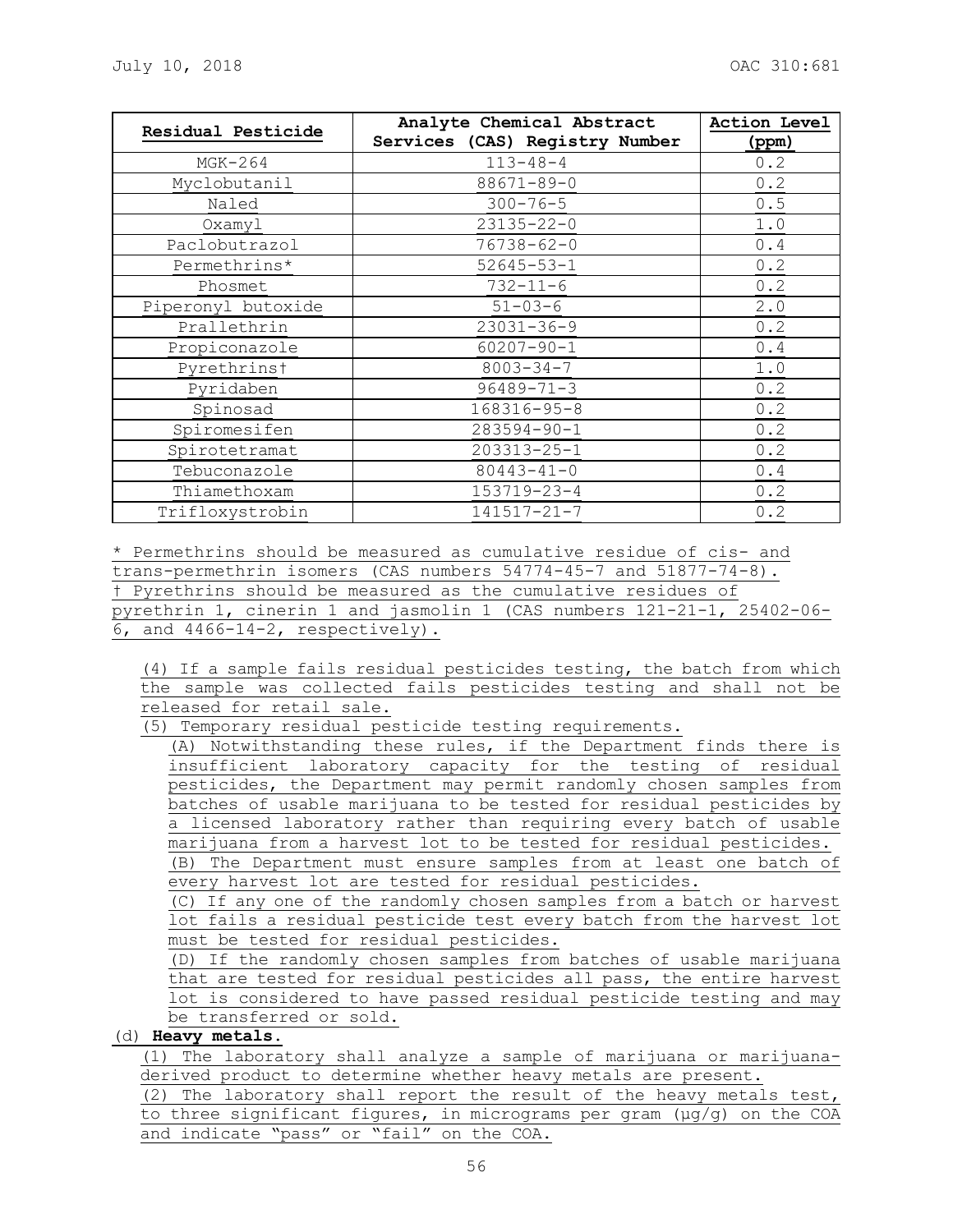| Residual Pesticide | Analyte Chemical Abstract Services (CAS) Registry Number | Action Level (ppm) |
|---|---|---|
| MGK-264 | 113-48-4 | 0.2 |
| Myclobutanil | 88671-89-0 | 0.2 |
| Naled | 300-76-5 | 0.5 |
| Oxamyl | 23135-22-0 | 1.0 |
| Paclobutrazol | 76738-62-0 | 0.4 |
| Permethrins* | 52645-53-1 | 0.2 |
| Phosmet | 732-11-6 | 0.2 |
| Piperonyl butoxide | 51-03-6 | 2.0 |
| Prallethrin | 23031-36-9 | 0.2 |
| Propiconazole | 60207-90-1 | 0.4 |
| Pyrethrins† | 8003-34-7 | 1.0 |
| Pyridaben | 96489-71-3 | 0.2 |
| Spinosad | 168316-95-8 | 0.2 |
| Spiromesifen | 283594-90-1 | 0.2 |
| Spirotetramat | 203313-25-1 | 0.2 |
| Tebuconazole | 80443-41-0 | 0.4 |
| Thiamethoxam | 153719-23-4 | 0.2 |
| Trifloxystrobin | 141517-21-7 | 0.2 |

\* Permethrins should be measured as cumulative residue of cis- and trans-permethrin isomers (CAS numbers 54774-45-7 and 51877-74-8).
† Pyrethrins should be measured as the cumulative residues of pyrethrin 1, cinerin 1 and jasmolin 1 (CAS numbers 121-21-1, 25402-06-6, and 4466-14-2, respectively).

(4) If a sample fails residual pesticides testing, the batch from which the sample was collected fails pesticides testing and shall not be released for retail sale.

(5) Temporary residual pesticide testing requirements.

(A) Notwithstanding these rules, if the Department finds there is insufficient laboratory capacity for the testing of residual pesticides, the Department may permit randomly chosen samples from batches of usable marijuana to be tested for residual pesticides by a licensed laboratory rather than requiring every batch of usable marijuana from a harvest lot to be tested for residual pesticides.

(B) The Department must ensure samples from at least one batch of every harvest lot are tested for residual pesticides.

(C) If any one of the randomly chosen samples from a batch or harvest lot fails a residual pesticide test every batch from the harvest lot must be tested for residual pesticides.

(D) If the randomly chosen samples from batches of usable marijuana that are tested for residual pesticides all pass, the entire harvest lot is considered to have passed residual pesticide testing and may be transferred or sold.

(d) **Heavy metals.**

(1) The laboratory shall analyze a sample of marijuana or marijuana-derived product to determine whether heavy metals are present.

(2) The laboratory shall report the result of the heavy metals test, to three significant figures, in micrograms per gram (µg/g) on the COA and indicate "pass" or "fail" on the COA.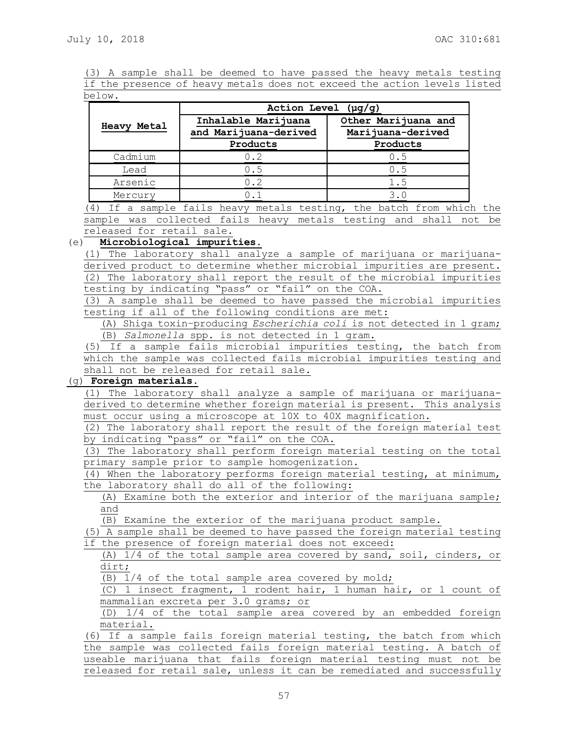(3) A sample shall be deemed to have passed the heavy metals testing if the presence of heavy metals does not exceed the action levels listed below.

| Heavy Metal | Action Level (μg/g) | |
|---|---|---|
| | Inhalable Marijuana and Marijuana-derived Products | Other Marijuana and Marijuana-derived Products |
| Cadmium | 0.2 | 0.5 |
| Lead | 0.5 | 0.5 |
| Arsenic | 0.2 | 1.5 |
| Mercury | 0.1 | 3.0 |

(4) If a sample fails heavy metals testing, the batch from which the sample was collected fails heavy metals testing and shall not be released for retail sale.

(e) **Microbiological impurities.**

(1) The laboratory shall analyze a sample of marijuana or marijuana-derived product to determine whether microbial impurities are present.

(2) The laboratory shall report the result of the microbial impurities testing by indicating "pass" or "fail" on the COA.

(3) A sample shall be deemed to have passed the microbial impurities testing if all of the following conditions are met:

(A) Shiga toxin-producing *Escherichia coli* is not detected in 1 gram;

(B) *Salmonella* spp. is not detected in 1 gram.

(5) If a sample fails microbial impurities testing, the batch from which the sample was collected fails microbial impurities testing and shall not be released for retail sale.

(g) **Foreign materials.**

(1) The laboratory shall analyze a sample of marijuana or marijuana-derived to determine whether foreign material is present. This analysis must occur using a microscope at 10X to 40X magnification.

(2) The laboratory shall report the result of the foreign material test by indicating "pass" or "fail" on the COA.

(3) The laboratory shall perform foreign material testing on the total primary sample prior to sample homogenization.

(4) When the laboratory performs foreign material testing, at minimum, the laboratory shall do all of the following:

(A) Examine both the exterior and interior of the marijuana sample; and

(B) Examine the exterior of the marijuana product sample.

(5) A sample shall be deemed to have passed the foreign material testing if the presence of foreign material does not exceed:

(A) 1/4 of the total sample area covered by sand, soil, cinders, or dirt;

(B) 1/4 of the total sample area covered by mold;

(C) 1 insect fragment, 1 rodent hair, 1 human hair, or 1 count of mammalian excreta per 3.0 grams; or

(D) 1/4 of the total sample area covered by an embedded foreign material.

(6) If a sample fails foreign material testing, the batch from which the sample was collected fails foreign material testing. A batch of useable marijuana that fails foreign material testing must not be released for retail sale, unless it can be remediated and successfully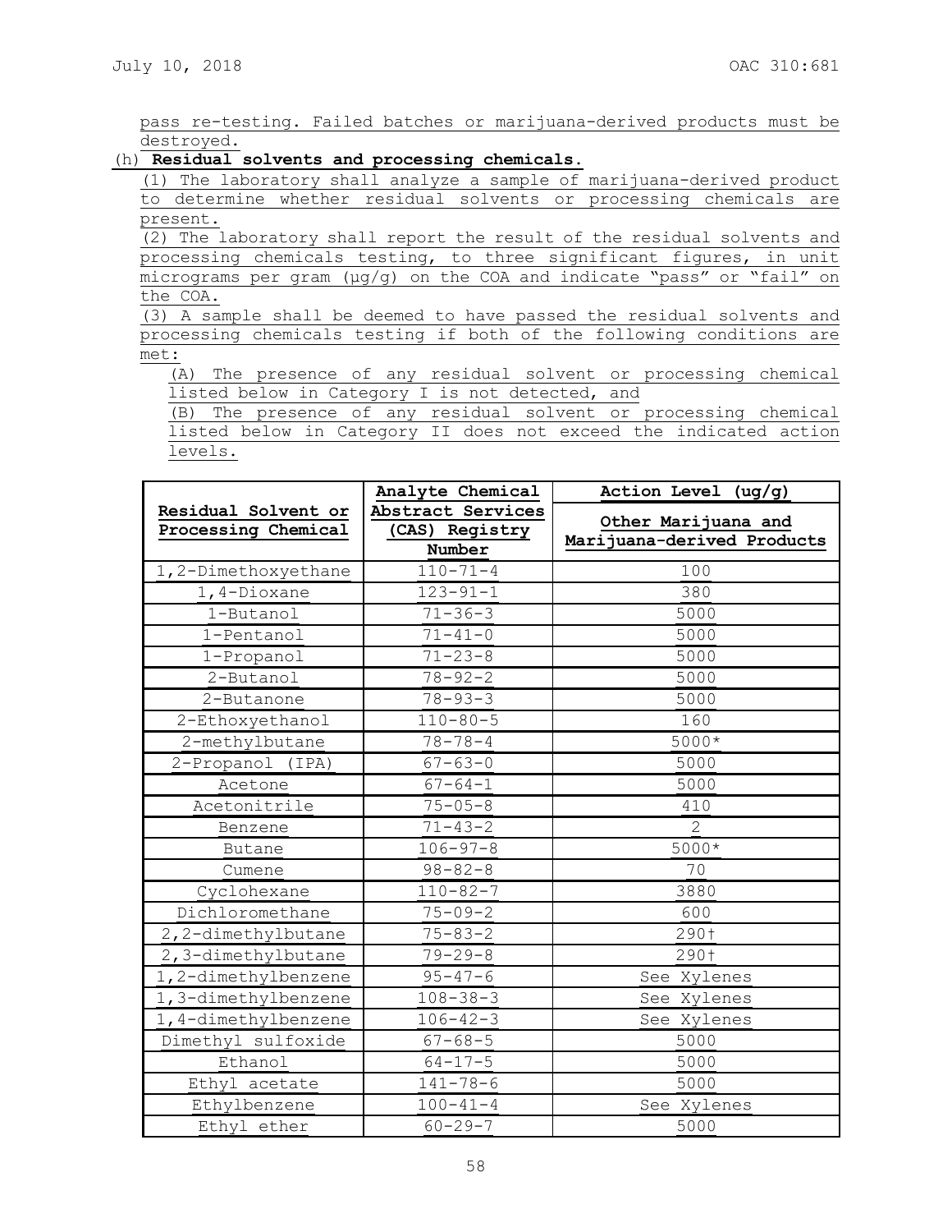pass re-testing. Failed batches or marijuana-derived products must be destroyed.

(h) **Residual solvents and processing chemicals.**

(1) The laboratory shall analyze a sample of marijuana-derived product to determine whether residual solvents or processing chemicals are present.

(2) The laboratory shall report the result of the residual solvents and processing chemicals testing, to three significant figures, in unit micrograms per gram (µg/g) on the COA and indicate "pass" or "fail" on the COA.

(3) A sample shall be deemed to have passed the residual solvents and processing chemicals testing if both of the following conditions are met:

(A) The presence of any residual solvent or processing chemical listed below in Category I is not detected, and

(B) The presence of any residual solvent or processing chemical listed below in Category II does not exceed the indicated action levels.

| Residual Solvent or Processing Chemical | Analyte Chemical Abstract Services (CAS) Registry Number | Action Level (ug/g) Other Marijuana and Marijuana-derived Products |
|---|---|---|
| 1,2-Dimethoxyethane | 110-71-4 | 100 |
| 1,4-Dioxane | 123-91-1 | 380 |
| 1-Butanol | 71-36-3 | 5000 |
| 1-Pentanol | 71-41-0 | 5000 |
| 1-Propanol | 71-23-8 | 5000 |
| 2-Butanol | 78-92-2 | 5000 |
| 2-Butanone | 78-93-3 | 5000 |
| 2-Ethoxyethanol | 110-80-5 | 160 |
| 2-methylbutane | 78-78-4 | 5000* |
| 2-Propanol (IPA) | 67-63-0 | 5000 |
| Acetone | 67-64-1 | 5000 |
| Acetonitrile | 75-05-8 | 410 |
| Benzene | 71-43-2 | 2 |
| Butane | 106-97-8 | 5000* |
| Cumene | 98-82-8 | 70 |
| Cyclohexane | 110-82-7 | 3880 |
| Dichloromethane | 75-09-2 | 600 |
| 2,2-dimethylbutane | 75-83-2 | 290† |
| 2,3-dimethylbutane | 79-29-8 | 290† |
| 1,2-dimethylbenzene | 95-47-6 | See Xylenes |
| 1,3-dimethylbenzene | 108-38-3 | See Xylenes |
| 1,4-dimethylbenzene | 106-42-3 | See Xylenes |
| Dimethyl sulfoxide | 67-68-5 | 5000 |
| Ethanol | 64-17-5 | 5000 |
| Ethyl acetate | 141-78-6 | 5000 |
| Ethylbenzene | 100-41-4 | See Xylenes |
| Ethyl ether | 60-29-7 | 5000 |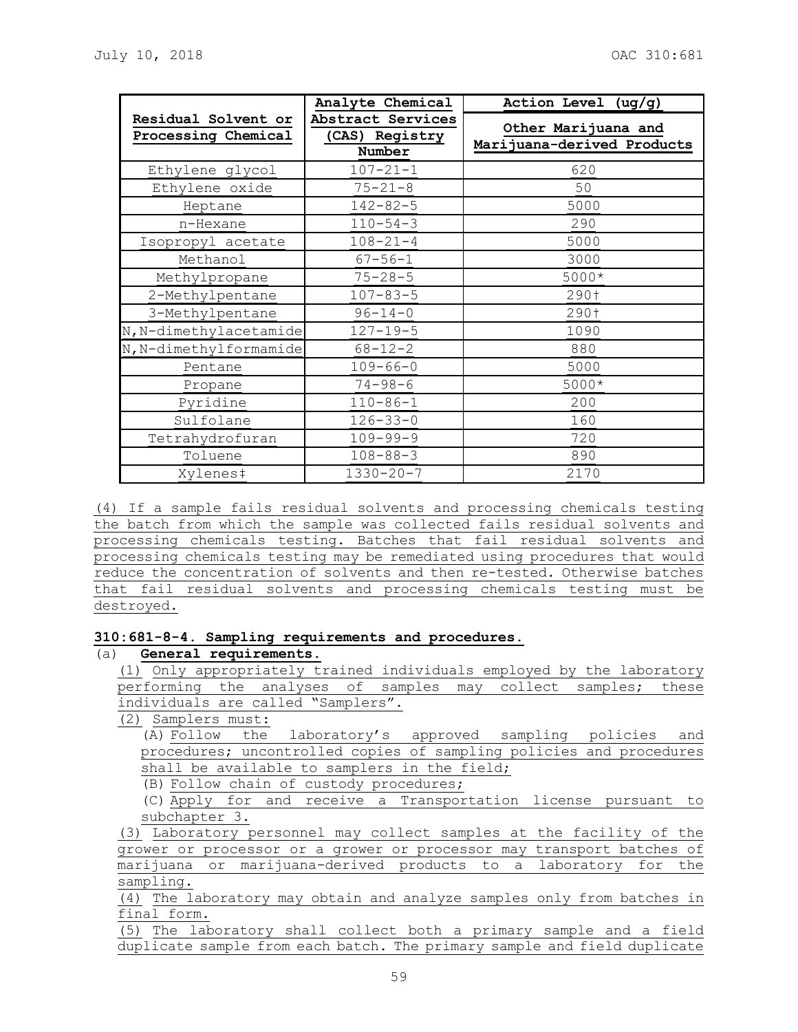| Residual Solvent or Processing Chemical | Analyte Chemical Abstract Services (CAS) Registry Number | Action Level (ug/g) Other Marijuana and Marijuana-derived Products |
|---|---|---|
| Ethylene glycol | 107-21-1 | 620 |
| Ethylene oxide | 75-21-8 | 50 |
| Heptane | 142-82-5 | 5000 |
| n-Hexane | 110-54-3 | 290 |
| Isopropyl acetate | 108-21-4 | 5000 |
| Methanol | 67-56-1 | 3000 |
| Methylpropane | 75-28-5 | 5000* |
| 2-Methylpentane | 107-83-5 | 290† |
| 3-Methylpentane | 96-14-0 | 290† |
| N,N-dimethylacetamide | 127-19-5 | 1090 |
| N,N-dimethylformamide | 68-12-2 | 880 |
| Pentane | 109-66-0 | 5000 |
| Propane | 74-98-6 | 5000* |
| Pyridine | 110-86-1 | 200 |
| Sulfolane | 126-33-0 | 160 |
| Tetrahydrofuran | 109-99-9 | 720 |
| Toluene | 108-88-3 | 890 |
| Xylenes‡ | 1330-20-7 | 2170 |

(4) If a sample fails residual solvents and processing chemicals testing the batch from which the sample was collected fails residual solvents and processing chemicals testing. Batches that fail residual solvents and processing chemicals testing may be remediated using procedures that would reduce the concentration of solvents and then re-tested. Otherwise batches that fail residual solvents and processing chemicals testing must be destroyed.

**310:681-8-4. Sampling requirements and procedures.**

(a) **General requirements.**

(1) Only appropriately trained individuals employed by the laboratory performing the analyses of samples may collect samples; these individuals are called "Samplers".

(2) Samplers must:

(A) Follow the laboratory's approved sampling policies and procedures; uncontrolled copies of sampling policies and procedures shall be available to samplers in the field;

(B) Follow chain of custody procedures;

(C) Apply for and receive a Transportation license pursuant to subchapter 3.

(3) Laboratory personnel may collect samples at the facility of the grower or processor or a grower or processor may transport batches of marijuana or marijuana-derived products to a laboratory for the sampling.

(4) The laboratory may obtain and analyze samples only from batches in final form.

(5) The laboratory shall collect both a primary sample and a field duplicate sample from each batch. The primary sample and field duplicate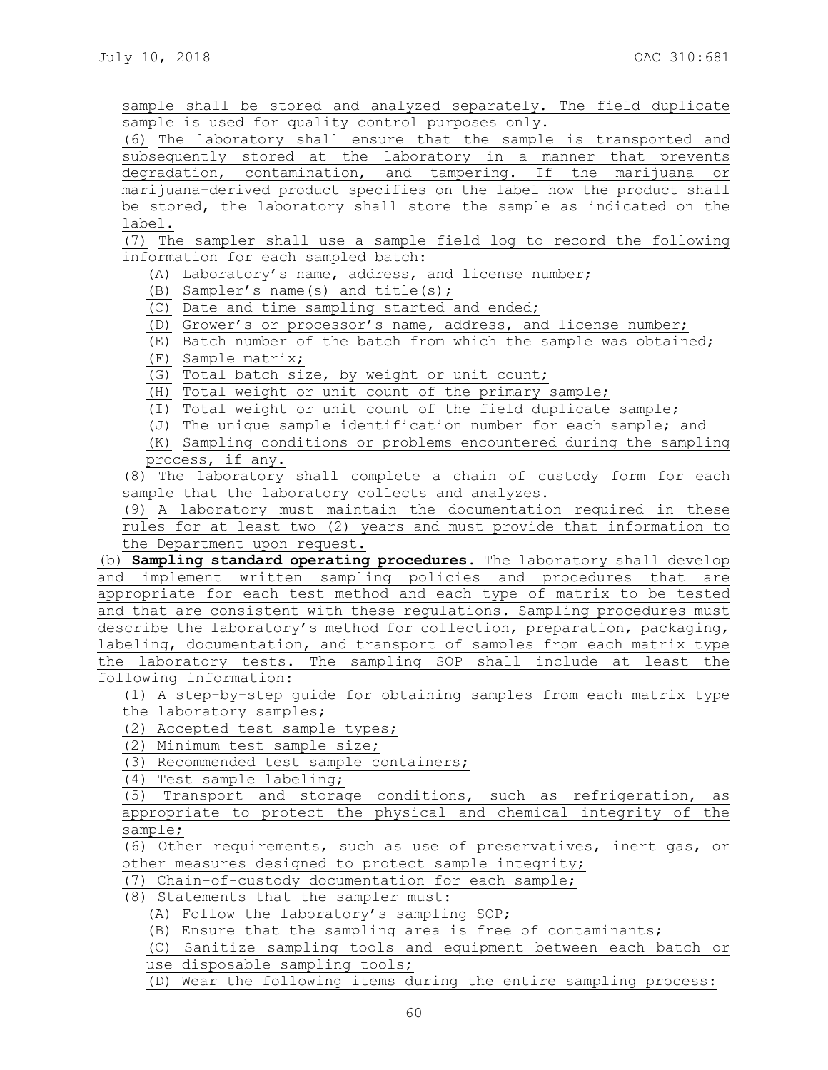sample shall be stored and analyzed separately. The field duplicate sample is used for quality control purposes only.

(6) The laboratory shall ensure that the sample is transported and subsequently stored at the laboratory in a manner that prevents degradation, contamination, and tampering. If the marijuana or marijuana-derived product specifies on the label how the product shall be stored, the laboratory shall store the sample as indicated on the label.

(7) The sampler shall use a sample field log to record the following information for each sampled batch:

- (A) Laboratory's name, address, and license number;
- (B) Sampler's name(s) and title(s);
- (C) Date and time sampling started and ended;
- (D) Grower's or processor's name, address, and license number;
- (E) Batch number of the batch from which the sample was obtained;
- (F) Sample matrix;
- (G) Total batch size, by weight or unit count;
- (H) Total weight or unit count of the primary sample;
- (I) Total weight or unit count of the field duplicate sample;
- (J) The unique sample identification number for each sample; and
- (K) Sampling conditions or problems encountered during the sampling process, if any.

(8) The laboratory shall complete a chain of custody form for each sample that the laboratory collects and analyzes.

(9) A laboratory must maintain the documentation required in these rules for at least two (2) years and must provide that information to the Department upon request.

(b) **Sampling standard operating procedures.** The laboratory shall develop and implement written sampling policies and procedures that are appropriate for each test method and each type of matrix to be tested and that are consistent with these regulations. Sampling procedures must describe the laboratory's method for collection, preparation, packaging, labeling, documentation, and transport of samples from each matrix type the laboratory tests. The sampling SOP shall include at least the following information:

(1) A step-by-step guide for obtaining samples from each matrix type the laboratory samples;

(2) Accepted test sample types;

(2) Minimum test sample size;

(3) Recommended test sample containers;

(4) Test sample labeling;

(5) Transport and storage conditions, such as refrigeration, as appropriate to protect the physical and chemical integrity of the sample;

(6) Other requirements, such as use of preservatives, inert gas, or other measures designed to protect sample integrity;

(7) Chain-of-custody documentation for each sample;

(8) Statements that the sampler must:

- (A) Follow the laboratory's sampling SOP;
- (B) Ensure that the sampling area is free of contaminants;
- (C) Sanitize sampling tools and equipment between each batch or use disposable sampling tools;
- (D) Wear the following items during the entire sampling process: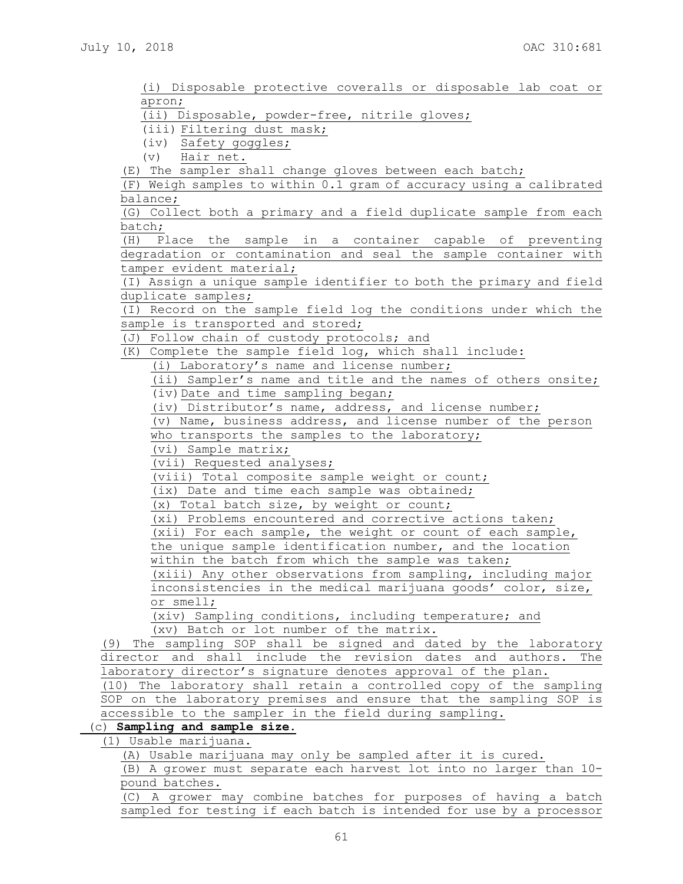(i) Disposable protective coveralls or disposable lab coat or apron;

(ii) Disposable, powder-free, nitrile gloves;

(iii) Filtering dust mask;

(iv) Safety goggles;

(v) Hair net.

(E) The sampler shall change gloves between each batch;

(F) Weigh samples to within 0.1 gram of accuracy using a calibrated balance;

(G) Collect both a primary and a field duplicate sample from each batch;

(H) Place the sample in a container capable of preventing degradation or contamination and seal the sample container with tamper evident material;

(I) Assign a unique sample identifier to both the primary and field duplicate samples;

(I) Record on the sample field log the conditions under which the sample is transported and stored;

(J) Follow chain of custody protocols; and

(K) Complete the sample field log, which shall include:

(i) Laboratory's name and license number;

(ii) Sampler's name and title and the names of others onsite;

(iv) Date and time sampling began;

(iv) Distributor's name, address, and license number;

(v) Name, business address, and license number of the person who transports the samples to the laboratory;

(vi) Sample matrix;

(vii) Requested analyses;

(viii) Total composite sample weight or count;

(ix) Date and time each sample was obtained;

(x) Total batch size, by weight or count;

(xi) Problems encountered and corrective actions taken;

(xii) For each sample, the weight or count of each sample, the unique sample identification number, and the location within the batch from which the sample was taken;

(xiii) Any other observations from sampling, including major inconsistencies in the medical marijuana goods' color, size, or smell;

(xiv) Sampling conditions, including temperature; and

(xv) Batch or lot number of the matrix.

(9) The sampling SOP shall be signed and dated by the laboratory director and shall include the revision dates and authors. The laboratory director's signature denotes approval of the plan.

(10) The laboratory shall retain a controlled copy of the sampling SOP on the laboratory premises and ensure that the sampling SOP is accessible to the sampler in the field during sampling.

(c) **Sampling and sample size.**

(1) Usable marijuana.

(A) Usable marijuana may only be sampled after it is cured.

(B) A grower must separate each harvest lot into no larger than 10-pound batches.

(C) A grower may combine batches for purposes of having a batch sampled for testing if each batch is intended for use by a processor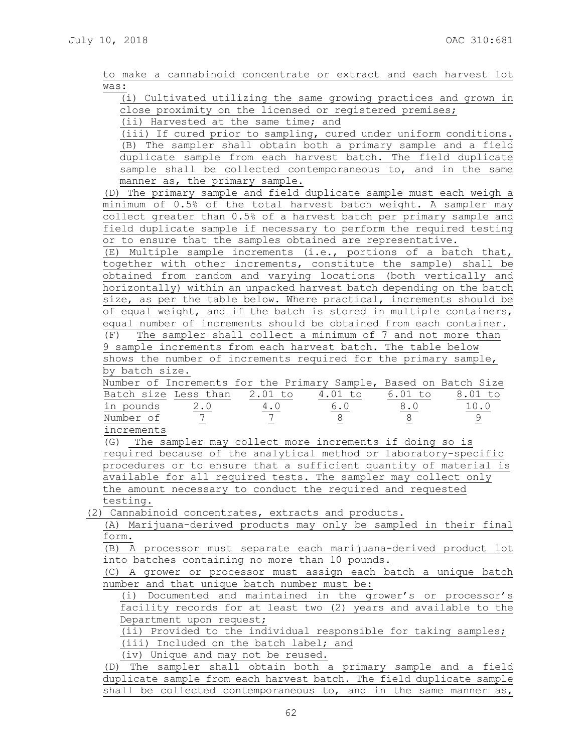to make a cannabinoid concentrate or extract and each harvest lot was:

(i) Cultivated utilizing the same growing practices and grown in close proximity on the licensed or registered premises;

(ii) Harvested at the same time; and

(iii) If cured prior to sampling, cured under uniform conditions.

(B) The sampler shall obtain both a primary sample and a field duplicate sample from each harvest batch. The field duplicate sample shall be collected contemporaneous to, and in the same manner as, the primary sample.

(D) The primary sample and field duplicate sample must each weigh a minimum of 0.5% of the total harvest batch weight. A sampler may collect greater than 0.5% of a harvest batch per primary sample and field duplicate sample if necessary to perform the required testing or to ensure that the samples obtained are representative.

(E) Multiple sample increments (i.e., portions of a batch that, together with other increments, constitute the sample) shall be obtained from random and varying locations (both vertically and horizontally) within an unpacked harvest batch depending on the batch size, as per the table below. Where practical, increments should be of equal weight, and if the batch is stored in multiple containers, equal number of increments should be obtained from each container.

(F) The sampler shall collect a minimum of 7 and not more than 9 sample increments from each harvest batch. The table below shows the number of increments required for the primary sample, by batch size.

Number of Increments for the Primary Sample, Based on Batch Size

| Batch size in pounds | Less than 2.0 | 2.01 to 4.0 | 4.01 to 6.0 | 6.01 to 8.0 | 8.01 to 10.0 |
|---|---|---|---|---|---|
| Number of increments | 7 | 7 | 8 | 8 | 9 |

(G) The sampler may collect more increments if doing so is required because of the analytical method or laboratory-specific procedures or to ensure that a sufficient quantity of material is available for all required tests. The sampler may collect only the amount necessary to conduct the required and requested testing.

(2) Cannabinoid concentrates, extracts and products.

(A) Marijuana-derived products may only be sampled in their final form.

(B) A processor must separate each marijuana-derived product lot into batches containing no more than 10 pounds.

(C) A grower or processor must assign each batch a unique batch number and that unique batch number must be:

(i) Documented and maintained in the grower's or processor's facility records for at least two (2) years and available to the Department upon request;

(ii) Provided to the individual responsible for taking samples;

(iii) Included on the batch label; and

(iv) Unique and may not be reused.

(D) The sampler shall obtain both a primary sample and a field duplicate sample from each harvest batch. The field duplicate sample shall be collected contemporaneous to, and in the same manner as,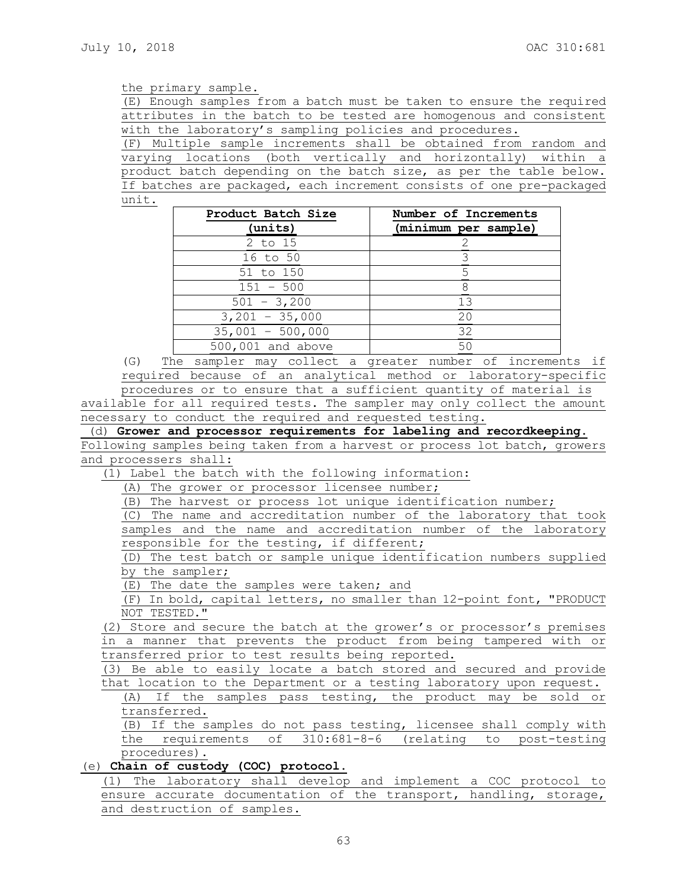the primary sample.

(E) Enough samples from a batch must be taken to ensure the required attributes in the batch to be tested are homogenous and consistent with the laboratory's sampling policies and procedures.

(F) Multiple sample increments shall be obtained from random and varying locations (both vertically and horizontally) within a product batch depending on the batch size, as per the table below. If batches are packaged, each increment consists of one pre-packaged unit.

| Product Batch Size (units) | Number of Increments (minimum per sample) |
|---|---|
| 2 to 15 | 2 |
| 16 to 50 | 3 |
| 51 to 150 | 5 |
| 151 - 500 | 8 |
| 501 - 3,200 | 13 |
| 3,201 - 35,000 | 20 |
| 35,001 - 500,000 | 32 |
| 500,001 and above | 50 |

(G) The sampler may collect a greater number of increments if required because of an analytical method or laboratory-specific procedures or to ensure that a sufficient quantity of material is available for all required tests. The sampler may only collect the amount necessary to conduct the required and requested testing.

(d) **Grower and processor requirements for labeling and recordkeeping.** Following samples being taken from a harvest or process lot batch, growers and processers shall:

(1) Label the batch with the following information:

(A) The grower or processor licensee number;

(B) The harvest or process lot unique identification number;

(C) The name and accreditation number of the laboratory that took samples and the name and accreditation number of the laboratory responsible for the testing, if different;

(D) The test batch or sample unique identification numbers supplied by the sampler;

(E) The date the samples were taken; and

(F) In bold, capital letters, no smaller than 12-point font, "PRODUCT NOT TESTED."

(2) Store and secure the batch at the grower's or processor's premises in a manner that prevents the product from being tampered with or transferred prior to test results being reported.

(3) Be able to easily locate a batch stored and secured and provide that location to the Department or a testing laboratory upon request.

(A) If the samples pass testing, the product may be sold or transferred.

(B) If the samples do not pass testing, licensee shall comply with the requirements of 310:681-8-6 (relating to post-testing procedures).

(e) **Chain of custody (COC) protocol.**

(1) The laboratory shall develop and implement a COC protocol to ensure accurate documentation of the transport, handling, storage, and destruction of samples.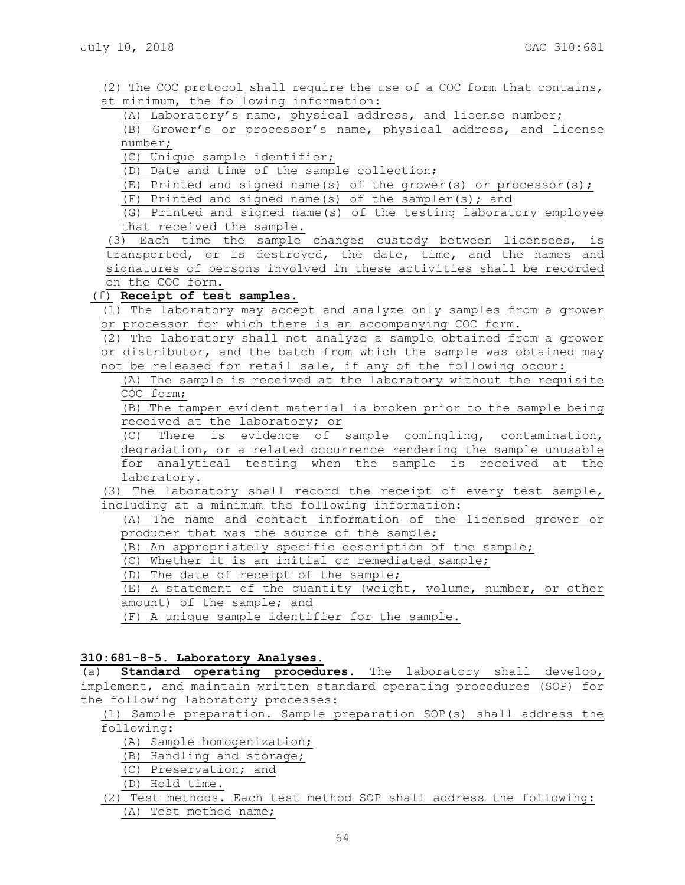(2) The COC protocol shall require the use of a COC form that contains, at minimum, the following information:

(A) Laboratory's name, physical address, and license number;

(B) Grower's or processor's name, physical address, and license number;

(C) Unique sample identifier;

(D) Date and time of the sample collection;

(E) Printed and signed name(s) of the grower(s) or processor(s);

(F) Printed and signed name(s) of the sampler(s); and

(G) Printed and signed name(s) of the testing laboratory employee that received the sample.

(3) Each time the sample changes custody between licensees, is transported, or is destroyed, the date, time, and the names and signatures of persons involved in these activities shall be recorded on the COC form.

(f) **Receipt of test samples.**

(1) The laboratory may accept and analyze only samples from a grower or processor for which there is an accompanying COC form.

(2) The laboratory shall not analyze a sample obtained from a grower or distributor, and the batch from which the sample was obtained may not be released for retail sale, if any of the following occur:

(A) The sample is received at the laboratory without the requisite COC form;

(B) The tamper evident material is broken prior to the sample being received at the laboratory; or

(C) There is evidence of sample comingling, contamination, degradation, or a related occurrence rendering the sample unusable for analytical testing when the sample is received at the laboratory.

(3) The laboratory shall record the receipt of every test sample, including at a minimum the following information:

(A) The name and contact information of the licensed grower or producer that was the source of the sample;

(B) An appropriately specific description of the sample;

(C) Whether it is an initial or remediated sample;

(D) The date of receipt of the sample;

(E) A statement of the quantity (weight, volume, number, or other amount) of the sample; and

(F) A unique sample identifier for the sample.

**310:681-8-5. Laboratory Analyses.**

(a) **Standard operating procedures.** The laboratory shall develop, implement, and maintain written standard operating procedures (SOP) for the following laboratory processes:

(1) Sample preparation. Sample preparation SOP(s) shall address the following:

(A) Sample homogenization;

(B) Handling and storage;

(C) Preservation; and

(D) Hold time.

(2) Test methods. Each test method SOP shall address the following:

(A) Test method name;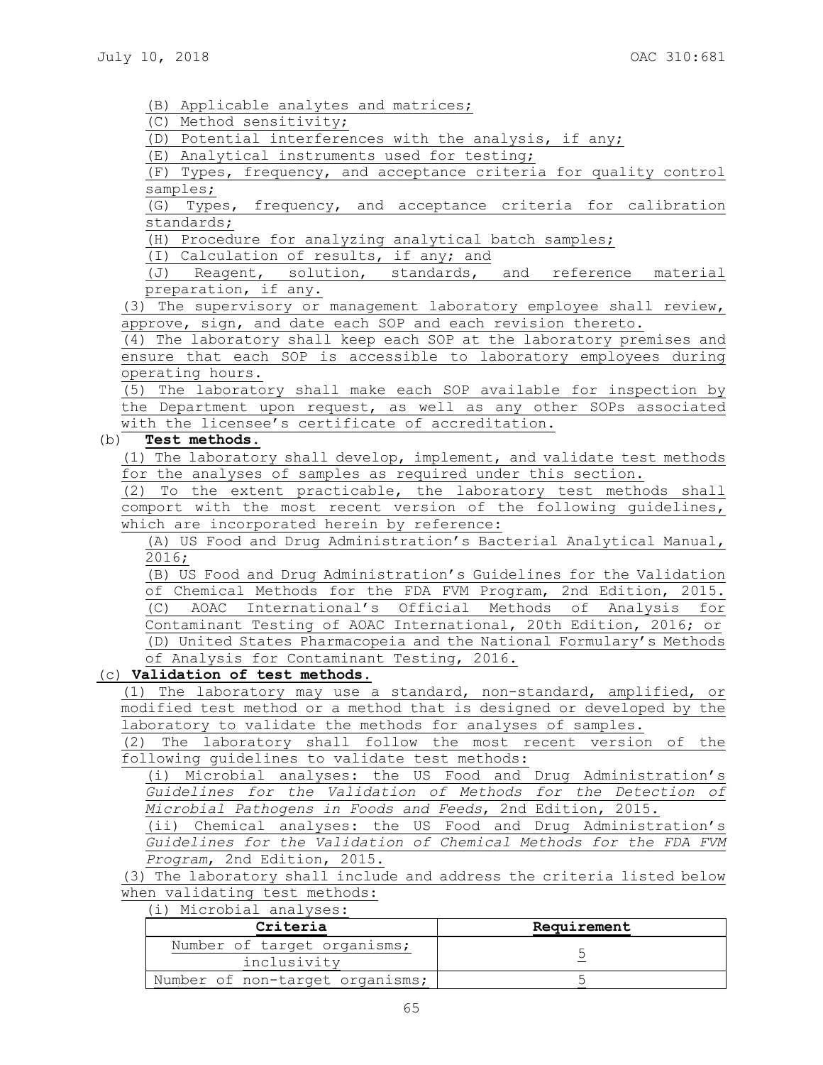(B) Applicable analytes and matrices;

(C) Method sensitivity;

(D) Potential interferences with the analysis, if any;

(E) Analytical instruments used for testing;

(F) Types, frequency, and acceptance criteria for quality control samples;

(G) Types, frequency, and acceptance criteria for calibration standards;

(H) Procedure for analyzing analytical batch samples;

(I) Calculation of results, if any; and

(J) Reagent, solution, standards, and reference material preparation, if any.

(3) The supervisory or management laboratory employee shall review, approve, sign, and date each SOP and each revision thereto.

(4) The laboratory shall keep each SOP at the laboratory premises and ensure that each SOP is accessible to laboratory employees during operating hours.

(5) The laboratory shall make each SOP available for inspection by the Department upon request, as well as any other SOPs associated with the licensee's certificate of accreditation.

(b) **Test methods.**

(1) The laboratory shall develop, implement, and validate test methods for the analyses of samples as required under this section.

(2) To the extent practicable, the laboratory test methods shall comport with the most recent version of the following guidelines, which are incorporated herein by reference:

(A) US Food and Drug Administration's Bacterial Analytical Manual, 2016;

(B) US Food and Drug Administration's Guidelines for the Validation of Chemical Methods for the FDA FVM Program, 2nd Edition, 2015.

(C) AOAC International's Official Methods of Analysis for Contaminant Testing of AOAC International, 20th Edition, 2016; or

(D) United States Pharmacopeia and the National Formulary's Methods of Analysis for Contaminant Testing, 2016.

(c) **Validation of test methods.**

(1) The laboratory may use a standard, non-standard, amplified, or modified test method or a method that is designed or developed by the laboratory to validate the methods for analyses of samples.

(2) The laboratory shall follow the most recent version of the following guidelines to validate test methods:

(i) Microbial analyses: the US Food and Drug Administration's *Guidelines for the Validation of Methods for the Detection of Microbial Pathogens in Foods and Feeds*, 2nd Edition, 2015.

(ii) Chemical analyses: the US Food and Drug Administration's *Guidelines for the Validation of Chemical Methods for the FDA FVM Program*, 2nd Edition, 2015.

(3) The laboratory shall include and address the criteria listed below when validating test methods:

(i) Microbial analyses:

| **Criteria** | **Requirement** |
|---|---|
| Number of target organisms; inclusivity | 5 |
| Number of non-target organisms; | 5 |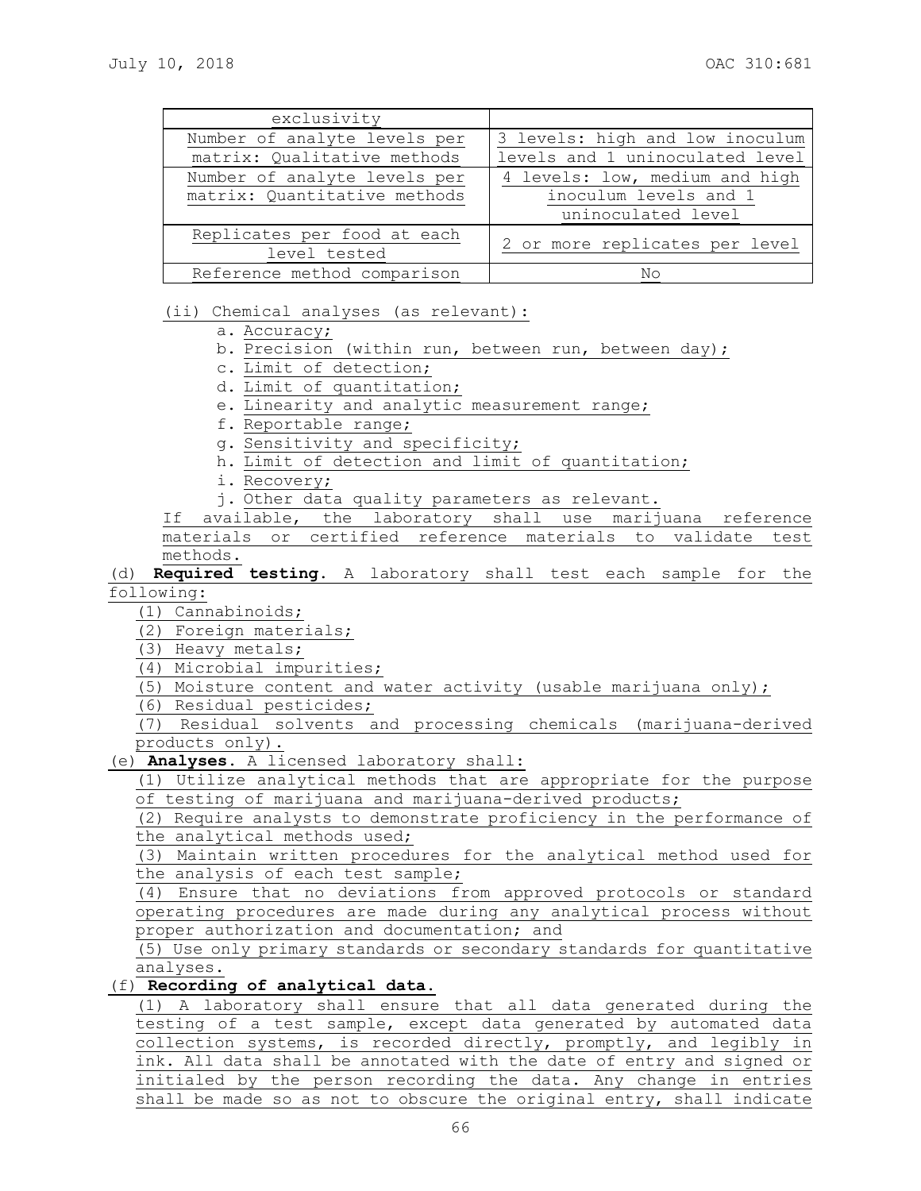| exclusivity | |
|---|---|
| Number of analyte levels per matrix: Qualitative methods | 3 levels: high and low inoculum levels and 1 uninoculated level |
| Number of analyte levels per matrix: Quantitative methods | 4 levels: low, medium and high inoculum levels and 1 uninoculated level |
| Replicates per food at each level tested | 2 or more replicates per level |
| Reference method comparison | No |

(ii) Chemical analyses (as relevant):

a. Accuracy;
b. Precision (within run, between run, between day);
c. Limit of detection;
d. Limit of quantitation;
e. Linearity and analytic measurement range;
f. Reportable range;
g. Sensitivity and specificity;
h. Limit of detection and limit of quantitation;
i. Recovery;
j. Other data quality parameters as relevant.

If available, the laboratory shall use marijuana reference materials or certified reference materials to validate test methods.

(d) **Required testing.** A laboratory shall test each sample for the following:

(1) Cannabinoids;
(2) Foreign materials;
(3) Heavy metals;
(4) Microbial impurities;
(5) Moisture content and water activity (usable marijuana only);
(6) Residual pesticides;
(7) Residual solvents and processing chemicals (marijuana-derived products only).

(e) **Analyses.** A licensed laboratory shall:

(1) Utilize analytical methods that are appropriate for the purpose of testing of marijuana and marijuana-derived products;
(2) Require analysts to demonstrate proficiency in the performance of the analytical methods used;
(3) Maintain written procedures for the analytical method used for the analysis of each test sample;
(4) Ensure that no deviations from approved protocols or standard operating procedures are made during any analytical process without proper authorization and documentation; and
(5) Use only primary standards or secondary standards for quantitative analyses.

(f) **Recording of analytical data.**

(1) A laboratory shall ensure that all data generated during the testing of a test sample, except data generated by automated data collection systems, is recorded directly, promptly, and legibly in ink. All data shall be annotated with the date of entry and signed or initialed by the person recording the data. Any change in entries shall be made so as not to obscure the original entry, shall indicate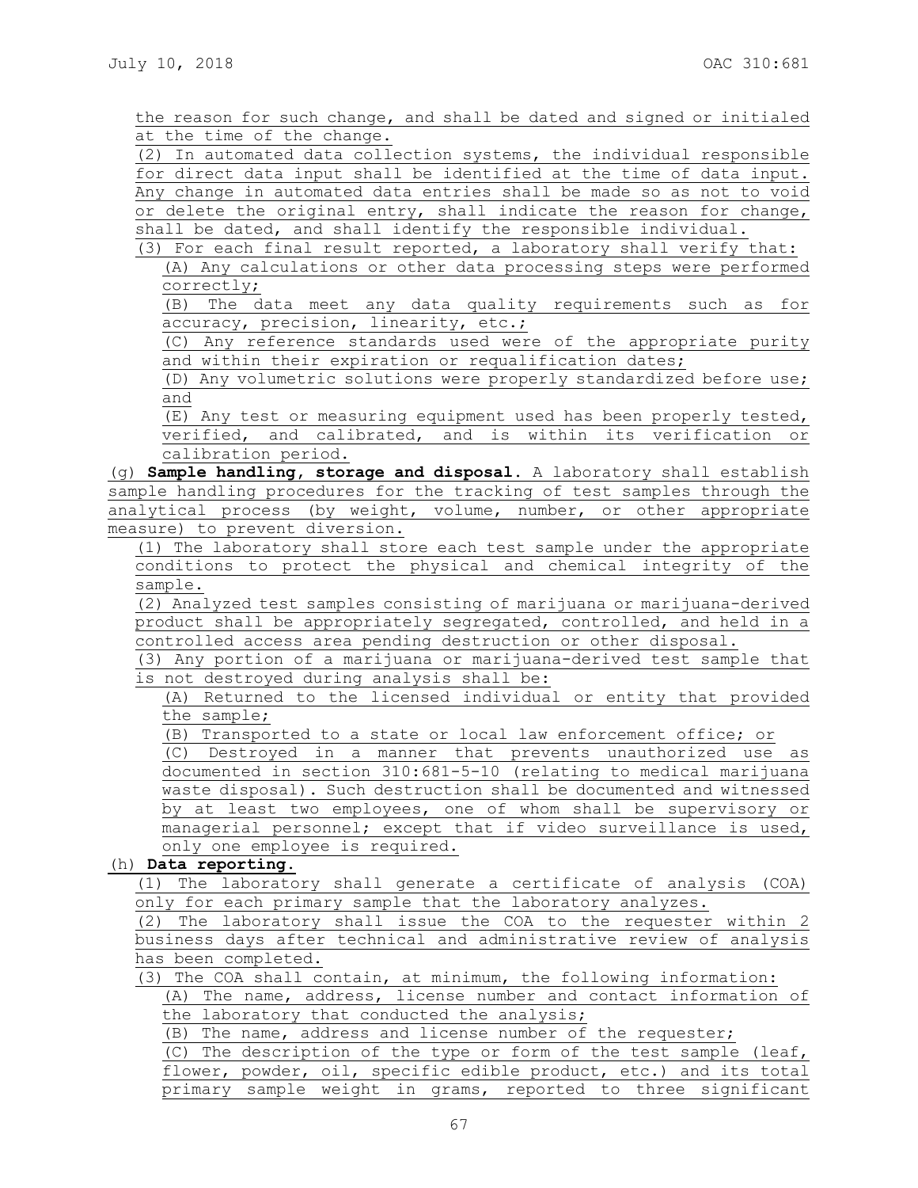the reason for such change, and shall be dated and signed or initialed at the time of the change.

(2) In automated data collection systems, the individual responsible for direct data input shall be identified at the time of data input. Any change in automated data entries shall be made so as not to void or delete the original entry, shall indicate the reason for change, shall be dated, and shall identify the responsible individual.

(3) For each final result reported, a laboratory shall verify that:

(A) Any calculations or other data processing steps were performed correctly;

(B) The data meet any data quality requirements such as for accuracy, precision, linearity, etc.;

(C) Any reference standards used were of the appropriate purity and within their expiration or requalification dates;

(D) Any volumetric solutions were properly standardized before use; and

(E) Any test or measuring equipment used has been properly tested, verified, and calibrated, and is within its verification or calibration period.

(g) **Sample handling, storage and disposal.** A laboratory shall establish sample handling procedures for the tracking of test samples through the analytical process (by weight, volume, number, or other appropriate measure) to prevent diversion.

(1) The laboratory shall store each test sample under the appropriate conditions to protect the physical and chemical integrity of the sample.

(2) Analyzed test samples consisting of marijuana or marijuana-derived product shall be appropriately segregated, controlled, and held in a controlled access area pending destruction or other disposal.

(3) Any portion of a marijuana or marijuana-derived test sample that is not destroyed during analysis shall be:

(A) Returned to the licensed individual or entity that provided the sample;

(B) Transported to a state or local law enforcement office; or

(C) Destroyed in a manner that prevents unauthorized use as documented in section 310:681-5-10 (relating to medical marijuana waste disposal). Such destruction shall be documented and witnessed by at least two employees, one of whom shall be supervisory or managerial personnel; except that if video surveillance is used, only one employee is required.

(h) **Data reporting.**

(1) The laboratory shall generate a certificate of analysis (COA) only for each primary sample that the laboratory analyzes.

(2) The laboratory shall issue the COA to the requester within 2 business days after technical and administrative review of analysis has been completed.

(3) The COA shall contain, at minimum, the following information:

(A) The name, address, license number and contact information of the laboratory that conducted the analysis;

(B) The name, address and license number of the requester;

(C) The description of the type or form of the test sample (leaf, flower, powder, oil, specific edible product, etc.) and its total primary sample weight in grams, reported to three significant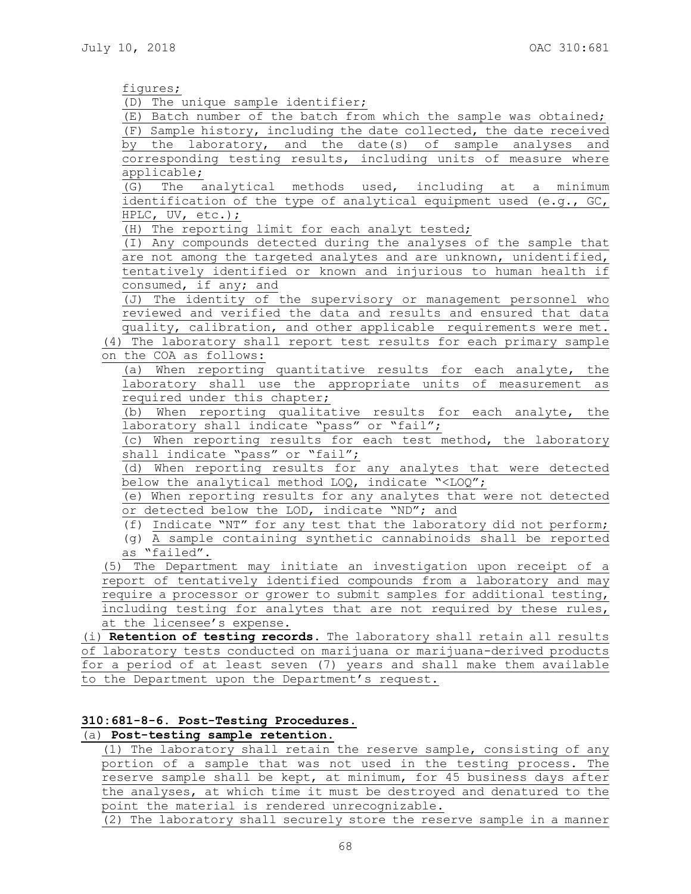figures;

(D) The unique sample identifier;

(E) Batch number of the batch from which the sample was obtained;

(F) Sample history, including the date collected, the date received by the laboratory, and the date(s) of sample analyses and corresponding testing results, including units of measure where applicable;

(G) The analytical methods used, including at a minimum identification of the type of analytical equipment used (e.g., GC, HPLC, UV, etc.);

(H) The reporting limit for each analyt tested;

(I) Any compounds detected during the analyses of the sample that are not among the targeted analytes and are unknown, unidentified, tentatively identified or known and injurious to human health if consumed, if any; and

(J) The identity of the supervisory or management personnel who reviewed and verified the data and results and ensured that data quality, calibration, and other applicable requirements were met.

(4) The laboratory shall report test results for each primary sample on the COA as follows:

(a) When reporting quantitative results for each analyte, the laboratory shall use the appropriate units of measurement as required under this chapter;

(b) When reporting qualitative results for each analyte, the laboratory shall indicate "pass" or "fail";

(c) When reporting results for each test method, the laboratory shall indicate "pass" or "fail";

(d) When reporting results for any analytes that were detected below the analytical method LOQ, indicate "<LOQ";

(e) When reporting results for any analytes that were not detected or detected below the LOD, indicate "ND"; and

(f) Indicate "NT" for any test that the laboratory did not perform;

(g) A sample containing synthetic cannabinoids shall be reported as "failed".

(5) The Department may initiate an investigation upon receipt of a report of tentatively identified compounds from a laboratory and may require a processor or grower to submit samples for additional testing, including testing for analytes that are not required by these rules, at the licensee's expense.

(i) **Retention of testing records.** The laboratory shall retain all results of laboratory tests conducted on marijuana or marijuana-derived products for a period of at least seven (7) years and shall make them available to the Department upon the Department's request.

**310:681-8-6. Post-Testing Procedures.**

(a) **Post-testing sample retention.**

(1) The laboratory shall retain the reserve sample, consisting of any portion of a sample that was not used in the testing process. The reserve sample shall be kept, at minimum, for 45 business days after the analyses, at which time it must be destroyed and denatured to the point the material is rendered unrecognizable.

(2) The laboratory shall securely store the reserve sample in a manner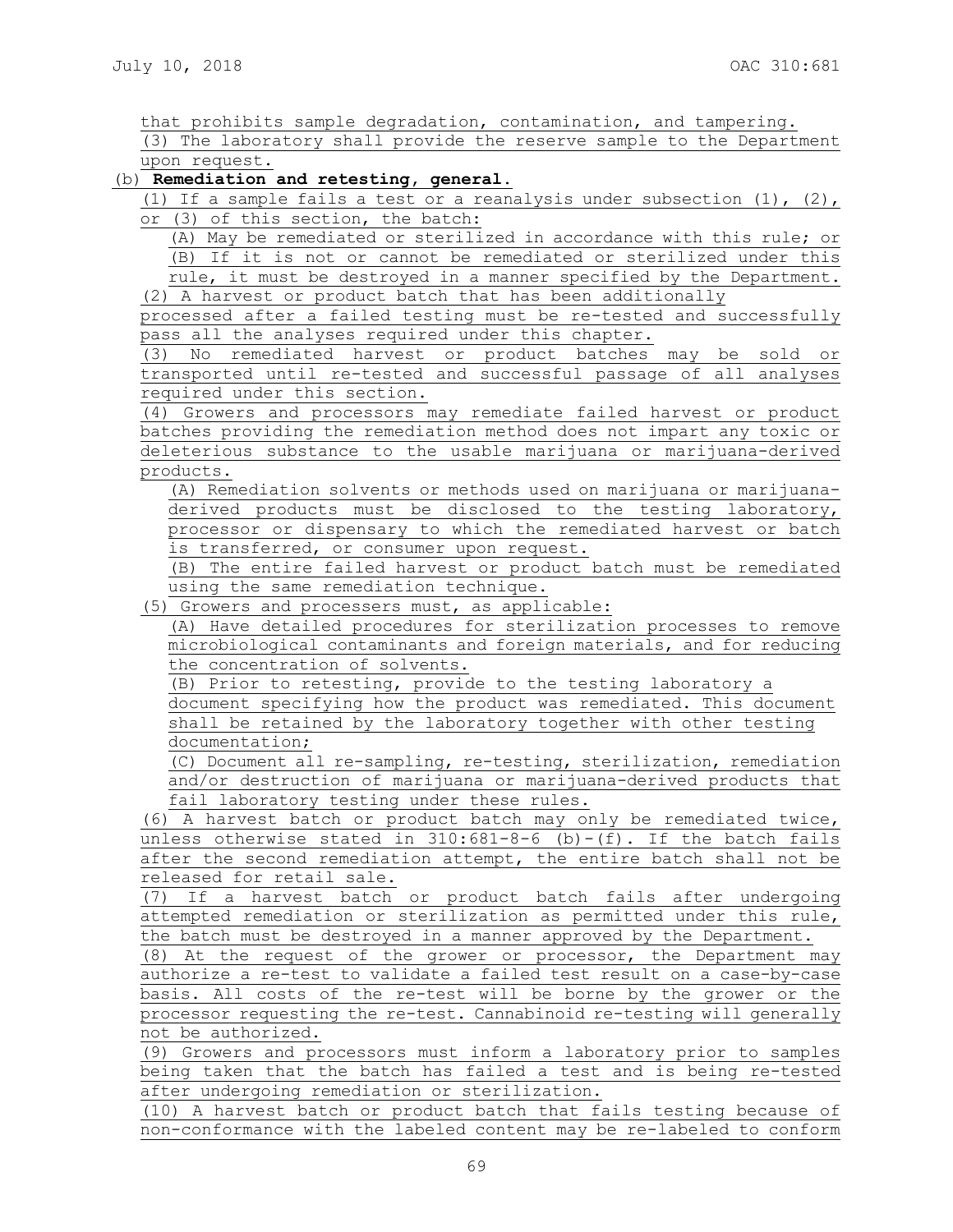that prohibits sample degradation, contamination, and tampering.

(3) The laboratory shall provide the reserve sample to the Department upon request.

(b) **Remediation and retesting, general.**

(1) If a sample fails a test or a reanalysis under subsection (1), (2), or (3) of this section, the batch:

(A) May be remediated or sterilized in accordance with this rule; or

(B) If it is not or cannot be remediated or sterilized under this rule, it must be destroyed in a manner specified by the Department.

(2) A harvest or product batch that has been additionally processed after a failed testing must be re-tested and successfully pass all the analyses required under this chapter.

(3) No remediated harvest or product batches may be sold or transported until re-tested and successful passage of all analyses required under this section.

(4) Growers and processors may remediate failed harvest or product batches providing the remediation method does not impart any toxic or deleterious substance to the usable marijuana or marijuana-derived products.

(A) Remediation solvents or methods used on marijuana or marijuana-derived products must be disclosed to the testing laboratory, processor or dispensary to which the remediated harvest or batch is transferred, or consumer upon request.

(B) The entire failed harvest or product batch must be remediated using the same remediation technique.

(5) Growers and processers must, as applicable:

(A) Have detailed procedures for sterilization processes to remove microbiological contaminants and foreign materials, and for reducing the concentration of solvents.

(B) Prior to retesting, provide to the testing laboratory a document specifying how the product was remediated. This document shall be retained by the laboratory together with other testing documentation;

(C) Document all re-sampling, re-testing, sterilization, remediation and/or destruction of marijuana or marijuana-derived products that fail laboratory testing under these rules.

(6) A harvest batch or product batch may only be remediated twice, unless otherwise stated in 310:681-8-6 (b)-(f). If the batch fails after the second remediation attempt, the entire batch shall not be released for retail sale.

(7) If a harvest batch or product batch fails after undergoing attempted remediation or sterilization as permitted under this rule, the batch must be destroyed in a manner approved by the Department.

(8) At the request of the grower or processor, the Department may authorize a re-test to validate a failed test result on a case-by-case basis. All costs of the re-test will be borne by the grower or the processor requesting the re-test. Cannabinoid re-testing will generally not be authorized.

(9) Growers and processors must inform a laboratory prior to samples being taken that the batch has failed a test and is being re-tested after undergoing remediation or sterilization.

(10) A harvest batch or product batch that fails testing because of non-conformance with the labeled content may be re-labeled to conform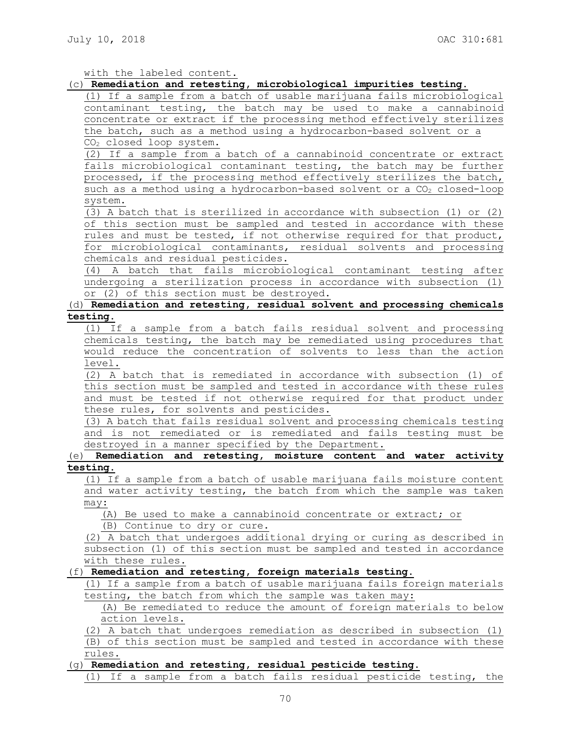with the labeled content.

(c) **Remediation and retesting, microbiological impurities testing.**

(1) If a sample from a batch of usable marijuana fails microbiological contaminant testing, the batch may be used to make a cannabinoid concentrate or extract if the processing method effectively sterilizes the batch, such as a method using a hydrocarbon-based solvent or a $CO_2$ closed loop system.

(2) If a sample from a batch of a cannabinoid concentrate or extract fails microbiological contaminant testing, the batch may be further processed, if the processing method effectively sterilizes the batch, such as a method using a hydrocarbon-based solvent or a $CO_2$ closed-loop system.

(3) A batch that is sterilized in accordance with subsection (1) or (2) of this section must be sampled and tested in accordance with these rules and must be tested, if not otherwise required for that product, for microbiological contaminants, residual solvents and processing chemicals and residual pesticides.

(4) A batch that fails microbiological contaminant testing after undergoing a sterilization process in accordance with subsection (1) or (2) of this section must be destroyed.

(d) **Remediation and retesting, residual solvent and processing chemicals testing.**

(1) If a sample from a batch fails residual solvent and processing chemicals testing, the batch may be remediated using procedures that would reduce the concentration of solvents to less than the action level.

(2) A batch that is remediated in accordance with subsection (1) of this section must be sampled and tested in accordance with these rules and must be tested if not otherwise required for that product under these rules, for solvents and pesticides.

(3) A batch that fails residual solvent and processing chemicals testing and is not remediated or is remediated and fails testing must be destroyed in a manner specified by the Department.

(e) **Remediation and retesting, moisture content and water activity testing.**

(1) If a sample from a batch of usable marijuana fails moisture content and water activity testing, the batch from which the sample was taken may:

(A) Be used to make a cannabinoid concentrate or extract; or

(B) Continue to dry or cure.

(2) A batch that undergoes additional drying or curing as described in subsection (1) of this section must be sampled and tested in accordance with these rules.

(f) **Remediation and retesting, foreign materials testing.**

(1) If a sample from a batch of usable marijuana fails foreign materials testing, the batch from which the sample was taken may:

(A) Be remediated to reduce the amount of foreign materials to below action levels.

(2) A batch that undergoes remediation as described in subsection (1) (B) of this section must be sampled and tested in accordance with these rules.

(g) **Remediation and retesting, residual pesticide testing.**

(1) If a sample from a batch fails residual pesticide testing, the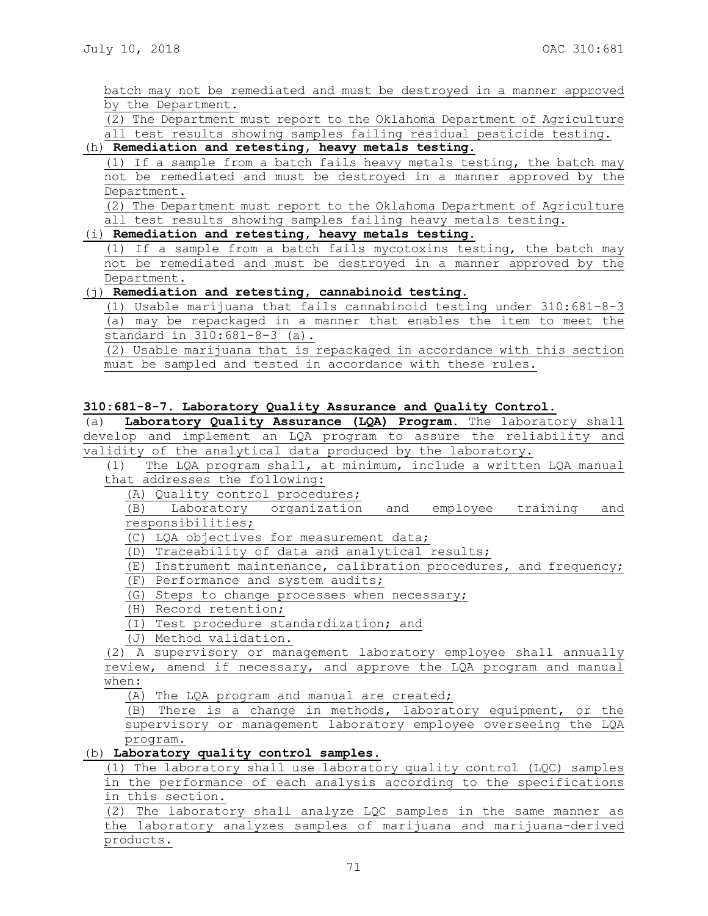batch may not be remediated and must be destroyed in a manner approved by the Department.

(2) The Department must report to the Oklahoma Department of Agriculture all test results showing samples failing residual pesticide testing.

(h) **Remediation and retesting, heavy metals testing.**

(1) If a sample from a batch fails heavy metals testing, the batch may not be remediated and must be destroyed in a manner approved by the Department.

(2) The Department must report to the Oklahoma Department of Agriculture all test results showing samples failing heavy metals testing.

(i) **Remediation and retesting, heavy metals testing.**

(1) If a sample from a batch fails mycotoxins testing, the batch may not be remediated and must be destroyed in a manner approved by the Department.

(j) **Remediation and retesting, cannabinoid testing.**

(1) Usable marijuana that fails cannabinoid testing under 310:681-8-3 (a) may be repackaged in a manner that enables the item to meet the standard in 310:681-8-3 (a).

(2) Usable marijuana that is repackaged in accordance with this section must be sampled and tested in accordance with these rules.

**310:681-8-7. Laboratory Quality Assurance and Quality Control.**

(a) **Laboratory Quality Assurance (LQA) Program.** The laboratory shall develop and implement an LQA program to assure the reliability and validity of the analytical data produced by the laboratory.

(1) The LQA program shall, at minimum, include a written LQA manual that addresses the following:

(A) Quality control procedures;

(B) Laboratory organization and employee training and responsibilities;

(C) LQA objectives for measurement data;

(D) Traceability of data and analytical results;

(E) Instrument maintenance, calibration procedures, and frequency;

(F) Performance and system audits;

(G) Steps to change processes when necessary;

(H) Record retention;

(I) Test procedure standardization; and

(J) Method validation.

(2) A supervisory or management laboratory employee shall annually review, amend if necessary, and approve the LQA program and manual when:

(A) The LQA program and manual are created;

(B) There is a change in methods, laboratory equipment, or the supervisory or management laboratory employee overseeing the LQA program.

(b) **Laboratory quality control samples.**

(1) The laboratory shall use laboratory quality control (LQC) samples in the performance of each analysis according to the specifications in this section.

(2) The laboratory shall analyze LQC samples in the same manner as the laboratory analyzes samples of marijuana and marijuana-derived products.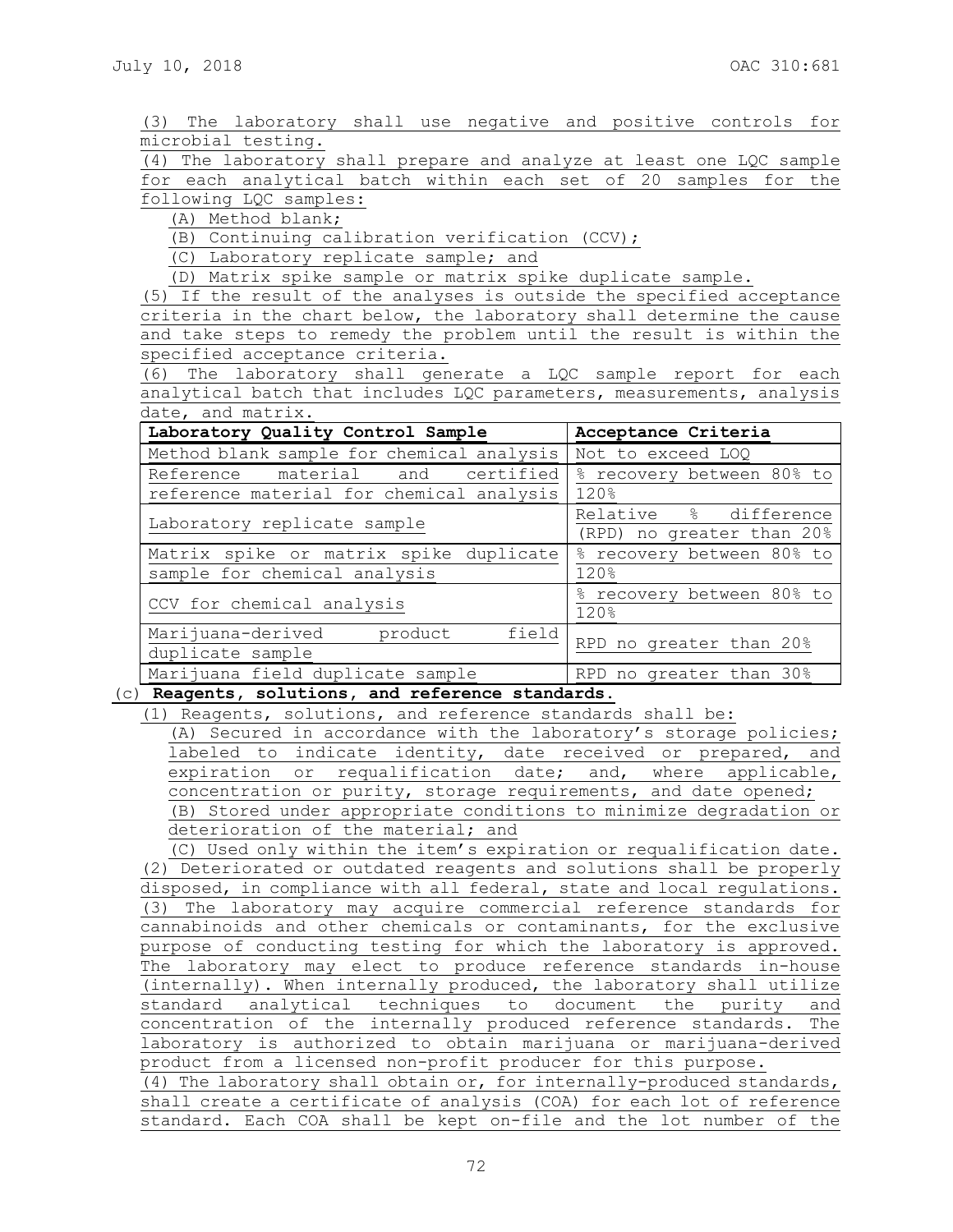(3) The laboratory shall use negative and positive controls for microbial testing.

(4) The laboratory shall prepare and analyze at least one LQC sample for each analytical batch within each set of 20 samples for the following LQC samples:

(A) Method blank;

(B) Continuing calibration verification (CCV);

(C) Laboratory replicate sample; and

(D) Matrix spike sample or matrix spike duplicate sample.

(5) If the result of the analyses is outside the specified acceptance criteria in the chart below, the laboratory shall determine the cause and take steps to remedy the problem until the result is within the specified acceptance criteria.

(6) The laboratory shall generate a LQC sample report for each analytical batch that includes LQC parameters, measurements, analysis date, and matrix.

| **Laboratory Quality Control Sample** | **Acceptance Criteria** |
| --- | --- |
| Method blank sample for chemical analysis | Not to exceed LOQ |
| Reference material and certified reference material for chemical analysis | % recovery between 80% to 120% |
| Laboratory replicate sample | Relative % difference (RPD) no greater than 20% |
| Matrix spike or matrix spike duplicate sample for chemical analysis | % recovery between 80% to 120% |
| CCV for chemical analysis | % recovery between 80% to 120% |
| Marijuana-derived product field duplicate sample | RPD no greater than 20% |
| Marijuana field duplicate sample | RPD no greater than 30% |

(c) **Reagents, solutions, and reference standards.**

(1) Reagents, solutions, and reference standards shall be:

(A) Secured in accordance with the laboratory's storage policies; labeled to indicate identity, date received or prepared, and expiration or requalification date; and, where applicable, concentration or purity, storage requirements, and date opened;

(B) Stored under appropriate conditions to minimize degradation or deterioration of the material; and

(C) Used only within the item's expiration or requalification date.

(2) Deteriorated or outdated reagents and solutions shall be properly disposed, in compliance with all federal, state and local regulations.

(3) The laboratory may acquire commercial reference standards for cannabinoids and other chemicals or contaminants, for the exclusive purpose of conducting testing for which the laboratory is approved. The laboratory may elect to produce reference standards in-house (internally). When internally produced, the laboratory shall utilize standard analytical techniques to document the purity and concentration of the internally produced reference standards. The laboratory is authorized to obtain marijuana or marijuana-derived product from a licensed non-profit producer for this purpose.

(4) The laboratory shall obtain or, for internally-produced standards, shall create a certificate of analysis (COA) for each lot of reference standard. Each COA shall be kept on-file and the lot number of the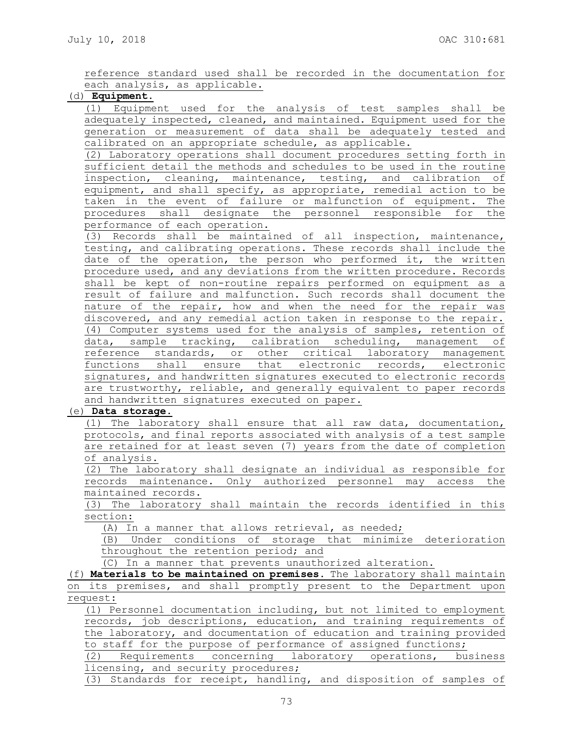reference standard used shall be recorded in the documentation for each analysis, as applicable.

(d) **Equipment.**

(1) Equipment used for the analysis of test samples shall be adequately inspected, cleaned, and maintained. Equipment used for the generation or measurement of data shall be adequately tested and calibrated on an appropriate schedule, as applicable.

(2) Laboratory operations shall document procedures setting forth in sufficient detail the methods and schedules to be used in the routine inspection, cleaning, maintenance, testing, and calibration of equipment, and shall specify, as appropriate, remedial action to be taken in the event of failure or malfunction of equipment. The procedures shall designate the personnel responsible for the performance of each operation.

(3) Records shall be maintained of all inspection, maintenance, testing, and calibrating operations. These records shall include the date of the operation, the person who performed it, the written procedure used, and any deviations from the written procedure. Records shall be kept of non-routine repairs performed on equipment as a result of failure and malfunction. Such records shall document the nature of the repair, how and when the need for the repair was discovered, and any remedial action taken in response to the repair.

(4) Computer systems used for the analysis of samples, retention of data, sample tracking, calibration scheduling, management of reference standards, or other critical laboratory management functions shall ensure that electronic records, electronic signatures, and handwritten signatures executed to electronic records are trustworthy, reliable, and generally equivalent to paper records and handwritten signatures executed on paper.

(e) **Data storage.**

(1) The laboratory shall ensure that all raw data, documentation, protocols, and final reports associated with analysis of a test sample are retained for at least seven (7) years from the date of completion of analysis.

(2) The laboratory shall designate an individual as responsible for records maintenance. Only authorized personnel may access the maintained records.

(3) The laboratory shall maintain the records identified in this section:

(A) In a manner that allows retrieval, as needed;

(B) Under conditions of storage that minimize deterioration throughout the retention period; and

(C) In a manner that prevents unauthorized alteration.

(f) **Materials to be maintained on premises.** The laboratory shall maintain on its premises, and shall promptly present to the Department upon request:

(1) Personnel documentation including, but not limited to employment records, job descriptions, education, and training requirements of the laboratory, and documentation of education and training provided to staff for the purpose of performance of assigned functions;

(2) Requirements concerning laboratory operations, business licensing, and security procedures;

(3) Standards for receipt, handling, and disposition of samples of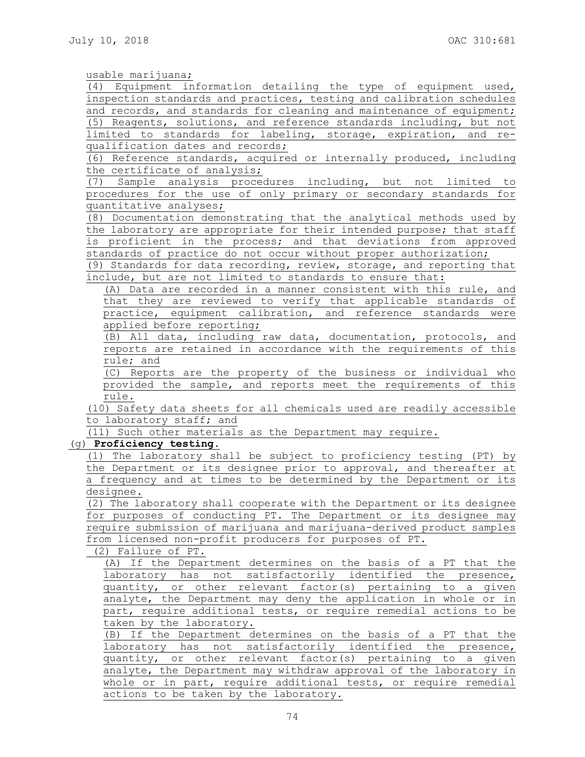usable marijuana;

(4) Equipment information detailing the type of equipment used, inspection standards and practices, testing and calibration schedules and records, and standards for cleaning and maintenance of equipment;

(5) Reagents, solutions, and reference standards including, but not limited to standards for labeling, storage, expiration, and re-qualification dates and records;

(6) Reference standards, acquired or internally produced, including the certificate of analysis;

(7) Sample analysis procedures including, but not limited to procedures for the use of only primary or secondary standards for quantitative analyses;

(8) Documentation demonstrating that the analytical methods used by the laboratory are appropriate for their intended purpose; that staff is proficient in the process; and that deviations from approved standards of practice do not occur without proper authorization;

(9) Standards for data recording, review, storage, and reporting that include, but are not limited to standards to ensure that:

(A) Data are recorded in a manner consistent with this rule, and that they are reviewed to verify that applicable standards of practice, equipment calibration, and reference standards were applied before reporting;

(B) All data, including raw data, documentation, protocols, and reports are retained in accordance with the requirements of this rule; and

(C) Reports are the property of the business or individual who provided the sample, and reports meet the requirements of this rule.

(10) Safety data sheets for all chemicals used are readily accessible to laboratory staff; and

(11) Such other materials as the Department may require.

(g) **Proficiency testing.**

(1) The laboratory shall be subject to proficiency testing (PT) by the Department or its designee prior to approval, and thereafter at a frequency and at times to be determined by the Department or its designee.

(2) The laboratory shall cooperate with the Department or its designee for purposes of conducting PT. The Department or its designee may require submission of marijuana and marijuana-derived product samples from licensed non-profit producers for purposes of PT.

(2) Failure of PT.

(A) If the Department determines on the basis of a PT that the laboratory has not satisfactorily identified the presence, quantity, or other relevant factor(s) pertaining to a given analyte, the Department may deny the application in whole or in part, require additional tests, or require remedial actions to be taken by the laboratory.

(B) If the Department determines on the basis of a PT that the laboratory has not satisfactorily identified the presence, quantity, or other relevant factor(s) pertaining to a given analyte, the Department may withdraw approval of the laboratory in whole or in part, require additional tests, or require remedial actions to be taken by the laboratory.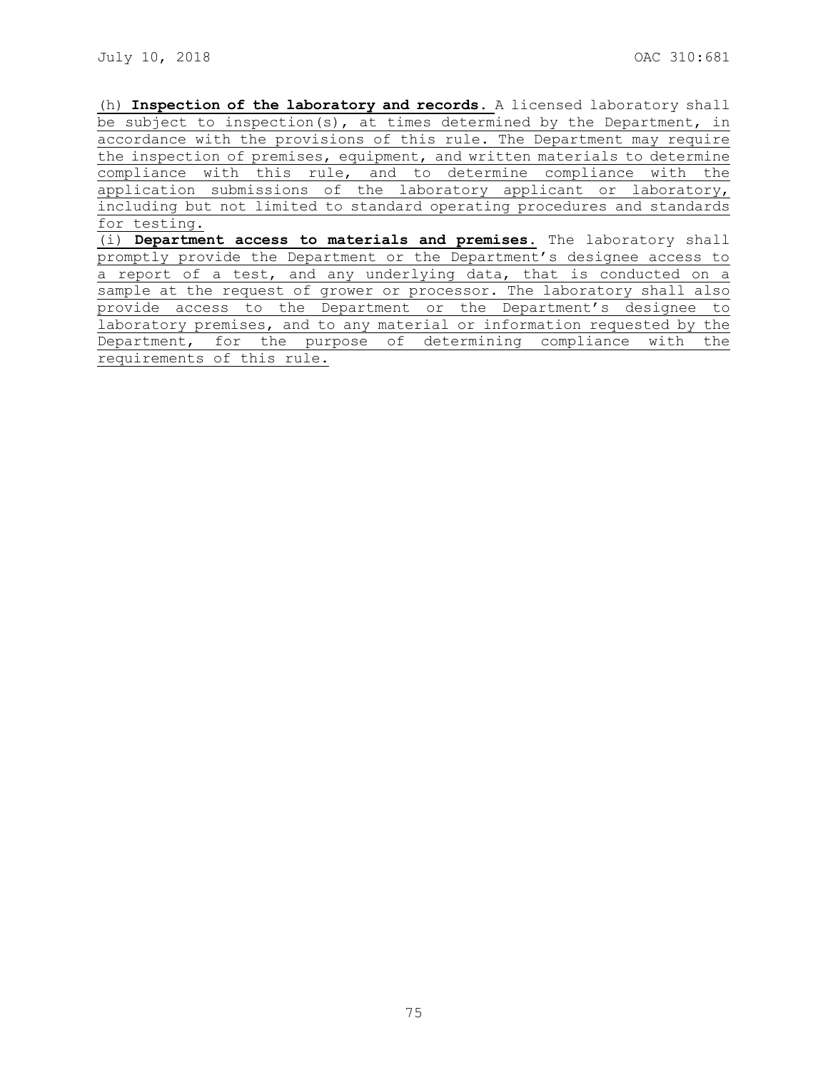(h) **Inspection of the laboratory and records.** A licensed laboratory shall be subject to inspection(s), at times determined by the Department, in accordance with the provisions of this rule. The Department may require the inspection of premises, equipment, and written materials to determine compliance with this rule, and to determine compliance with the application submissions of the laboratory applicant or laboratory, including but not limited to standard operating procedures and standards for testing.

(i) **Department access to materials and premises.** The laboratory shall promptly provide the Department or the Department's designee access to a report of a test, and any underlying data, that is conducted on a sample at the request of grower or processor. The laboratory shall also provide access to the Department or the Department's designee to laboratory premises, and to any material or information requested by the Department, for the purpose of determining compliance with the requirements of this rule.